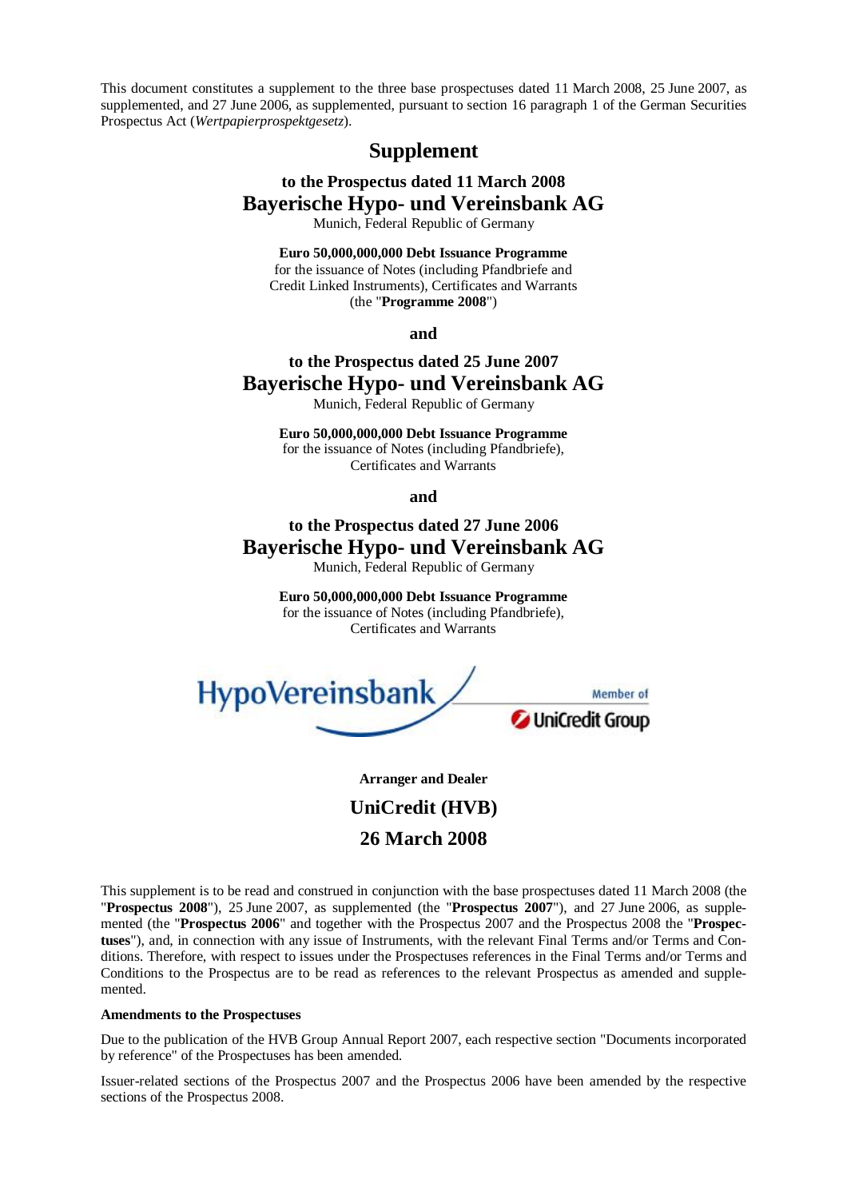This document constitutes a supplement to the three base prospectuses dated 11 March 2008, 25 June 2007, as supplemented, and 27 June 2006, as supplemented, pursuant to section 16 paragraph 1 of the German Securities Prospectus Act (*Wertpapierprospektgesetz*).

# Supplement

**to the Prospectus dated 11 March 2008**

## Bayerische Hypo- und Vereinsbank AG

Munich, Federal Republic of Germany

**Euro 50,000,000,000 Debt Issuance Programme**
for the issuance of Notes (including Pfandbriefe and Credit Linked Instruments), Certificates and Warrants
(the "**Programme 2008**")

**and**

**to the Prospectus dated 25 June 2007**

## Bayerische Hypo- und Vereinsbank AG

Munich, Federal Republic of Germany

**Euro 50,000,000,000 Debt Issuance Programme**
for the issuance of Notes (including Pfandbriefe), Certificates and Warrants

**and**

**to the Prospectus dated 27 June 2006**

## Bayerische Hypo- und Vereinsbank AG

Munich, Federal Republic of Germany

**Euro 50,000,000,000 Debt Issuance Programme**
for the issuance of Notes (including Pfandbriefe), Certificates and Warrants

HypoVereinsbank

Member of UniCredit Group

**Arranger and Dealer**

**UniCredit (HVB)**

**26 March 2008**

This supplement is to be read and construed in conjunction with the base prospectuses dated 11 March 2008 (the "**Prospectus 2008**"), 25 June 2007, as supplemented (the "**Prospectus 2007**"), and 27 June 2006, as supplemented (the "**Prospectus 2006**" and together with the Prospectus 2007 and the Prospectus 2008 the "**Prospectuses**"), and, in connection with any issue of Instruments, with the relevant Final Terms and/or Terms and Conditions. Therefore, with respect to issues under the Prospectuses references in the Final Terms and/or Terms and Conditions to the Prospectus are to be read as references to the relevant Prospectus as amended and supplemented.

**Amendments to the Prospectuses**

Due to the publication of the HVB Group Annual Report 2007, each respective section "Documents incorporated by reference" of the Prospectuses has been amended.

Issuer-related sections of the Prospectus 2007 and the Prospectus 2006 have been amended by the respective sections of the Prospectus 2008.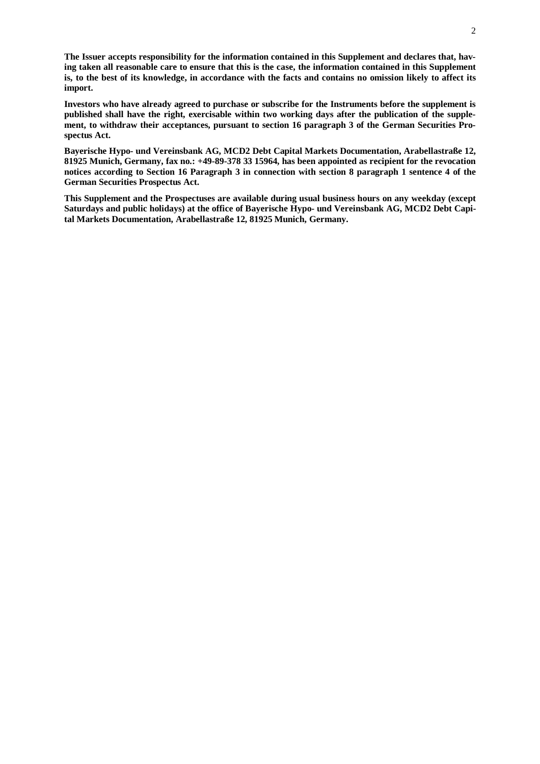**The Issuer accepts responsibility for the information contained in this Supplement and declares that, having taken all reasonable care to ensure that this is the case, the information contained in this Supplement is, to the best of its knowledge, in accordance with the facts and contains no omission likely to affect its import.**

**Investors who have already agreed to purchase or subscribe for the Instruments before the supplement is published shall have the right, exercisable within two working days after the publication of the supplement, to withdraw their acceptances, pursuant to section 16 paragraph 3 of the German Securities Prospectus Act.**

**Bayerische Hypo- und Vereinsbank AG, MCD2 Debt Capital Markets Documentation, Arabellastraße 12, 81925 Munich, Germany, fax no.: +49-89-378 33 15964, has been appointed as recipient for the revocation notices according to Section 16 Paragraph 3 in connection with section 8 paragraph 1 sentence 4 of the German Securities Prospectus Act.**

**This Supplement and the Prospectuses are available during usual business hours on any weekday (except Saturdays and public holidays) at the office of Bayerische Hypo- und Vereinsbank AG, MCD2 Debt Capital Markets Documentation, Arabellastraße 12, 81925 Munich, Germany.**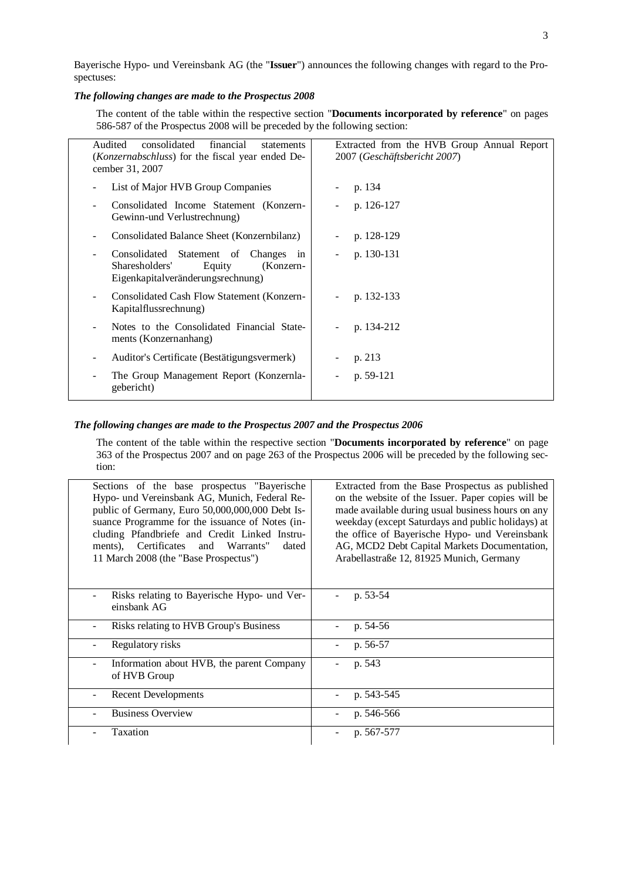Bayerische Hypo- und Vereinsbank AG (the "**Issuer**") announces the following changes with regard to the Prospectuses:

***The following changes are made to the Prospectus 2008***

The content of the table within the respective section "**Documents incorporated by reference**" on pages 586-587 of the Prospectus 2008 will be preceded by the following section:

| Audited consolidated financial statements (*Konzernabschluss*) for the fiscal year ended December 31, 2007 | Extracted from the HVB Group Annual Report 2007 (*Geschäftsbericht 2007*) |
|---|---|
| - List of Major HVB Group Companies | - p. 134 |
| - Consolidated Income Statement (Konzern-Gewinn-und Verlustrechnung) | - p. 126-127 |
| - Consolidated Balance Sheet (Konzernbilanz) | - p. 128-129 |
| - Consolidated Statement of Changes in Sharesholders' Equity (Konzern-Eigenkapitalveränderungsrechnung) | - p. 130-131 |
| - Consolidated Cash Flow Statement (Konzern-Kapitalflussrechnung) | - p. 132-133 |
| - Notes to the Consolidated Financial Statements (Konzernanhang) | - p. 134-212 |
| - Auditor's Certificate (Bestätigungsvermerk) | - p. 213 |
| - The Group Management Report (Konzernlagebericht) | - p. 59-121 |

***The following changes are made to the Prospectus 2007 and the Prospectus 2006***

The content of the table within the respective section "**Documents incorporated by reference**" on page 363 of the Prospectus 2007 and on page 263 of the Prospectus 2006 will be preceded by the following section:

| Sections of the base prospectus "Bayerische Hypo- und Vereinsbank AG, Munich, Federal Republic of Germany, Euro 50,000,000,000 Debt Issuance Programme for the issuance of Notes (including Pfandbriefe and Credit Linked Instruments), Certificates and Warrants" dated 11 March 2008 (the "Base Prospectus") | Extracted from the Base Prospectus as published on the website of the Issuer. Paper copies will be made available during usual business hours on any weekday (except Saturdays and public holidays) at the office of Bayerische Hypo- und Vereinsbank AG, MCD2 Debt Capital Markets Documentation, Arabellastraße 12, 81925 Munich, Germany |
|---|---|
| - Risks relating to Bayerische Hypo- und Vereinsbank AG | - p. 53-54 |
| - Risks relating to HVB Group's Business | - p. 54-56 |
| - Regulatory risks | - p. 56-57 |
| - Information about HVB, the parent Company of HVB Group | - p. 543 |
| - Recent Developments | - p. 543-545 |
| - Business Overview | - p. 546-566 |
| - Taxation | - p. 567-577 |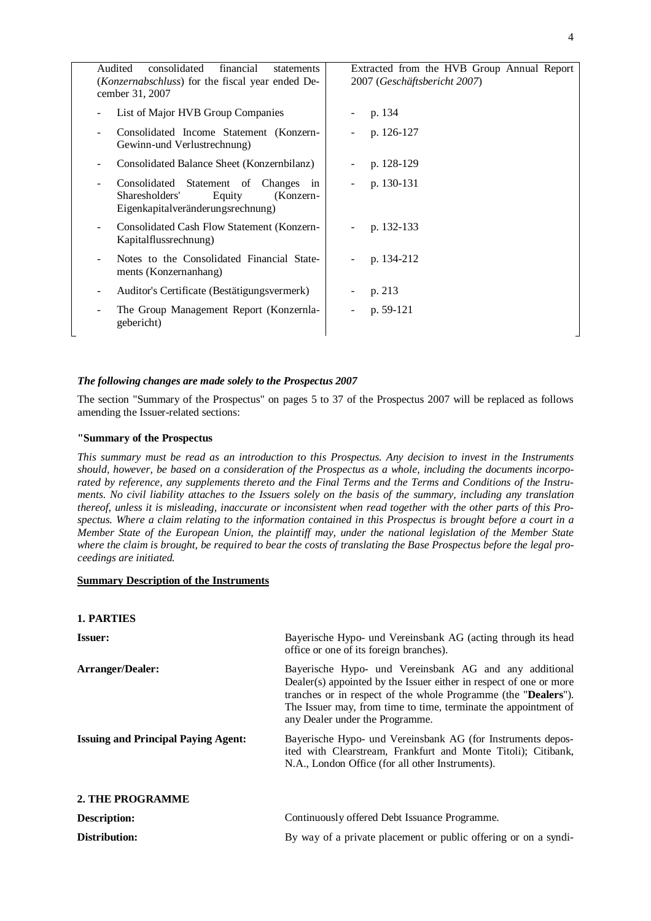| Audited consolidated financial statements (*Konzernabschluss*) for the fiscal year ended December 31, 2007 | Extracted from the HVB Group Annual Report 2007 (*Geschäftsbericht 2007*) |
|---|---|
| - List of Major HVB Group Companies | - p. 134 |
| - Consolidated Income Statement (Konzern-Gewinn-und Verlustrechnung) | - p. 126-127 |
| - Consolidated Balance Sheet (Konzernbilanz) | - p. 128-129 |
| - Consolidated Statement of Changes in Sharesholders' Equity (Konzern-Eigenkapitalveränderungsrechnung) | - p. 130-131 |
| - Consolidated Cash Flow Statement (Konzern-Kapitalflussrechnung) | - p. 132-133 |
| - Notes to the Consolidated Financial Statements (Konzernanhang) | - p. 134-212 |
| - Auditor's Certificate (Bestätigungsvermerk) | - p. 213 |
| - The Group Management Report (Konzernlagebericht) | - p. 59-121 |

***The following changes are made solely to the Prospectus 2007***

The section "Summary of the Prospectus" on pages 5 to 37 of the Prospectus 2007 will be replaced as follows amending the Issuer-related sections:

**"Summary of the Prospectus**

*This summary must be read as an introduction to this Prospectus. Any decision to invest in the Instruments should, however, be based on a consideration of the Prospectus as a whole, including the documents incorporated by reference, any supplements thereto and the Final Terms and the Terms and Conditions of the Instruments. No civil liability attaches to the Issuers solely on the basis of the summary, including any translation thereof, unless it is misleading, inaccurate or inconsistent when read together with the other parts of this Prospectus. Where a claim relating to the information contained in this Prospectus is brought before a court in a Member State of the European Union, the plaintiff may, under the national legislation of the Member State where the claim is brought, be required to bear the costs of translating the Base Prospectus before the legal proceedings are initiated.*

**Summary Description of the Instruments**

**1. PARTIES**

**Issuer:** Bayerische Hypo- und Vereinsbank AG (acting through its head office or one of its foreign branches).

**Arranger/Dealer:** Bayerische Hypo- und Vereinsbank AG and any additional Dealer(s) appointed by the Issuer either in respect of one or more tranches or in respect of the whole Programme (the "**Dealers**"). The Issuer may, from time to time, terminate the appointment of any Dealer under the Programme.

**Issuing and Principal Paying Agent:** Bayerische Hypo- und Vereinsbank AG (for Instruments deposited with Clearstream, Frankfurt and Monte Titoli); Citibank, N.A., London Office (for all other Instruments).

**2. THE PROGRAMME**

**Description:** Continuously offered Debt Issuance Programme.

**Distribution:** By way of a private placement or public offering or on a syndi-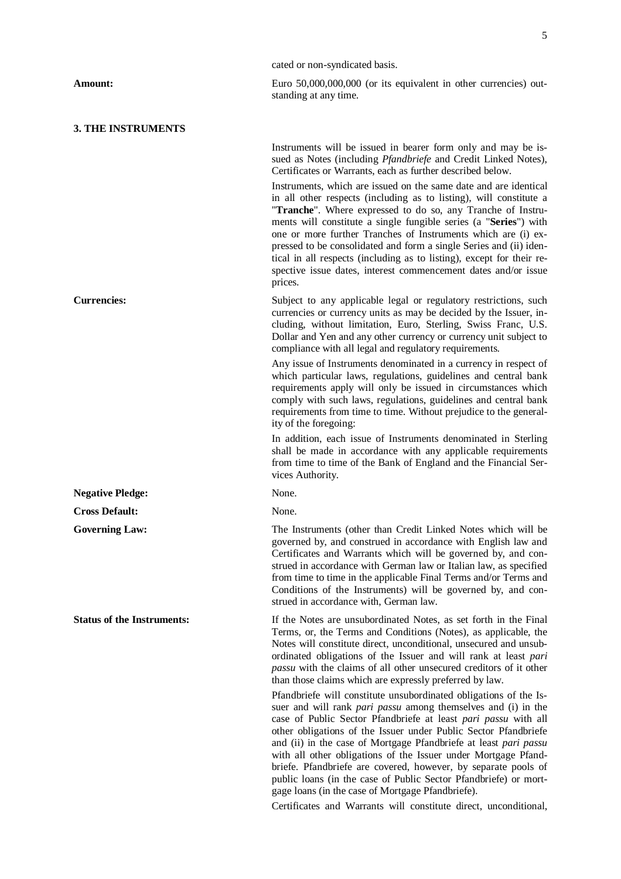cated or non-syndicated basis.

**Amount:** Euro 50,000,000,000 (or its equivalent in other currencies) outstanding at any time.

## 3. THE INSTRUMENTS

Instruments will be issued in bearer form only and may be issued as Notes (including *Pfandbriefe* and Credit Linked Notes), Certificates or Warrants, each as further described below.

Instruments, which are issued on the same date and are identical in all other respects (including as to listing), will constitute a "**Tranche**". Where expressed to do so, any Tranche of Instruments will constitute a single fungible series (a "**Series**") with one or more further Tranches of Instruments which are (i) expressed to be consolidated and form a single Series and (ii) identical in all respects (including as to listing), except for their respective issue dates, interest commencement dates and/or issue prices.

**Currencies:** Subject to any applicable legal or regulatory restrictions, such currencies or currency units as may be decided by the Issuer, including, without limitation, Euro, Sterling, Swiss Franc, U.S. Dollar and Yen and any other currency or currency unit subject to compliance with all legal and regulatory requirements.

Any issue of Instruments denominated in a currency in respect of which particular laws, regulations, guidelines and central bank requirements apply will only be issued in circumstances which comply with such laws, regulations, guidelines and central bank requirements from time to time. Without prejudice to the generality of the foregoing:

In addition, each issue of Instruments denominated in Sterling shall be made in accordance with any applicable requirements from time to time of the Bank of England and the Financial Services Authority.

**Negative Pledge:** None.

**Cross Default:** None.

**Governing Law:** The Instruments (other than Credit Linked Notes which will be governed by, and construed in accordance with English law and Certificates and Warrants which will be governed by, and construed in accordance with German law or Italian law, as specified from time to time in the applicable Final Terms and/or Terms and Conditions of the Instruments) will be governed by, and construed in accordance with, German law.

**Status of the Instruments:** If the Notes are unsubordinated Notes, as set forth in the Final Terms, or, the Terms and Conditions (Notes), as applicable, the Notes will constitute direct, unconditional, unsecured and unsubordinated obligations of the Issuer and will rank at least *pari passu* with the claims of all other unsecured creditors of it other than those claims which are expressly preferred by law.

Pfandbriefe will constitute unsubordinated obligations of the Issuer and will rank *pari passu* among themselves and (i) in the case of Public Sector Pfandbriefe at least *pari passu* with all other obligations of the Issuer under Public Sector Pfandbriefe and (ii) in the case of Mortgage Pfandbriefe at least *pari passu* with all other obligations of the Issuer under Mortgage Pfandbriefe. Pfandbriefe are covered, however, by separate pools of public loans (in the case of Public Sector Pfandbriefe) or mortgage loans (in the case of Mortgage Pfandbriefe).

Certificates and Warrants will constitute direct, unconditional,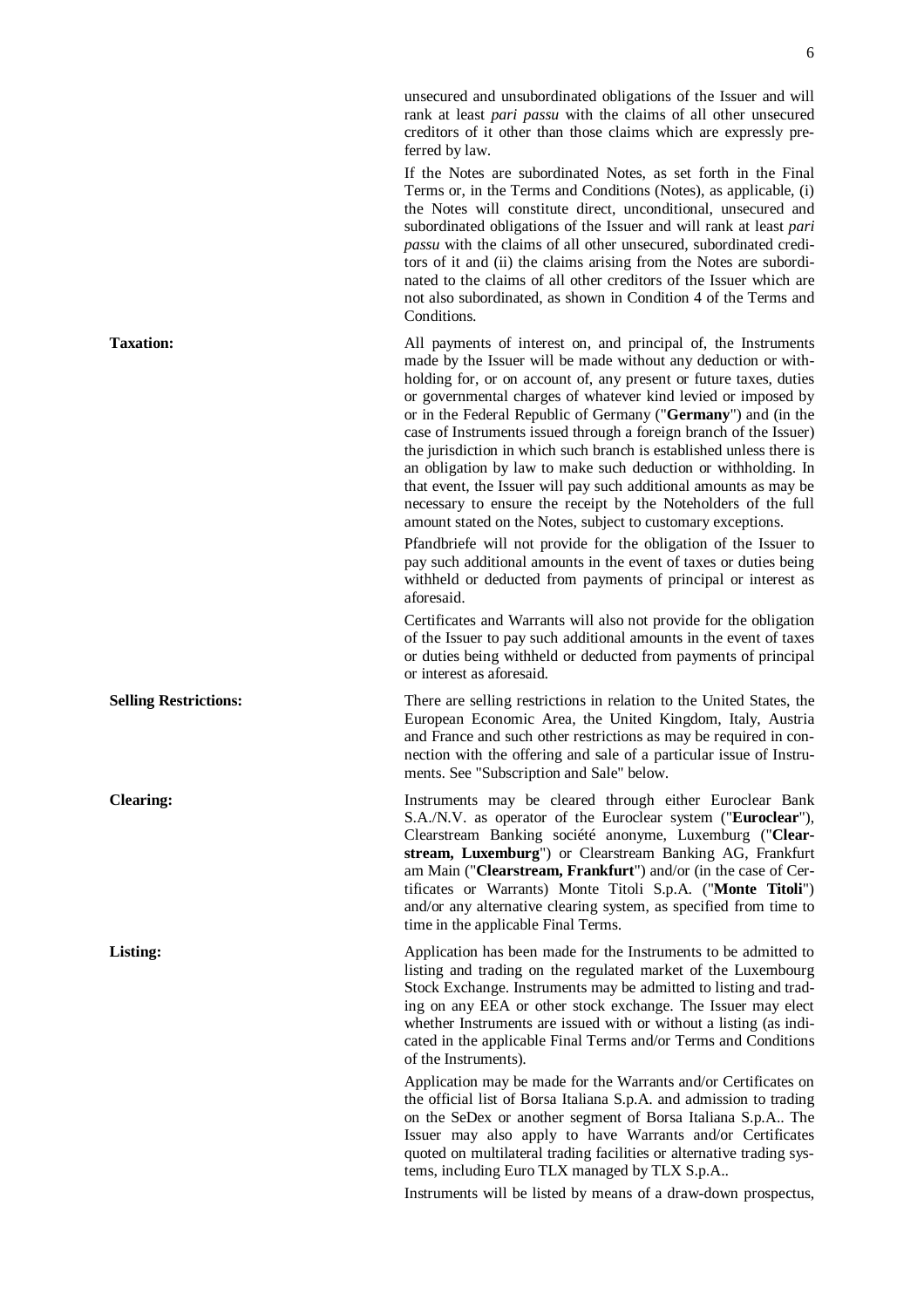unsecured and unsubordinated obligations of the Issuer and will rank at least *pari passu* with the claims of all other unsecured creditors of it other than those claims which are expressly preferred by law.

If the Notes are subordinated Notes, as set forth in the Final Terms or, in the Terms and Conditions (Notes), as applicable, (i) the Notes will constitute direct, unconditional, unsecured and subordinated obligations of the Issuer and will rank at least *pari passu* with the claims of all other unsecured, subordinated creditors of it and (ii) the claims arising from the Notes are subordinated to the claims of all other creditors of the Issuer which are not also subordinated, as shown in Condition 4 of the Terms and Conditions.

**Taxation:** All payments of interest on, and principal of, the Instruments made by the Issuer will be made without any deduction or withholding for, or on account of, any present or future taxes, duties or governmental charges of whatever kind levied or imposed by or in the Federal Republic of Germany ("**Germany**") and (in the case of Instruments issued through a foreign branch of the Issuer) the jurisdiction in which such branch is established unless there is an obligation by law to make such deduction or withholding. In that event, the Issuer will pay such additional amounts as may be necessary to ensure the receipt by the Noteholders of the full amount stated on the Notes, subject to customary exceptions.

Pfandbriefe will not provide for the obligation of the Issuer to pay such additional amounts in the event of taxes or duties being withheld or deducted from payments of principal or interest as aforesaid.

Certificates and Warrants will also not provide for the obligation of the Issuer to pay such additional amounts in the event of taxes or duties being withheld or deducted from payments of principal or interest as aforesaid.

**Selling Restrictions:** There are selling restrictions in relation to the United States, the European Economic Area, the United Kingdom, Italy, Austria and France and such other restrictions as may be required in connection with the offering and sale of a particular issue of Instruments. See "Subscription and Sale" below.

**Clearing:** Instruments may be cleared through either Euroclear Bank S.A./N.V. as operator of the Euroclear system ("**Euroclear**"), Clearstream Banking société anonyme, Luxemburg ("**Clearstream, Luxemburg**") or Clearstream Banking AG, Frankfurt am Main ("**Clearstream, Frankfurt**") and/or (in the case of Certificates or Warrants) Monte Titoli S.p.A. ("**Monte Titoli**") and/or any alternative clearing system, as specified from time to time in the applicable Final Terms.

**Listing:** Application has been made for the Instruments to be admitted to listing and trading on the regulated market of the Luxembourg Stock Exchange. Instruments may be admitted to listing and trading on any EEA or other stock exchange. The Issuer may elect whether Instruments are issued with or without a listing (as indicated in the applicable Final Terms and/or Terms and Conditions of the Instruments).

Application may be made for the Warrants and/or Certificates on the official list of Borsa Italiana S.p.A. and admission to trading on the SeDex or another segment of Borsa Italiana S.p.A.. The Issuer may also apply to have Warrants and/or Certificates quoted on multilateral trading facilities or alternative trading systems, including Euro TLX managed by TLX S.p.A..

Instruments will be listed by means of a draw-down prospectus,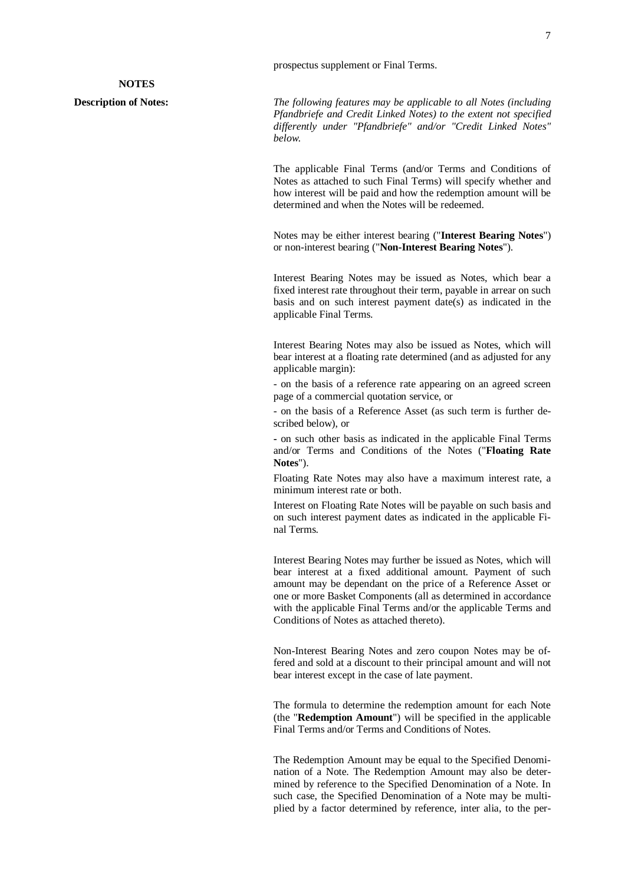prospectus supplement or Final Terms.

**NOTES**

**Description of Notes:**

*The following features may be applicable to all Notes (including Pfandbriefe and Credit Linked Notes) to the extent not specified differently under "Pfandbriefe" and/or "Credit Linked Notes" below.*

The applicable Final Terms (and/or Terms and Conditions of Notes as attached to such Final Terms) will specify whether and how interest will be paid and how the redemption amount will be determined and when the Notes will be redeemed.

Notes may be either interest bearing ("**Interest Bearing Notes**") or non-interest bearing ("**Non-Interest Bearing Notes**").

Interest Bearing Notes may be issued as Notes, which bear a fixed interest rate throughout their term, payable in arrear on such basis and on such interest payment date(s) as indicated in the applicable Final Terms.

Interest Bearing Notes may also be issued as Notes, which will bear interest at a floating rate determined (and as adjusted for any applicable margin):

- on the basis of a reference rate appearing on an agreed screen page of a commercial quotation service, or
- on the basis of a Reference Asset (as such term is further described below), or
- on such other basis as indicated in the applicable Final Terms and/or Terms and Conditions of the Notes ("**Floating Rate Notes**").

Floating Rate Notes may also have a maximum interest rate, a minimum interest rate or both.

Interest on Floating Rate Notes will be payable on such basis and on such interest payment dates as indicated in the applicable Final Terms.

Interest Bearing Notes may further be issued as Notes, which will bear interest at a fixed additional amount. Payment of such amount may be dependant on the price of a Reference Asset or one or more Basket Components (all as determined in accordance with the applicable Final Terms and/or the applicable Terms and Conditions of Notes as attached thereto).

Non-Interest Bearing Notes and zero coupon Notes may be offered and sold at a discount to their principal amount and will not bear interest except in the case of late payment.

The formula to determine the redemption amount for each Note (the "**Redemption Amount**") will be specified in the applicable Final Terms and/or Terms and Conditions of Notes.

The Redemption Amount may be equal to the Specified Denomination of a Note. The Redemption Amount may also be determined by reference to the Specified Denomination of a Note. In such case, the Specified Denomination of a Note may be multiplied by a factor determined by reference, inter alia, to the per-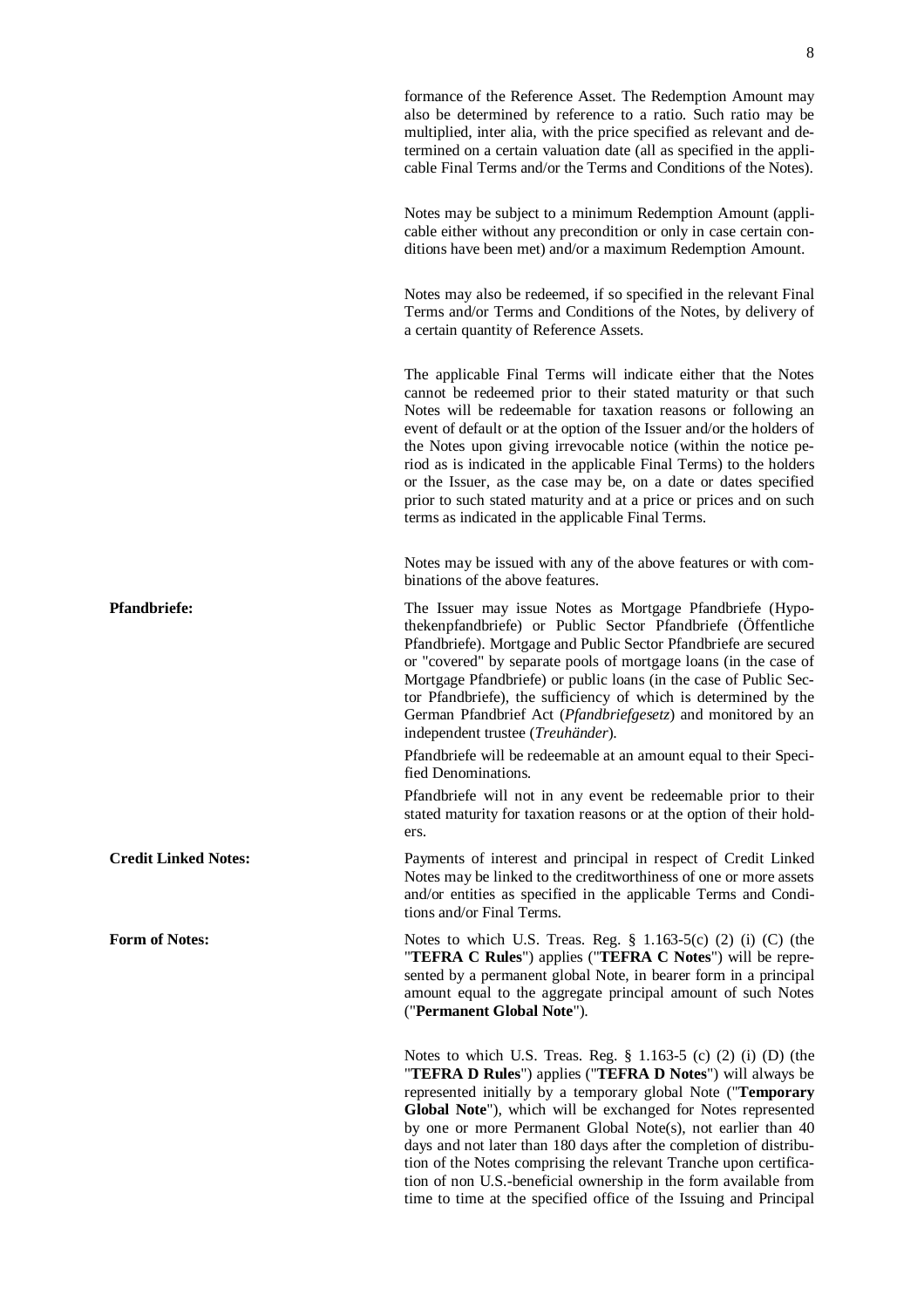formance of the Reference Asset. The Redemption Amount may also be determined by reference to a ratio. Such ratio may be multiplied, inter alia, with the price specified as relevant and determined on a certain valuation date (all as specified in the applicable Final Terms and/or the Terms and Conditions of the Notes).

Notes may be subject to a minimum Redemption Amount (applicable either without any precondition or only in case certain conditions have been met) and/or a maximum Redemption Amount.

Notes may also be redeemed, if so specified in the relevant Final Terms and/or Terms and Conditions of the Notes, by delivery of a certain quantity of Reference Assets.

The applicable Final Terms will indicate either that the Notes cannot be redeemed prior to their stated maturity or that such Notes will be redeemable for taxation reasons or following an event of default or at the option of the Issuer and/or the holders of the Notes upon giving irrevocable notice (within the notice period as is indicated in the applicable Final Terms) to the holders or the Issuer, as the case may be, on a date or dates specified prior to such stated maturity and at a price or prices and on such terms as indicated in the applicable Final Terms.

Notes may be issued with any of the above features or with combinations of the above features.

**Pfandbriefe:**

The Issuer may issue Notes as Mortgage Pfandbriefe (Hypothekenpfandbriefe) or Public Sector Pfandbriefe (Öffentliche Pfandbriefe). Mortgage and Public Sector Pfandbriefe are secured or "covered" by separate pools of mortgage loans (in the case of Mortgage Pfandbriefe) or public loans (in the case of Public Sector Pfandbriefe), the sufficiency of which is determined by the German Pfandbrief Act (*Pfandbriefgesetz*) and monitored by an independent trustee (*Treuhänder*).

Pfandbriefe will be redeemable at an amount equal to their Specified Denominations.

Pfandbriefe will not in any event be redeemable prior to their stated maturity for taxation reasons or at the option of their holders.

**Credit Linked Notes:**

Payments of interest and principal in respect of Credit Linked Notes may be linked to the creditworthiness of one or more assets and/or entities as specified in the applicable Terms and Conditions and/or Final Terms.

**Form of Notes:**

Notes to which U.S. Treas. Reg. § 1.163-5(c) (2) (i) (C) (the "**TEFRA C Rules**") applies ("**TEFRA C Notes**") will be represented by a permanent global Note, in bearer form in a principal amount equal to the aggregate principal amount of such Notes ("**Permanent Global Note**").

Notes to which U.S. Treas. Reg. § 1.163-5 (c) (2) (i) (D) (the "**TEFRA D Rules**") applies ("**TEFRA D Notes**") will always be represented initially by a temporary global Note ("**Temporary Global Note**"), which will be exchanged for Notes represented by one or more Permanent Global Note(s), not earlier than 40 days and not later than 180 days after the completion of distribution of the Notes comprising the relevant Tranche upon certification of non U.S.-beneficial ownership in the form available from time to time at the specified office of the Issuing and Principal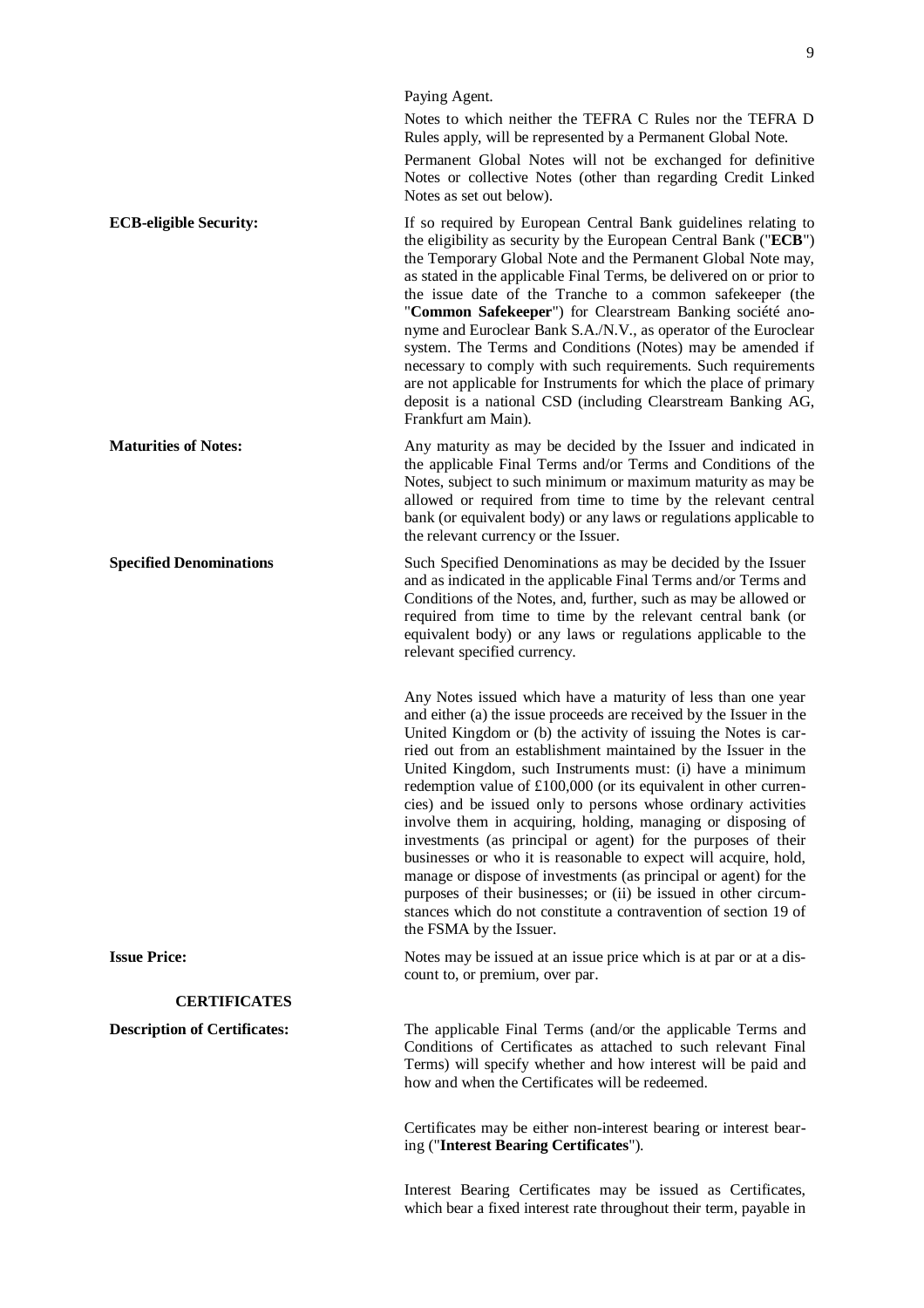Paying Agent.

Notes to which neither the TEFRA C Rules nor the TEFRA D Rules apply, will be represented by a Permanent Global Note.

Permanent Global Notes will not be exchanged for definitive Notes or collective Notes (other than regarding Credit Linked Notes as set out below).

**ECB-eligible Security:**

If so required by European Central Bank guidelines relating to the eligibility as security by the European Central Bank ("**ECB**") the Temporary Global Note and the Permanent Global Note may, as stated in the applicable Final Terms, be delivered on or prior to the issue date of the Tranche to a common safekeeper (the "**Common Safekeeper**") for Clearstream Banking société anonyme and Euroclear Bank S.A./N.V., as operator of the Euroclear system. The Terms and Conditions (Notes) may be amended if necessary to comply with such requirements. Such requirements are not applicable for Instruments for which the place of primary deposit is a national CSD (including Clearstream Banking AG, Frankfurt am Main).

**Maturities of Notes:**

Any maturity as may be decided by the Issuer and indicated in the applicable Final Terms and/or Terms and Conditions of the Notes, subject to such minimum or maximum maturity as may be allowed or required from time to time by the relevant central bank (or equivalent body) or any laws or regulations applicable to the relevant currency or the Issuer.

**Specified Denominations**

Such Specified Denominations as may be decided by the Issuer and as indicated in the applicable Final Terms and/or Terms and Conditions of the Notes, and, further, such as may be allowed or required from time to time by the relevant central bank (or equivalent body) or any laws or regulations applicable to the relevant specified currency.

Any Notes issued which have a maturity of less than one year and either (a) the issue proceeds are received by the Issuer in the United Kingdom or (b) the activity of issuing the Notes is carried out from an establishment maintained by the Issuer in the United Kingdom, such Instruments must: (i) have a minimum redemption value of £100,000 (or its equivalent in other currencies) and be issued only to persons whose ordinary activities involve them in acquiring, holding, managing or disposing of investments (as principal or agent) for the purposes of their businesses or who it is reasonable to expect will acquire, hold, manage or dispose of investments (as principal or agent) for the purposes of their businesses; or (ii) be issued in other circumstances which do not constitute a contravention of section 19 of the FSMA by the Issuer.

**Issue Price:**

Notes may be issued at an issue price which is at par or at a discount to, or premium, over par.

## CERTIFICATES

**Description of Certificates:**

The applicable Final Terms (and/or the applicable Terms and Conditions of Certificates as attached to such relevant Final Terms) will specify whether and how interest will be paid and how and when the Certificates will be redeemed.

Certificates may be either non-interest bearing or interest bearing ("**Interest Bearing Certificates**").

Interest Bearing Certificates may be issued as Certificates, which bear a fixed interest rate throughout their term, payable in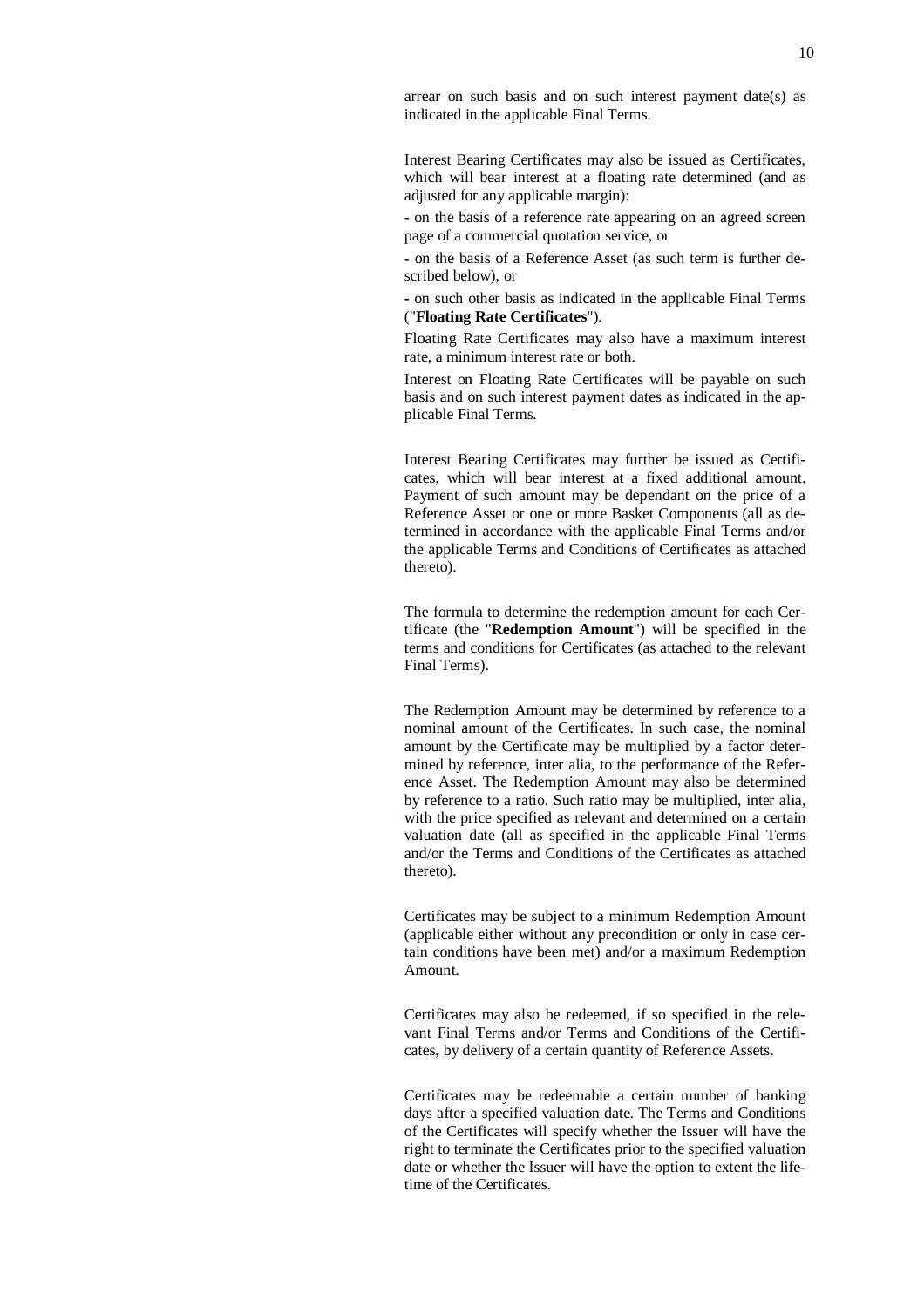arrear on such basis and on such interest payment date(s) as indicated in the applicable Final Terms.

Interest Bearing Certificates may also be issued as Certificates, which will bear interest at a floating rate determined (and as adjusted for any applicable margin):

- on the basis of a reference rate appearing on an agreed screen page of a commercial quotation service, or

- on the basis of a Reference Asset (as such term is further described below), or

- on such other basis as indicated in the applicable Final Terms ("**Floating Rate Certificates**").

Floating Rate Certificates may also have a maximum interest rate, a minimum interest rate or both.

Interest on Floating Rate Certificates will be payable on such basis and on such interest payment dates as indicated in the applicable Final Terms.

Interest Bearing Certificates may further be issued as Certificates, which will bear interest at a fixed additional amount. Payment of such amount may be dependant on the price of a Reference Asset or one or more Basket Components (all as determined in accordance with the applicable Final Terms and/or the applicable Terms and Conditions of Certificates as attached thereto).

The formula to determine the redemption amount for each Certificate (the "**Redemption Amount**") will be specified in the terms and conditions for Certificates (as attached to the relevant Final Terms).

The Redemption Amount may be determined by reference to a nominal amount of the Certificates. In such case, the nominal amount by the Certificate may be multiplied by a factor determined by reference, inter alia, to the performance of the Reference Asset. The Redemption Amount may also be determined by reference to a ratio. Such ratio may be multiplied, inter alia, with the price specified as relevant and determined on a certain valuation date (all as specified in the applicable Final Terms and/or the Terms and Conditions of the Certificates as attached thereto).

Certificates may be subject to a minimum Redemption Amount (applicable either without any precondition or only in case certain conditions have been met) and/or a maximum Redemption Amount.

Certificates may also be redeemed, if so specified in the relevant Final Terms and/or Terms and Conditions of the Certificates, by delivery of a certain quantity of Reference Assets.

Certificates may be redeemable a certain number of banking days after a specified valuation date. The Terms and Conditions of the Certificates will specify whether the Issuer will have the right to terminate the Certificates prior to the specified valuation date or whether the Issuer will have the option to extent the lifetime of the Certificates.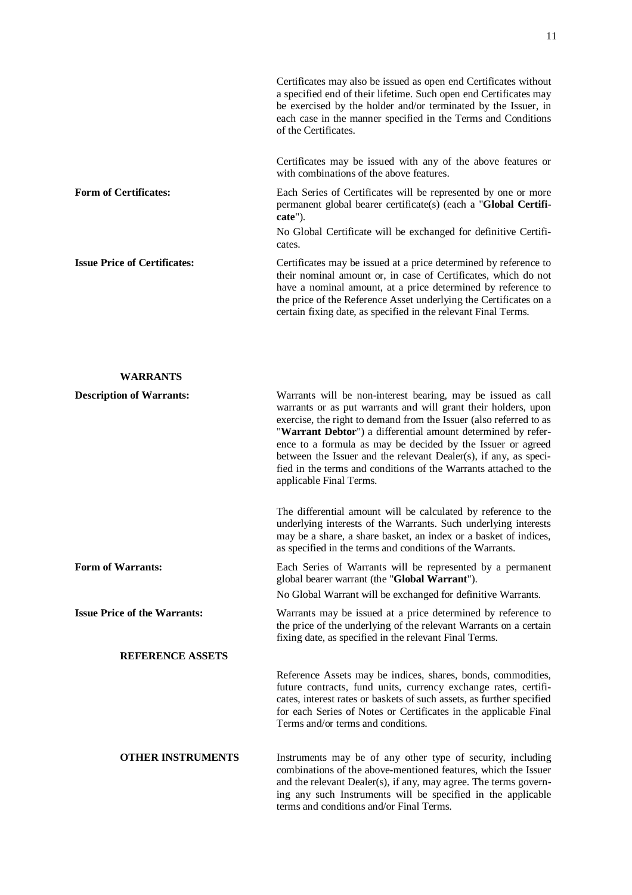Certificates may also be issued as open end Certificates without a specified end of their lifetime. Such open end Certificates may be exercised by the holder and/or terminated by the Issuer, in each case in the manner specified in the Terms and Conditions of the Certificates.

Certificates may be issued with any of the above features or with combinations of the above features.

**Form of Certificates:** Each Series of Certificates will be represented by one or more permanent global bearer certificate(s) (each a "**Global Certificate**").

No Global Certificate will be exchanged for definitive Certificates.

**Issue Price of Certificates:** Certificates may be issued at a price determined by reference to their nominal amount or, in case of Certificates, which do not have a nominal amount, at a price determined by reference to the price of the Reference Asset underlying the Certificates on a certain fixing date, as specified in the relevant Final Terms.

## WARRANTS

**Description of Warrants:** Warrants will be non-interest bearing, may be issued as call warrants or as put warrants and will grant their holders, upon exercise, the right to demand from the Issuer (also referred to as "**Warrant Debtor**") a differential amount determined by reference to a formula as may be decided by the Issuer or agreed between the Issuer and the relevant Dealer(s), if any, as specified in the terms and conditions of the Warrants attached to the applicable Final Terms.

The differential amount will be calculated by reference to the underlying interests of the Warrants. Such underlying interests may be a share, a share basket, an index or a basket of indices, as specified in the terms and conditions of the Warrants.

**Form of Warrants:** Each Series of Warrants will be represented by a permanent global bearer warrant (the "**Global Warrant**").

No Global Warrant will be exchanged for definitive Warrants.

**Issue Price of the Warrants:** Warrants may be issued at a price determined by reference to the price of the underlying of the relevant Warrants on a certain fixing date, as specified in the relevant Final Terms.

## REFERENCE ASSETS

Reference Assets may be indices, shares, bonds, commodities, future contracts, fund units, currency exchange rates, certificates, interest rates or baskets of such assets, as further specified for each Series of Notes or Certificates in the applicable Final Terms and/or terms and conditions.

## OTHER INSTRUMENTS

Instruments may be of any other type of security, including combinations of the above-mentioned features, which the Issuer and the relevant Dealer(s), if any, may agree. The terms governing any such Instruments will be specified in the applicable terms and conditions and/or Final Terms.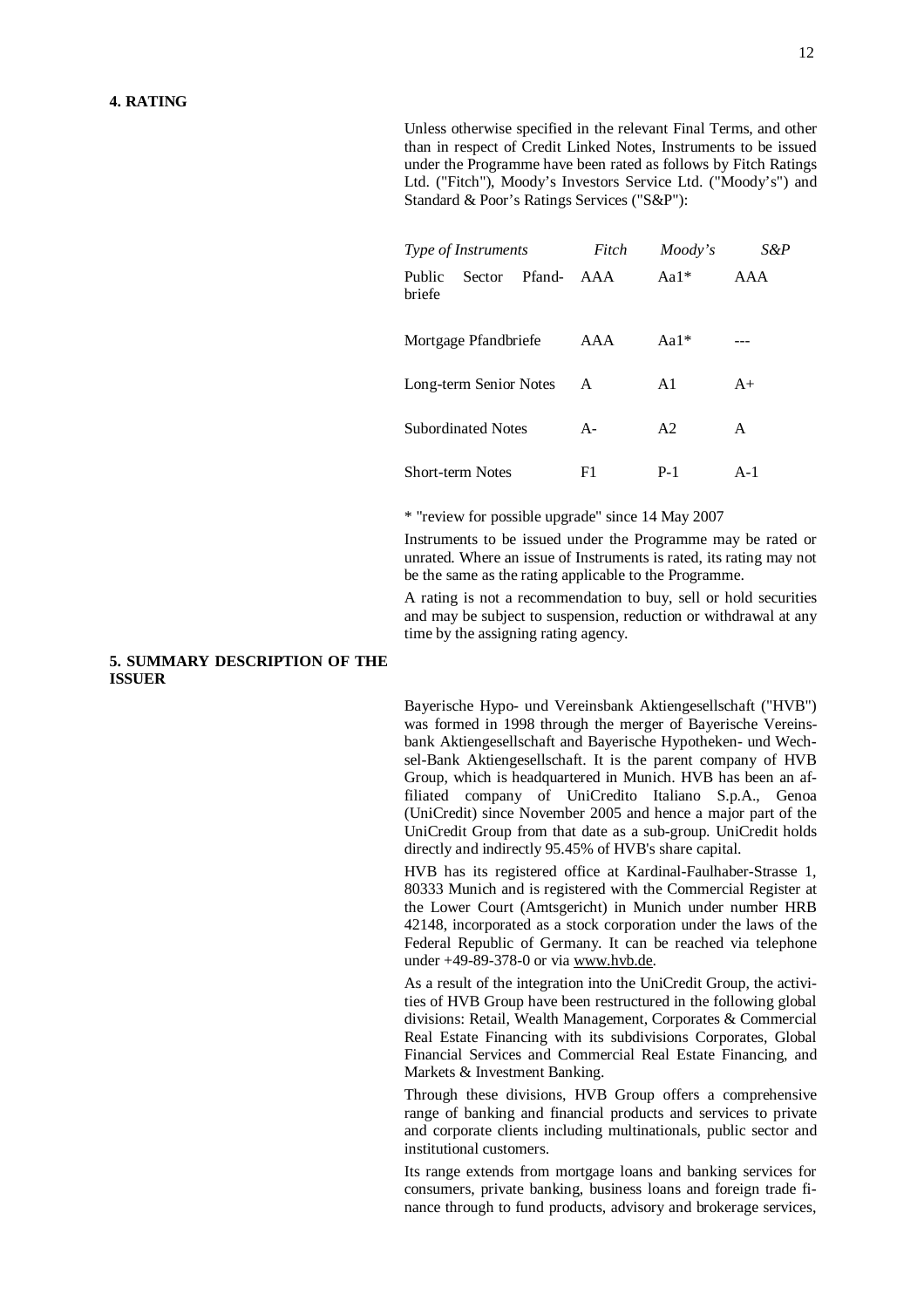## 4. RATING

Unless otherwise specified in the relevant Final Terms, and other than in respect of Credit Linked Notes, Instruments to be issued under the Programme have been rated as follows by Fitch Ratings Ltd. ("Fitch"), Moody's Investors Service Ltd. ("Moody's") and Standard & Poor's Ratings Services ("S&P"):

| *Type of Instruments* | *Fitch* | *Moody's* | *S&P* |
|---|---|---|---|
| Public Sector Pfandbriefe | AAA | Aa1* | AAA |
| Mortgage Pfandbriefe | AAA | Aa1* | --- |
| Long-term Senior Notes | A | A1 | A+ |
| Subordinated Notes | A- | A2 | A |
| Short-term Notes | F1 | P-1 | A-1 |

* "review for possible upgrade" since 14 May 2007

Instruments to be issued under the Programme may be rated or unrated. Where an issue of Instruments is rated, its rating may not be the same as the rating applicable to the Programme.

A rating is not a recommendation to buy, sell or hold securities and may be subject to suspension, reduction or withdrawal at any time by the assigning rating agency.

## 5. SUMMARY DESCRIPTION OF THE ISSUER

Bayerische Hypo- und Vereinsbank Aktiengesellschaft ("HVB") was formed in 1998 through the merger of Bayerische Vereinsbank Aktiengesellschaft and Bayerische Hypotheken- und Wechsel-Bank Aktiengesellschaft. It is the parent company of HVB Group, which is headquartered in Munich. HVB has been an affiliated company of UniCredito Italiano S.p.A., Genoa (UniCredit) since November 2005 and hence a major part of the UniCredit Group from that date as a sub-group. UniCredit holds directly and indirectly 95.45% of HVB's share capital.

HVB has its registered office at Kardinal-Faulhaber-Strasse 1, 80333 Munich and is registered with the Commercial Register at the Lower Court (Amtsgericht) in Munich under number HRB 42148, incorporated as a stock corporation under the laws of the Federal Republic of Germany. It can be reached via telephone under +49-89-378-0 or via www.hvb.de.

As a result of the integration into the UniCredit Group, the activities of HVB Group have been restructured in the following global divisions: Retail, Wealth Management, Corporates & Commercial Real Estate Financing with its subdivisions Corporates, Global Financial Services and Commercial Real Estate Financing, and Markets & Investment Banking.

Through these divisions, HVB Group offers a comprehensive range of banking and financial products and services to private and corporate clients including multinationals, public sector and institutional customers.

Its range extends from mortgage loans and banking services for consumers, private banking, business loans and foreign trade finance through to fund products, advisory and brokerage services,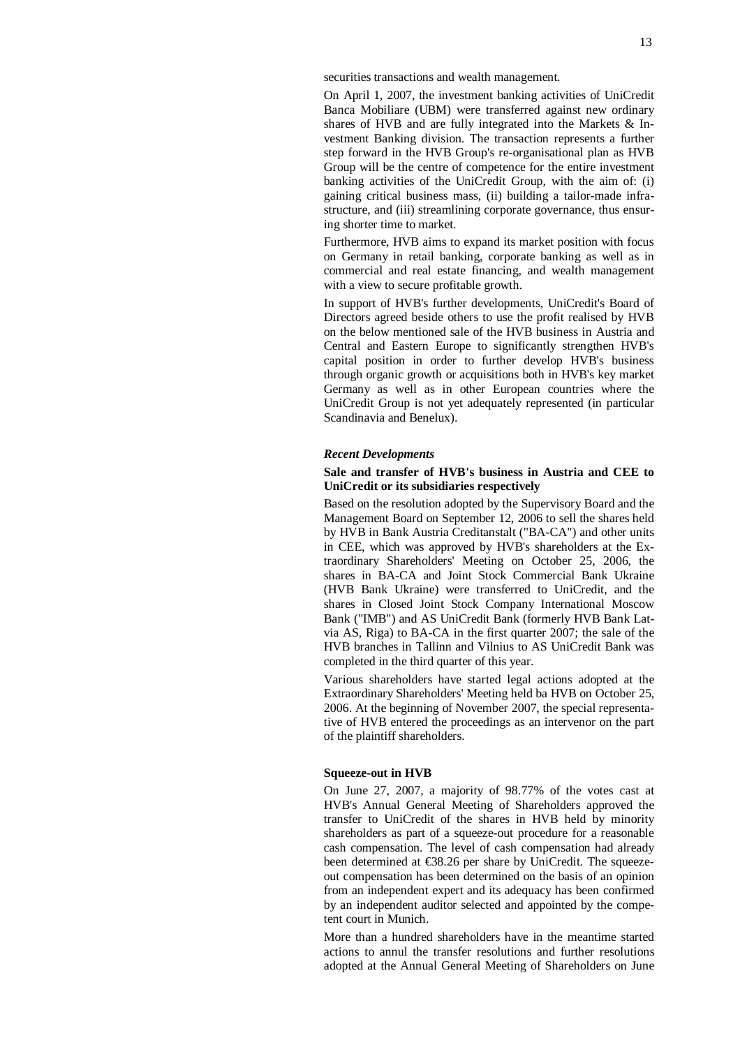securities transactions and wealth management.

On April 1, 2007, the investment banking activities of UniCredit Banca Mobiliare (UBM) were transferred against new ordinary shares of HVB and are fully integrated into the Markets & Investment Banking division. The transaction represents a further step forward in the HVB Group's re-organisational plan as HVB Group will be the centre of competence for the entire investment banking activities of the UniCredit Group, with the aim of: (i) gaining critical business mass, (ii) building a tailor-made infrastructure, and (iii) streamlining corporate governance, thus ensuring shorter time to market.

Furthermore, HVB aims to expand its market position with focus on Germany in retail banking, corporate banking as well as in commercial and real estate financing, and wealth management with a view to secure profitable growth.

In support of HVB's further developments, UniCredit's Board of Directors agreed beside others to use the profit realised by HVB on the below mentioned sale of the HVB business in Austria and Central and Eastern Europe to significantly strengthen HVB's capital position in order to further develop HVB's business through organic growth or acquisitions both in HVB's key market Germany as well as in other European countries where the UniCredit Group is not yet adequately represented (in particular Scandinavia and Benelux).

***Recent Developments***

**Sale and transfer of HVB's business in Austria and CEE to UniCredit or its subsidiaries respectively**

Based on the resolution adopted by the Supervisory Board and the Management Board on September 12, 2006 to sell the shares held by HVB in Bank Austria Creditanstalt ("BA-CA") and other units in CEE, which was approved by HVB's shareholders at the Extraordinary Shareholders' Meeting on October 25, 2006, the shares in BA-CA and Joint Stock Commercial Bank Ukraine (HVB Bank Ukraine) were transferred to UniCredit, and the shares in Closed Joint Stock Company International Moscow Bank ("IMB") and AS UniCredit Bank (formerly HVB Bank Latvia AS, Riga) to BA-CA in the first quarter 2007; the sale of the HVB branches in Tallinn and Vilnius to AS UniCredit Bank was completed in the third quarter of this year.

Various shareholders have started legal actions adopted at the Extraordinary Shareholders' Meeting held ba HVB on October 25, 2006. At the beginning of November 2007, the special representative of HVB entered the proceedings as an intervenor on the part of the plaintiff shareholders.

**Squeeze-out in HVB**

On June 27, 2007, a majority of 98.77% of the votes cast at HVB's Annual General Meeting of Shareholders approved the transfer to UniCredit of the shares in HVB held by minority shareholders as part of a squeeze-out procedure for a reasonable cash compensation. The level of cash compensation had already been determined at €38.26 per share by UniCredit. The squeeze-out compensation has been determined on the basis of an opinion from an independent expert and its adequacy has been confirmed by an independent auditor selected and appointed by the competent court in Munich.

More than a hundred shareholders have in the meantime started actions to annul the transfer resolutions and further resolutions adopted at the Annual General Meeting of Shareholders on June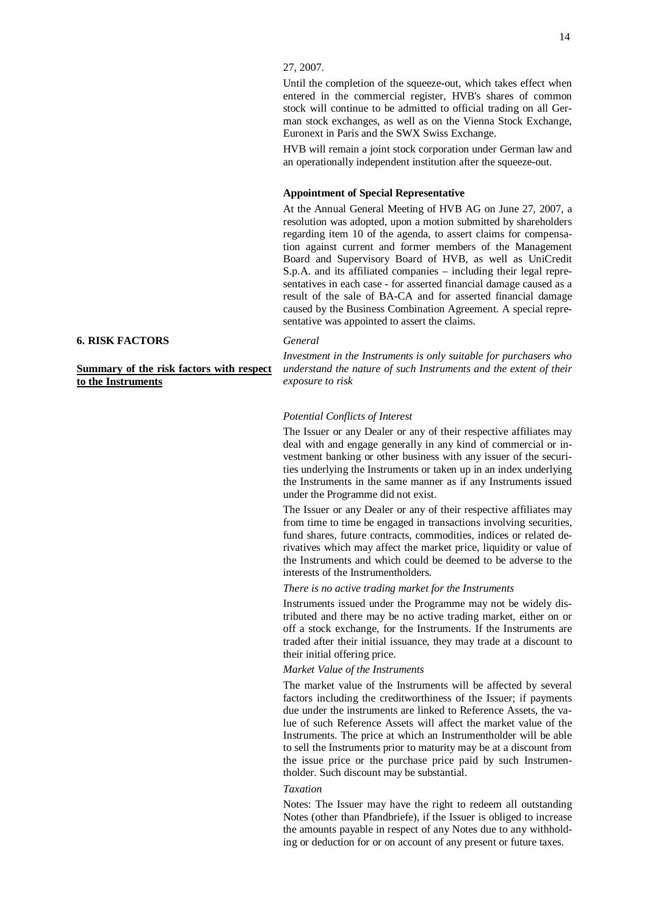27, 2007.

Until the completion of the squeeze-out, which takes effect when entered in the commercial register, HVB's shares of common stock will continue to be admitted to official trading on all German stock exchanges, as well as on the Vienna Stock Exchange, Euronext in Paris and the SWX Swiss Exchange.

HVB will remain a joint stock corporation under German law and an operationally independent institution after the squeeze-out.

**Appointment of Special Representative**

At the Annual General Meeting of HVB AG on June 27, 2007, a resolution was adopted, upon a motion submitted by shareholders regarding item 10 of the agenda, to assert claims for compensation against current and former members of the Management Board and Supervisory Board of HVB, as well as UniCredit S.p.A. and its affiliated companies – including their legal representatives in each case - for asserted financial damage caused as a result of the sale of BA-CA and for asserted financial damage caused by the Business Combination Agreement. A special representative was appointed to assert the claims.

## 6. RISK FACTORS

**Summary of the risk factors with respect to the Instruments**

*General*

*Investment in the Instruments is only suitable for purchasers who understand the nature of such Instruments and the extent of their exposure to risk*

*Potential Conflicts of Interest*

The Issuer or any Dealer or any of their respective affiliates may deal with and engage generally in any kind of commercial or investment banking or other business with any issuer of the securities underlying the Instruments or taken up in an index underlying the Instruments in the same manner as if any Instruments issued under the Programme did not exist.

The Issuer or any Dealer or any of their respective affiliates may from time to time be engaged in transactions involving securities, fund shares, future contracts, commodities, indices or related derivatives which may affect the market price, liquidity or value of the Instruments and which could be deemed to be adverse to the interests of the Instrumentholders.

*There is no active trading market for the Instruments*

Instruments issued under the Programme may not be widely distributed and there may be no active trading market, either on or off a stock exchange, for the Instruments. If the Instruments are traded after their initial issuance, they may trade at a discount to their initial offering price.

*Market Value of the Instruments*

The market value of the Instruments will be affected by several factors including the creditworthiness of the Issuer; if payments due under the instruments are linked to Reference Assets, the value of such Reference Assets will affect the market value of the Instruments. The price at which an Instrumentholder will be able to sell the Instruments prior to maturity may be at a discount from the issue price or the purchase price paid by such Instrumentholder. Such discount may be substantial.

*Taxation*

Notes: The Issuer may have the right to redeem all outstanding Notes (other than Pfandbriefe), if the Issuer is obliged to increase the amounts payable in respect of any Notes due to any withholding or deduction for or on account of any present or future taxes.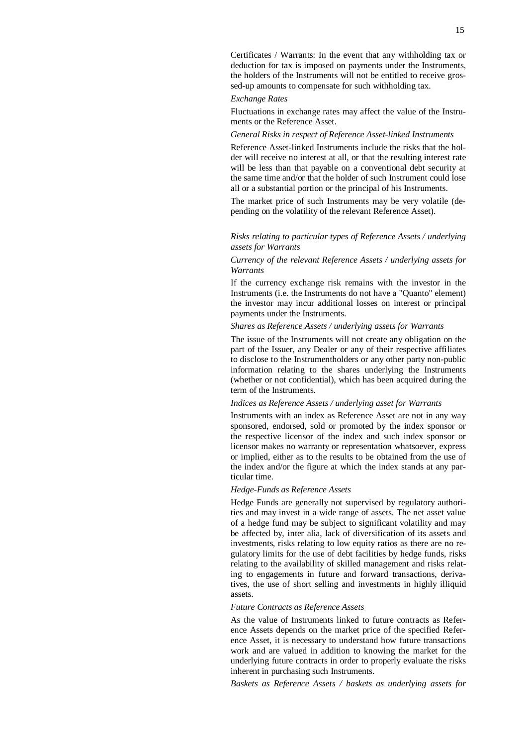Certificates / Warrants: In the event that any withholding tax or deduction for tax is imposed on payments under the Instruments, the holders of the Instruments will not be entitled to receive grossed-up amounts to compensate for such withholding tax.

*Exchange Rates*

Fluctuations in exchange rates may affect the value of the Instruments or the Reference Asset.

*General Risks in respect of Reference Asset-linked Instruments*

Reference Asset-linked Instruments include the risks that the holder will receive no interest at all, or that the resulting interest rate will be less than that payable on a conventional debt security at the same time and/or that the holder of such Instrument could lose all or a substantial portion or the principal of his Instruments.

The market price of such Instruments may be very volatile (depending on the volatility of the relevant Reference Asset).

*Risks relating to particular types of Reference Assets / underlying assets for Warrants*

*Currency of the relevant Reference Assets / underlying assets for Warrants*

If the currency exchange risk remains with the investor in the Instruments (i.e. the Instruments do not have a "Quanto" element) the investor may incur additional losses on interest or principal payments under the Instruments.

*Shares as Reference Assets / underlying assets for Warrants*

The issue of the Instruments will not create any obligation on the part of the Issuer, any Dealer or any of their respective affiliates to disclose to the Instrumentholders or any other party non-public information relating to the shares underlying the Instruments (whether or not confidential), which has been acquired during the term of the Instruments.

*Indices as Reference Assets / underlying asset for Warrants*

Instruments with an index as Reference Asset are not in any way sponsored, endorsed, sold or promoted by the index sponsor or the respective licensor of the index and such index sponsor or licensor makes no warranty or representation whatsoever, express or implied, either as to the results to be obtained from the use of the index and/or the figure at which the index stands at any particular time.

*Hedge-Funds as Reference Assets*

Hedge Funds are generally not supervised by regulatory authorities and may invest in a wide range of assets. The net asset value of a hedge fund may be subject to significant volatility and may be affected by, inter alia, lack of diversification of its assets and investments, risks relating to low equity ratios as there are no regulatory limits for the use of debt facilities by hedge funds, risks relating to the availability of skilled management and risks relating to engagements in future and forward transactions, derivatives, the use of short selling and investments in highly illiquid assets.

*Future Contracts as Reference Assets*

As the value of Instruments linked to future contracts as Reference Assets depends on the market price of the specified Reference Asset, it is necessary to understand how future transactions work and are valued in addition to knowing the market for the underlying future contracts in order to properly evaluate the risks inherent in purchasing such Instruments.

*Baskets as Reference Assets / baskets as underlying assets for*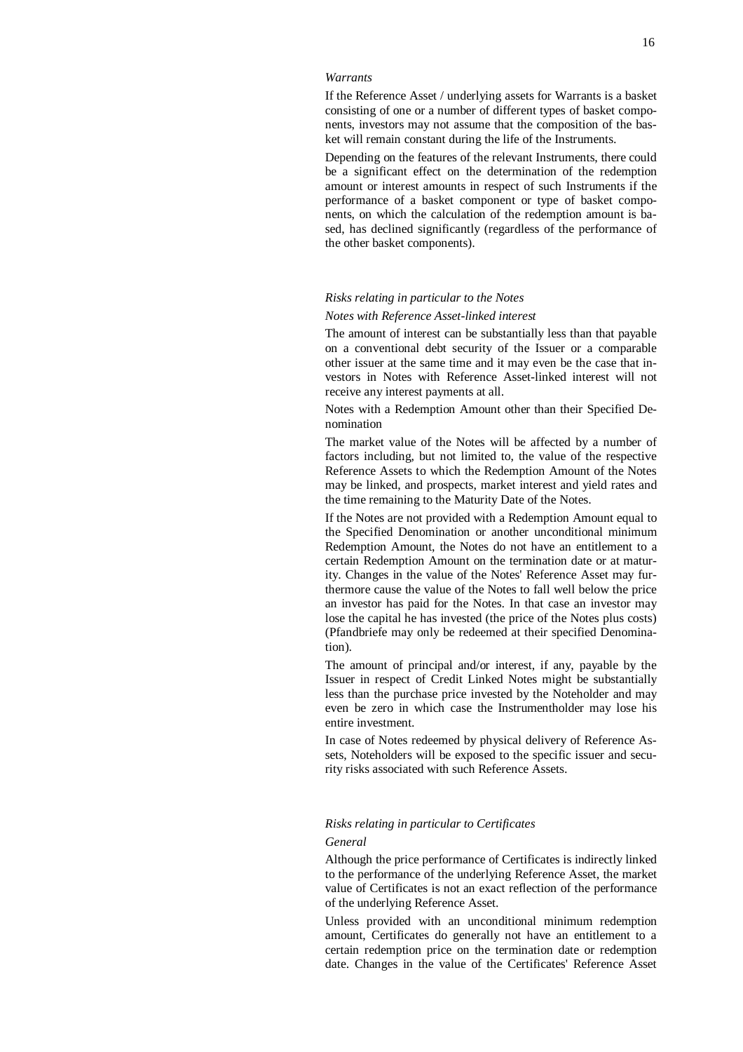*Warrants*

If the Reference Asset / underlying assets for Warrants is a basket consisting of one or a number of different types of basket components, investors may not assume that the composition of the basket will remain constant during the life of the Instruments.

Depending on the features of the relevant Instruments, there could be a significant effect on the determination of the redemption amount or interest amounts in respect of such Instruments if the performance of a basket component or type of basket components, on which the calculation of the redemption amount is based, has declined significantly (regardless of the performance of the other basket components).

*Risks relating in particular to the Notes*

*Notes with Reference Asset-linked interest*

The amount of interest can be substantially less than that payable on a conventional debt security of the Issuer or a comparable other issuer at the same time and it may even be the case that investors in Notes with Reference Asset-linked interest will not receive any interest payments at all.

Notes with a Redemption Amount other than their Specified Denomination

The market value of the Notes will be affected by a number of factors including, but not limited to, the value of the respective Reference Assets to which the Redemption Amount of the Notes may be linked, and prospects, market interest and yield rates and the time remaining to the Maturity Date of the Notes.

If the Notes are not provided with a Redemption Amount equal to the Specified Denomination or another unconditional minimum Redemption Amount, the Notes do not have an entitlement to a certain Redemption Amount on the termination date or at maturity. Changes in the value of the Notes' Reference Asset may furthermore cause the value of the Notes to fall well below the price an investor has paid for the Notes. In that case an investor may lose the capital he has invested (the price of the Notes plus costs) (Pfandbriefe may only be redeemed at their specified Denomination).

The amount of principal and/or interest, if any, payable by the Issuer in respect of Credit Linked Notes might be substantially less than the purchase price invested by the Noteholder and may even be zero in which case the Instrumentholder may lose his entire investment.

In case of Notes redeemed by physical delivery of Reference Assets, Noteholders will be exposed to the specific issuer and security risks associated with such Reference Assets.

*Risks relating in particular to Certificates*

*General*

Although the price performance of Certificates is indirectly linked to the performance of the underlying Reference Asset, the market value of Certificates is not an exact reflection of the performance of the underlying Reference Asset.

Unless provided with an unconditional minimum redemption amount, Certificates do generally not have an entitlement to a certain redemption price on the termination date or redemption date. Changes in the value of the Certificates' Reference Asset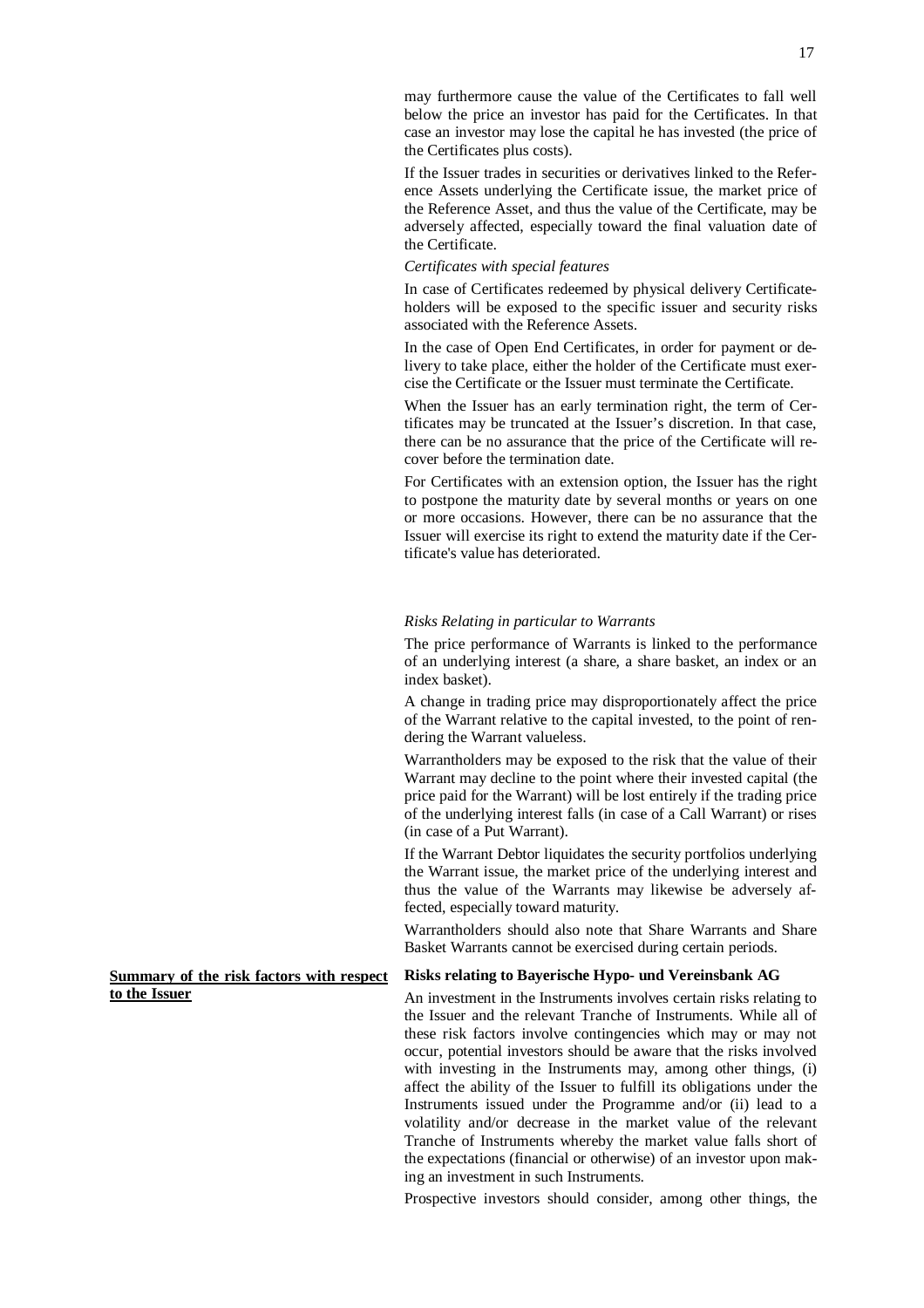may furthermore cause the value of the Certificates to fall well below the price an investor has paid for the Certificates. In that case an investor may lose the capital he has invested (the price of the Certificates plus costs).

If the Issuer trades in securities or derivatives linked to the Reference Assets underlying the Certificate issue, the market price of the Reference Asset, and thus the value of the Certificate, may be adversely affected, especially toward the final valuation date of the Certificate.

*Certificates with special features*

In case of Certificates redeemed by physical delivery Certificateholders will be exposed to the specific issuer and security risks associated with the Reference Assets.

In the case of Open End Certificates, in order for payment or delivery to take place, either the holder of the Certificate must exercise the Certificate or the Issuer must terminate the Certificate.

When the Issuer has an early termination right, the term of Certificates may be truncated at the Issuer's discretion. In that case, there can be no assurance that the price of the Certificate will recover before the termination date.

For Certificates with an extension option, the Issuer has the right to postpone the maturity date by several months or years on one or more occasions. However, there can be no assurance that the Issuer will exercise its right to extend the maturity date if the Certificate's value has deteriorated.

*Risks Relating in particular to Warrants*

The price performance of Warrants is linked to the performance of an underlying interest (a share, a share basket, an index or an index basket).

A change in trading price may disproportionately affect the price of the Warrant relative to the capital invested, to the point of rendering the Warrant valueless.

Warrantholders may be exposed to the risk that the value of their Warrant may decline to the point where their invested capital (the price paid for the Warrant) will be lost entirely if the trading price of the underlying interest falls (in case of a Call Warrant) or rises (in case of a Put Warrant).

If the Warrant Debtor liquidates the security portfolios underlying the Warrant issue, the market price of the underlying interest and thus the value of the Warrants may likewise be adversely affected, especially toward maturity.

Warrantholders should also note that Share Warrants and Share Basket Warrants cannot be exercised during certain periods.

**Summary of the risk factors with respect to the Issuer**

**Risks relating to Bayerische Hypo- und Vereinsbank AG**

An investment in the Instruments involves certain risks relating to the Issuer and the relevant Tranche of Instruments. While all of these risk factors involve contingencies which may or may not occur, potential investors should be aware that the risks involved with investing in the Instruments may, among other things, (i) affect the ability of the Issuer to fulfill its obligations under the Instruments issued under the Programme and/or (ii) lead to a volatility and/or decrease in the market value of the relevant Tranche of Instruments whereby the market value falls short of the expectations (financial or otherwise) of an investor upon making an investment in such Instruments.

Prospective investors should consider, among other things, the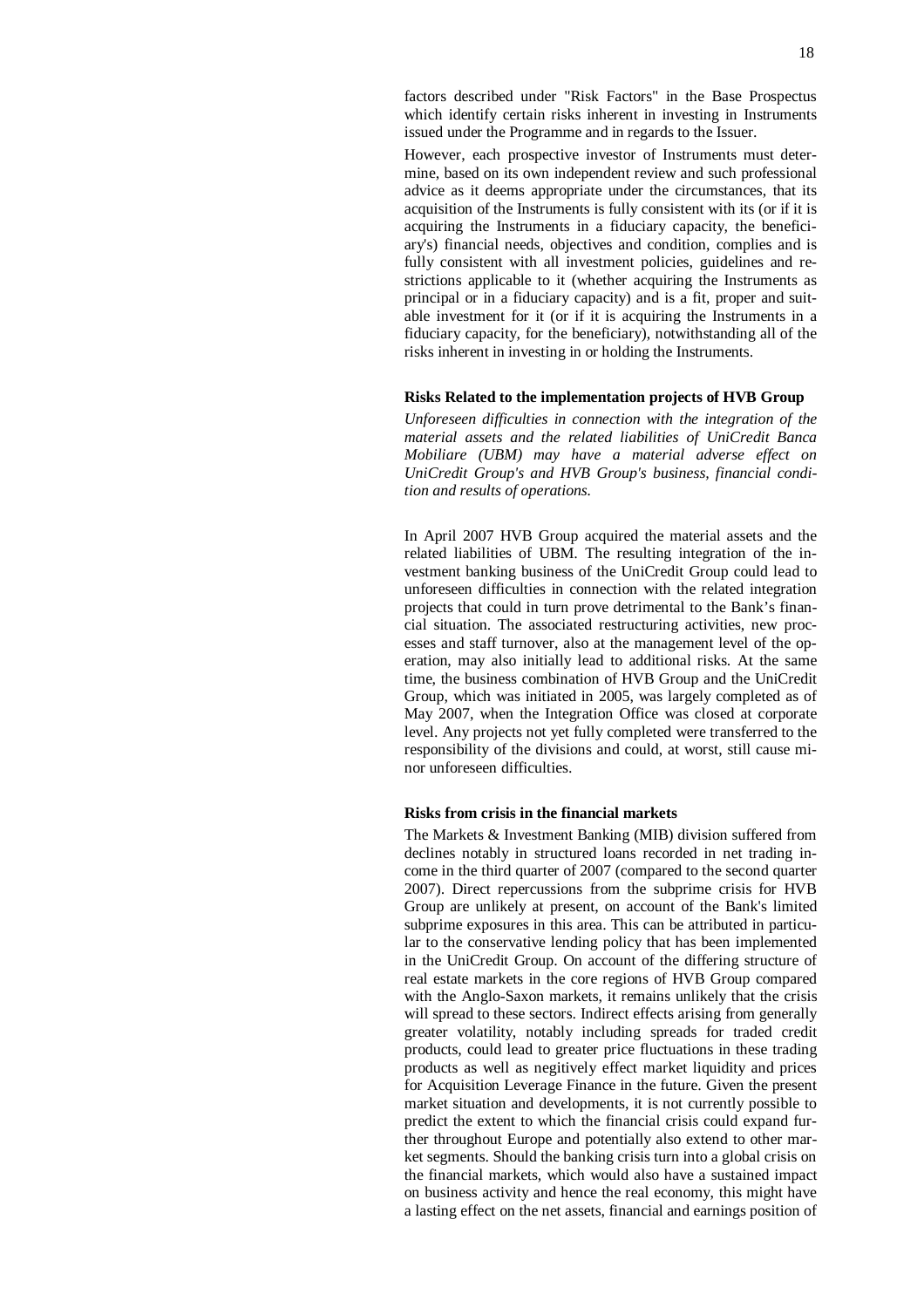factors described under "Risk Factors" in the Base Prospectus which identify certain risks inherent in investing in Instruments issued under the Programme and in regards to the Issuer.

However, each prospective investor of Instruments must determine, based on its own independent review and such professional advice as it deems appropriate under the circumstances, that its acquisition of the Instruments is fully consistent with its (or if it is acquiring the Instruments in a fiduciary capacity, the beneficiary's) financial needs, objectives and condition, complies and is fully consistent with all investment policies, guidelines and restrictions applicable to it (whether acquiring the Instruments as principal or in a fiduciary capacity) and is a fit, proper and suitable investment for it (or if it is acquiring the Instruments in a fiduciary capacity, for the beneficiary), notwithstanding all of the risks inherent in investing in or holding the Instruments.

**Risks Related to the implementation projects of HVB Group**

*Unforeseen difficulties in connection with the integration of the material assets and the related liabilities of UniCredit Banca Mobiliare (UBM) may have a material adverse effect on UniCredit Group's and HVB Group's business, financial condition and results of operations.*

In April 2007 HVB Group acquired the material assets and the related liabilities of UBM. The resulting integration of the investment banking business of the UniCredit Group could lead to unforeseen difficulties in connection with the related integration projects that could in turn prove detrimental to the Bank's financial situation. The associated restructuring activities, new processes and staff turnover, also at the management level of the operation, may also initially lead to additional risks. At the same time, the business combination of HVB Group and the UniCredit Group, which was initiated in 2005, was largely completed as of May 2007, when the Integration Office was closed at corporate level. Any projects not yet fully completed were transferred to the responsibility of the divisions and could, at worst, still cause minor unforeseen difficulties.

**Risks from crisis in the financial markets**

The Markets & Investment Banking (MIB) division suffered from declines notably in structured loans recorded in net trading income in the third quarter of 2007 (compared to the second quarter 2007). Direct repercussions from the subprime crisis for HVB Group are unlikely at present, on account of the Bank's limited subprime exposures in this area. This can be attributed in particular to the conservative lending policy that has been implemented in the UniCredit Group. On account of the differing structure of real estate markets in the core regions of HVB Group compared with the Anglo-Saxon markets, it remains unlikely that the crisis will spread to these sectors. Indirect effects arising from generally greater volatility, notably including spreads for traded credit products, could lead to greater price fluctuations in these trading products as well as negitively effect market liquidity and prices for Acquisition Leverage Finance in the future. Given the present market situation and developments, it is not currently possible to predict the extent to which the financial crisis could expand further throughout Europe and potentially also extend to other market segments. Should the banking crisis turn into a global crisis on the financial markets, which would also have a sustained impact on business activity and hence the real economy, this might have a lasting effect on the net assets, financial and earnings position of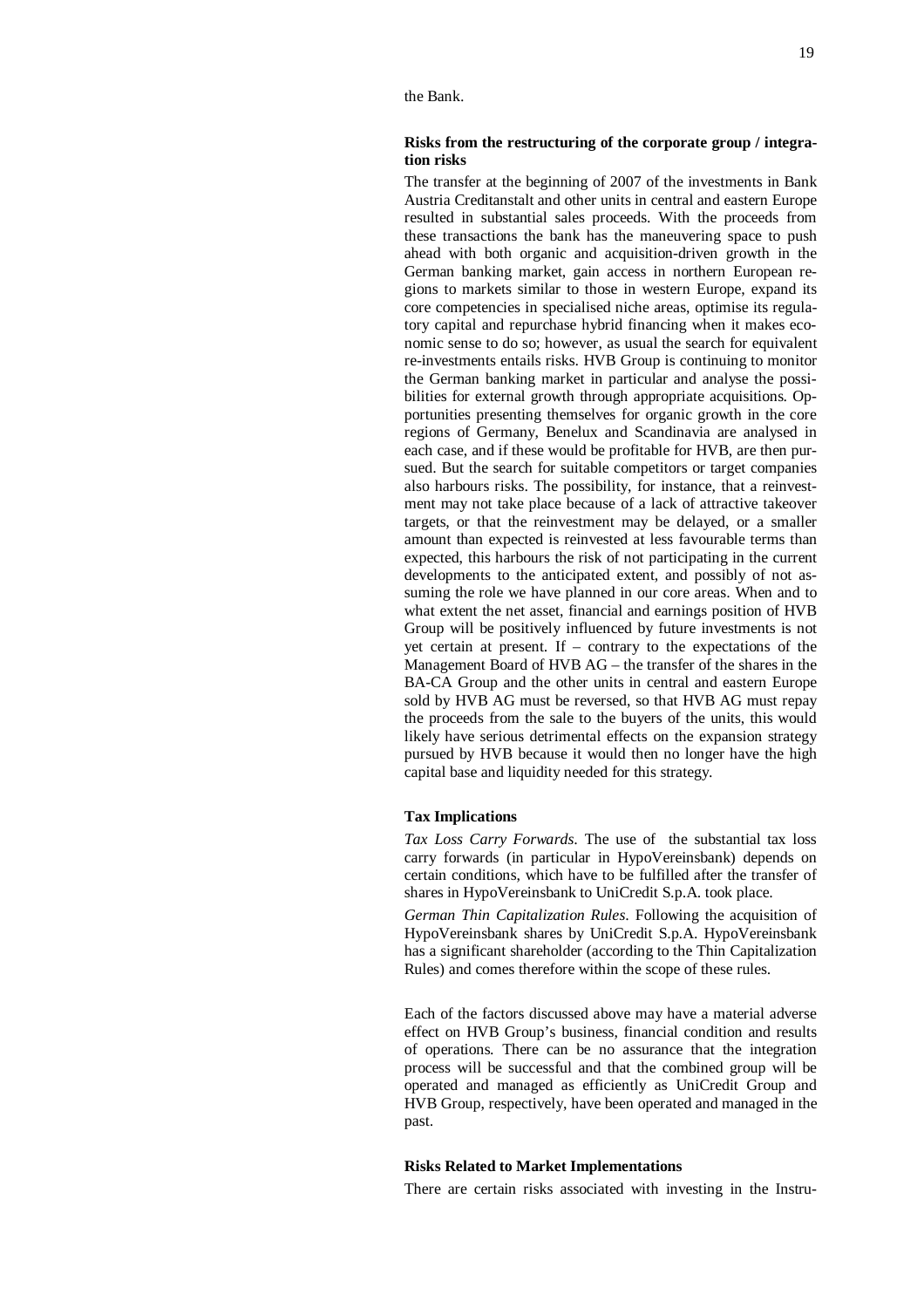the Bank.

**Risks from the restructuring of the corporate group / integration risks**

The transfer at the beginning of 2007 of the investments in Bank Austria Creditanstalt and other units in central and eastern Europe resulted in substantial sales proceeds. With the proceeds from these transactions the bank has the maneuvering space to push ahead with both organic and acquisition-driven growth in the German banking market, gain access in northern European regions to markets similar to those in western Europe, expand its core competencies in specialised niche areas, optimise its regulatory capital and repurchase hybrid financing when it makes economic sense to do so; however, as usual the search for equivalent re-investments entails risks. HVB Group is continuing to monitor the German banking market in particular and analyse the possibilities for external growth through appropriate acquisitions. Opportunities presenting themselves for organic growth in the core regions of Germany, Benelux and Scandinavia are analysed in each case, and if these would be profitable for HVB, are then pursued. But the search for suitable competitors or target companies also harbours risks. The possibility, for instance, that a reinvestment may not take place because of a lack of attractive takeover targets, or that the reinvestment may be delayed, or a smaller amount than expected is reinvested at less favourable terms than expected, this harbours the risk of not participating in the current developments to the anticipated extent, and possibly of not assuming the role we have planned in our core areas. When and to what extent the net asset, financial and earnings position of HVB Group will be positively influenced by future investments is not yet certain at present. If – contrary to the expectations of the Management Board of HVB AG – the transfer of the shares in the BA-CA Group and the other units in central and eastern Europe sold by HVB AG must be reversed, so that HVB AG must repay the proceeds from the sale to the buyers of the units, this would likely have serious detrimental effects on the expansion strategy pursued by HVB because it would then no longer have the high capital base and liquidity needed for this strategy.

**Tax Implications**

*Tax Loss Carry Forwards*. The use of the substantial tax loss carry forwards (in particular in HypoVereinsbank) depends on certain conditions, which have to be fulfilled after the transfer of shares in HypoVereinsbank to UniCredit S.p.A. took place.

*German Thin Capitalization Rules*. Following the acquisition of HypoVereinsbank shares by UniCredit S.p.A. HypoVereinsbank has a significant shareholder (according to the Thin Capitalization Rules) and comes therefore within the scope of these rules.

Each of the factors discussed above may have a material adverse effect on HVB Group's business, financial condition and results of operations. There can be no assurance that the integration process will be successful and that the combined group will be operated and managed as efficiently as UniCredit Group and HVB Group, respectively, have been operated and managed in the past.

**Risks Related to Market Implementations**

There are certain risks associated with investing in the Instru-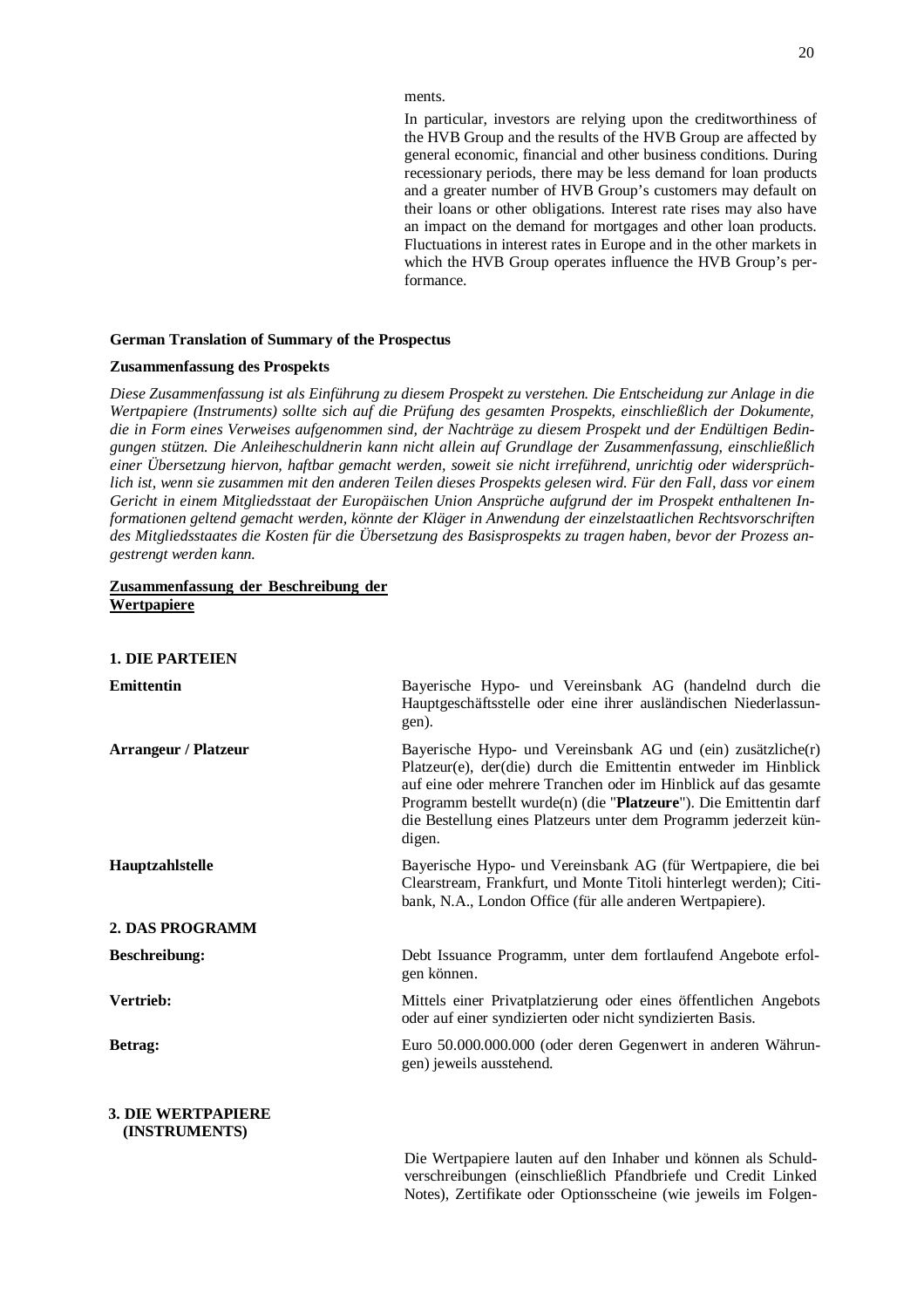ments.

In particular, investors are relying upon the creditworthiness of the HVB Group and the results of the HVB Group are affected by general economic, financial and other business conditions. During recessionary periods, there may be less demand for loan products and a greater number of HVB Group's customers may default on their loans or other obligations. Interest rate rises may also have an impact on the demand for mortgages and other loan products. Fluctuations in interest rates in Europe and in the other markets in which the HVB Group operates influence the HVB Group's performance.

**German Translation of Summary of the Prospectus**

**Zusammenfassung des Prospekts**

*Diese Zusammenfassung ist als Einführung zu diesem Prospekt zu verstehen. Die Entscheidung zur Anlage in die Wertpapiere (Instruments) sollte sich auf die Prüfung des gesamten Prospekts, einschließlich der Dokumente, die in Form eines Verweises aufgenommen sind, der Nachträge zu diesem Prospekt und der Endültigen Bedingungen stützen. Die Anleiheschuldnerin kann nicht allein auf Grundlage der Zusammenfassung, einschließlich einer Übersetzung hiervon, haftbar gemacht werden, soweit sie nicht irreführend, unrichtig oder widersprüchlich ist, wenn sie zusammen mit den anderen Teilen dieses Prospekts gelesen wird. Für den Fall, dass vor einem Gericht in einem Mitgliedsstaat der Europäischen Union Ansprüche aufgrund der im Prospekt enthaltenen Informationen geltend gemacht werden, könnte der Kläger in Anwendung der einzelstaatlichen Rechtsvorschriften des Mitgliedsstaates die Kosten für die Übersetzung des Basisprospekts zu tragen haben, bevor der Prozess angestrengt werden kann.*

**Zusammenfassung der Beschreibung der Wertpapiere**

**1. DIE PARTEIEN**

**Emittentin**

Bayerische Hypo- und Vereinsbank AG (handelnd durch die Hauptgeschäftsstelle oder eine ihrer ausländischen Niederlassungen).

**Arrangeur / Platzeur**

Bayerische Hypo- und Vereinsbank AG und (ein) zusätzliche(r) Platzeur(e), der(die) durch die Emittentin entweder im Hinblick auf eine oder mehrere Tranchen oder im Hinblick auf das gesamte Programm bestellt wurde(n) (die "**Platzeure**"). Die Emittentin darf die Bestellung eines Platzeurs unter dem Programm jederzeit kündigen.

**Hauptzahlstelle**

Bayerische Hypo- und Vereinsbank AG (für Wertpapiere, die bei Clearstream, Frankfurt, und Monte Titoli hinterlegt werden); Citibank, N.A., London Office (für alle anderen Wertpapiere).

**2. DAS PROGRAMM**

**Beschreibung:**

Debt Issuance Programm, unter dem fortlaufend Angebote erfolgen können.

**Vertrieb:**

Mittels einer Privatplatzierung oder eines öffentlichen Angebots oder auf einer syndizierten oder nicht syndizierten Basis.

**Betrag:**

Euro 50.000.000.000 (oder deren Gegenwert in anderen Währungen) jeweils ausstehend.

**3. DIE WERTPAPIERE (INSTRUMENTS)**

Die Wertpapiere lauten auf den Inhaber und können als Schuldverschreibungen (einschließlich Pfandbriefe und Credit Linked Notes), Zertifikate oder Optionsscheine (wie jeweils im Folgen-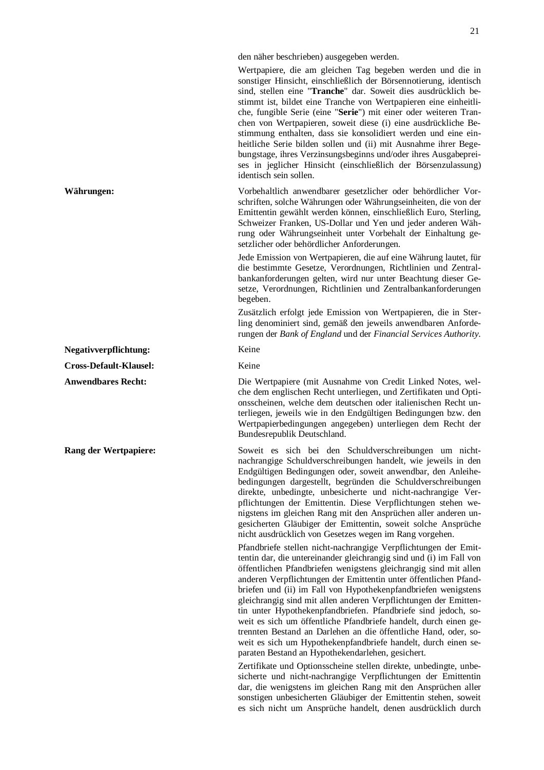den näher beschrieben) ausgegeben werden.

Wertpapiere, die am gleichen Tag begeben werden und die in sonstiger Hinsicht, einschließlich der Börsennotierung, identisch sind, stellen eine "**Tranche**" dar. Soweit dies ausdrücklich bestimmt ist, bildet eine Tranche von Wertpapieren eine einheitliche, fungible Serie (eine "**Serie**") mit einer oder weiteren Tranchen von Wertpapieren, soweit diese (i) eine ausdrückliche Bestimmung enthalten, dass sie konsolidiert werden und eine einheitliche Serie bilden sollen und (ii) mit Ausnahme ihrer Begebungstage, ihres Verzinsungsbeginns und/oder ihres Ausgabepreises in jeglicher Hinsicht (einschließlich der Börsenzulassung) identisch sein sollen.

**Währungen:**

Vorbehaltlich anwendbarer gesetzlicher oder behördlicher Vorschriften, solche Währungen oder Währungseinheiten, die von der Emittentin gewählt werden können, einschließlich Euro, Sterling, Schweizer Franken, US-Dollar und Yen und jeder anderen Währung oder Währungseinheit unter Vorbehalt der Einhaltung gesetzlicher oder behördlicher Anforderungen.

Jede Emission von Wertpapieren, die auf eine Währung lautet, für die bestimmte Gesetze, Verordnungen, Richtlinien und Zentralbankanforderungen gelten, wird nur unter Beachtung dieser Gesetze, Verordnungen, Richtlinien und Zentralbankanforderungen begeben.

Zusätzlich erfolgt jede Emission von Wertpapieren, die in Sterling denominiert sind, gemäß den jeweils anwendbaren Anforderungen der *Bank of England* und der *Financial Services Authority*.

**Negativverpflichtung:**

Keine

**Cross-Default-Klausel:**

Keine

**Anwendbares Recht:**

Die Wertpapiere (mit Ausnahme von Credit Linked Notes, welche dem englischen Recht unterliegen, und Zertifikaten und Optionsscheinen, welche dem deutschen oder italienischen Recht unterliegen, jeweils wie in den Endgültigen Bedingungen bzw. den Wertpapierbedingungen angegeben) unterliegen dem Recht der Bundesrepublik Deutschland.

**Rang der Wertpapiere:**

Soweit es sich bei den Schuldverschreibungen um nicht-nachrangige Schuldverschreibungen handelt, wie jeweils in den Endgültigen Bedingungen oder, soweit anwendbar, den Anleihebedingungen dargestellt, begründen die Schuldverschreibungen direkte, unbedingte, unbesicherte und nicht-nachrangige Verpflichtungen der Emittentin. Diese Verpflichtungen stehen wenigstens im gleichen Rang mit den Ansprüchen aller anderen ungesicherten Gläubiger der Emittentin, soweit solche Ansprüche nicht ausdrücklich von Gesetzes wegen im Rang vorgehen.

Pfandbriefe stellen nicht-nachrangige Verpflichtungen der Emittentin dar, die untereinander gleichrangig sind und (i) im Fall von öffentlichen Pfandbriefen wenigstens gleichrangig sind mit allen anderen Verpflichtungen der Emittentin unter öffentlichen Pfandbriefen und (ii) im Fall von Hypothekenpfandbriefen wenigstens gleichrangig sind mit allen anderen Verpflichtungen der Emittentin unter Hypothekenpfandbriefen. Pfandbriefe sind jedoch, soweit es sich um öffentliche Pfandbriefe handelt, durch einen getrennten Bestand an Darlehen an die öffentliche Hand, oder, soweit es sich um Hypothekenpfandbriefe handelt, durch einen separaten Bestand an Hypothekendarlehen, gesichert.

Zertifikate und Optionsscheine stellen direkte, unbedingte, unbesicherte und nicht-nachrangige Verpflichtungen der Emittentin dar, die wenigstens im gleichen Rang mit den Ansprüchen aller sonstigen unbesicherten Gläubiger der Emittentin stehen, soweit es sich nicht um Ansprüche handelt, denen ausdrücklich durch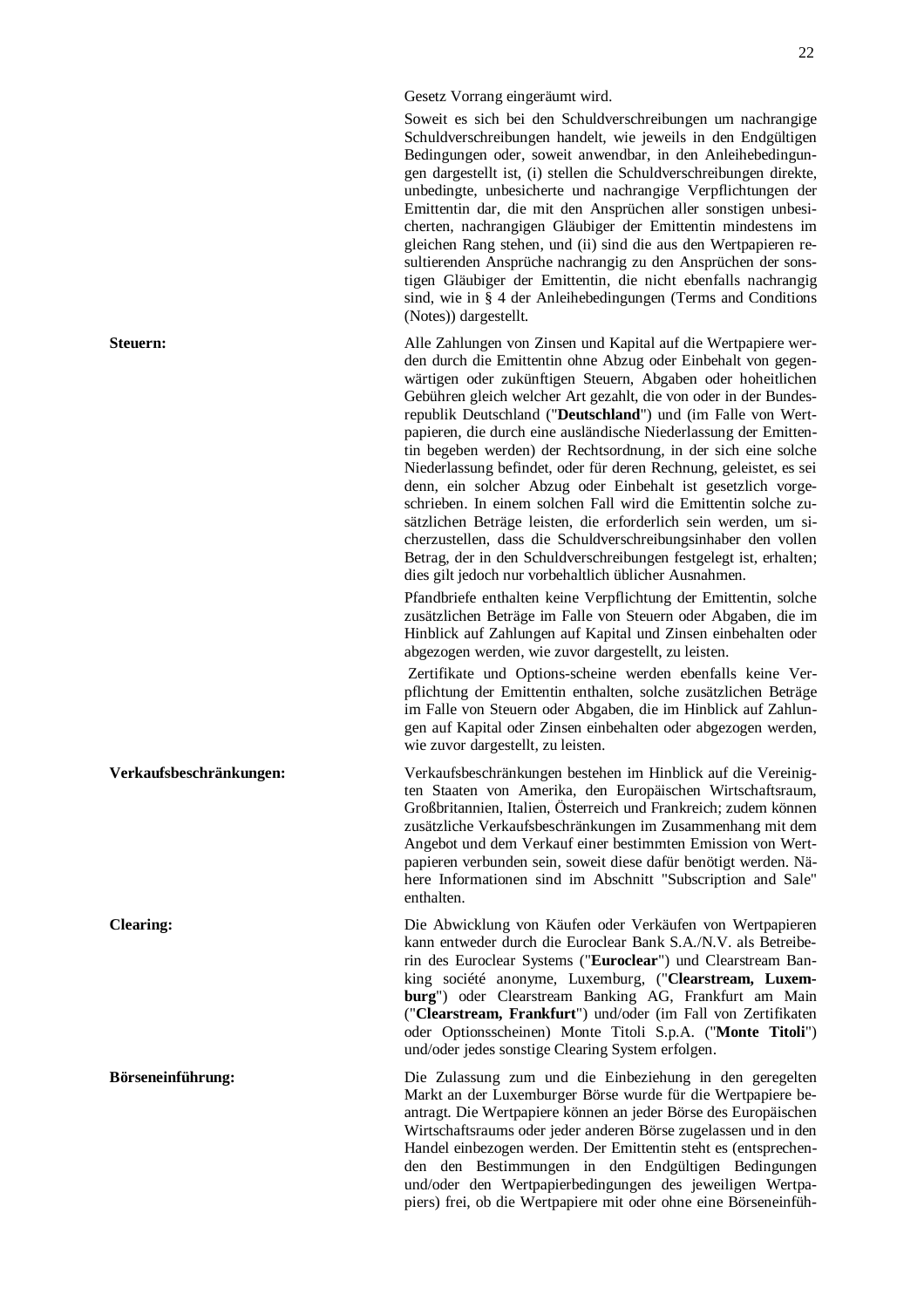Gesetz Vorrang eingeräumt wird.

Soweit es sich bei den Schuldverschreibungen um nachrangige Schuldverschreibungen handelt, wie jeweils in den Endgültigen Bedingungen oder, soweit anwendbar, in den Anleihebedingungen dargestellt ist, (i) stellen die Schuldverschreibungen direkte, unbedingte, unbesicherte und nachrangige Verpflichtungen der Emittentin dar, die mit den Ansprüchen aller sonstigen unbesicherten, nachrangigen Gläubiger der Emittentin mindestens im gleichen Rang stehen, und (ii) sind die aus den Wertpapieren resultierenden Ansprüche nachrangig zu den Ansprüchen der sonstigen Gläubiger der Emittentin, die nicht ebenfalls nachrangig sind, wie in § 4 der Anleihebedingungen (Terms and Conditions (Notes)) dargestellt.

**Steuern:**

Alle Zahlungen von Zinsen und Kapital auf die Wertpapiere werden durch die Emittentin ohne Abzug oder Einbehalt von gegenwärtigen oder zukünftigen Steuern, Abgaben oder hoheitlichen Gebühren gleich welcher Art gezahlt, die von oder in der Bundesrepublik Deutschland ("**Deutschland**") und (im Falle von Wertpapieren, die durch eine ausländische Niederlassung der Emittentin begeben werden) der Rechtsordnung, in der sich eine solche Niederlassung befindet, oder für deren Rechnung, geleistet, es sei denn, ein solcher Abzug oder Einbehalt ist gesetzlich vorgeschrieben. In einem solchen Fall wird die Emittentin solche zusätzlichen Beträge leisten, die erforderlich sein werden, um sicherzustellen, dass die Schuldverschreibungsinhaber den vollen Betrag, der in den Schuldverschreibungen festgelegt ist, erhalten; dies gilt jedoch nur vorbehaltlich üblicher Ausnahmen.

Pfandbriefe enthalten keine Verpflichtung der Emittentin, solche zusätzlichen Beträge im Falle von Steuern oder Abgaben, die im Hinblick auf Zahlungen auf Kapital und Zinsen einbehalten oder abgezogen werden, wie zuvor dargestellt, zu leisten.

Zertifikate und Options-scheine werden ebenfalls keine Verpflichtung der Emittentin enthalten, solche zusätzlichen Beträge im Falle von Steuern oder Abgaben, die im Hinblick auf Zahlungen auf Kapital oder Zinsen einbehalten oder abgezogen werden, wie zuvor dargestellt, zu leisten.

**Verkaufsbeschränkungen:**

Verkaufsbeschränkungen bestehen im Hinblick auf die Vereinigten Staaten von Amerika, den Europäischen Wirtschaftsraum, Großbritannien, Italien, Österreich und Frankreich; zudem können zusätzliche Verkaufsbeschränkungen im Zusammenhang mit dem Angebot und dem Verkauf einer bestimmten Emission von Wertpapieren verbunden sein, soweit diese dafür benötigt werden. Nähere Informationen sind im Abschnitt "Subscription and Sale" enthalten.

**Clearing:**

Die Abwicklung von Käufen oder Verkäufen von Wertpapieren kann entweder durch die Euroclear Bank S.A./N.V. als Betreiberin des Euroclear Systems ("**Euroclear**") und Clearstream Banking société anonyme, Luxemburg, ("**Clearstream, Luxemburg**") oder Clearstream Banking AG, Frankfurt am Main ("**Clearstream, Frankfurt**") und/oder (im Fall von Zertifikaten oder Optionsscheinen) Monte Titoli S.p.A. ("**Monte Titoli**") und/oder jedes sonstige Clearing System erfolgen.

**Börseneinführung:**

Die Zulassung zum und die Einbeziehung in den geregelten Markt an der Luxemburger Börse wurde für die Wertpapiere beantragt. Die Wertpapiere können an jeder Börse des Europäischen Wirtschaftsraums oder jeder anderen Börse zugelassen und in den Handel einbezogen werden. Der Emittentin steht es (entsprechenden den Bestimmungen in den Endgültigen Bedingungen und/oder den Wertpapierbedingungen des jeweiligen Wertpapiers) frei, ob die Wertpapiere mit oder ohne eine Börseneinfüh-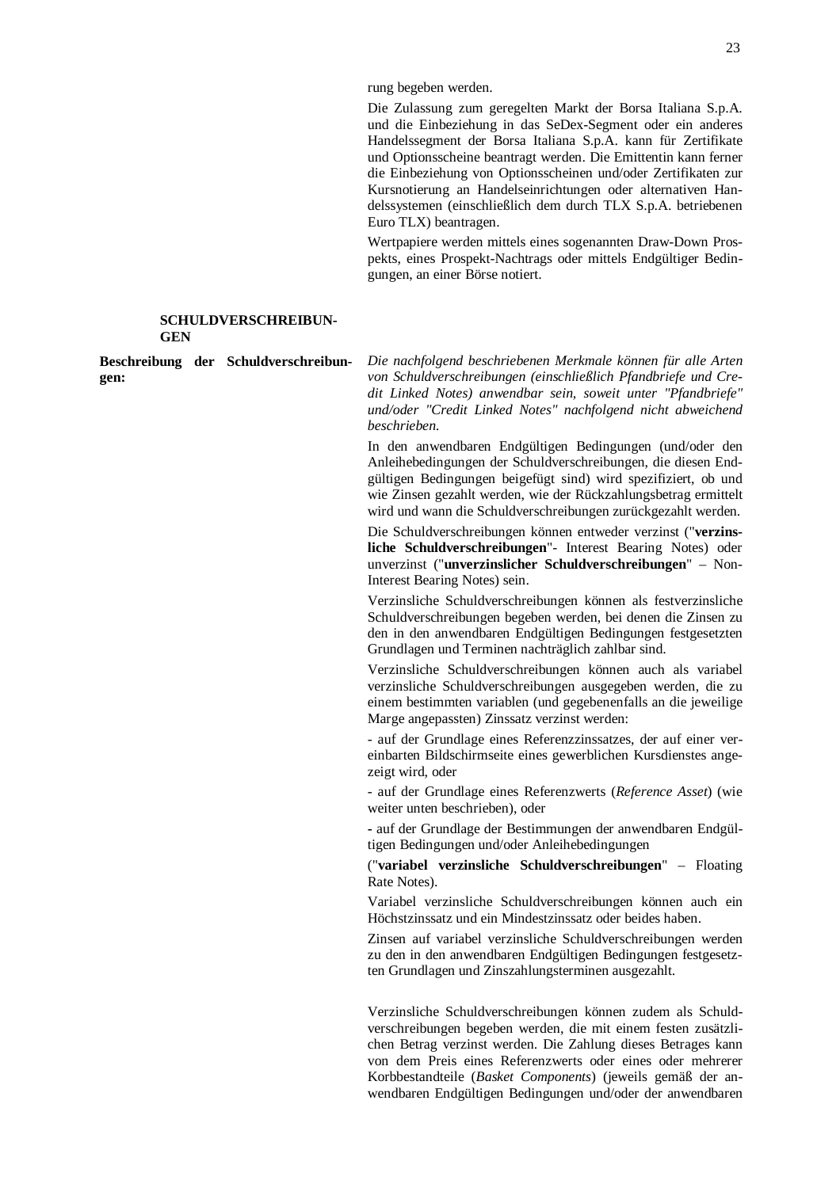rung begeben werden.

Die Zulassung zum geregelten Markt der Borsa Italiana S.p.A. und die Einbeziehung in das SeDex-Segment oder ein anderes Handelssegment der Borsa Italiana S.p.A. kann für Zertifikate und Optionsscheine beantragt werden. Die Emittentin kann ferner die Einbeziehung von Optionsscheinen und/oder Zertifikaten zur Kursnotierung an Handelseinrichtungen oder alternativen Handelssystemen (einschließlich dem durch TLX S.p.A. betriebenen Euro TLX) beantragen.

Wertpapiere werden mittels eines sogenannten Draw-Down Prospekts, eines Prospekt-Nachtrags oder mittels Endgültiger Bedingungen, an einer Börse notiert.

## SCHULDVERSCHREIBUNGEN

**Beschreibung der Schuldverschreibungen:**

*Die nachfolgend beschriebenen Merkmale können für alle Arten von Schuldverschreibungen (einschließlich Pfandbriefe und Credit Linked Notes) anwendbar sein, soweit unter "Pfandbriefe" und/oder "Credit Linked Notes" nachfolgend nicht abweichend beschrieben.*

In den anwendbaren Endgültigen Bedingungen (und/oder den Anleihebedingungen der Schuldverschreibungen, die diesen Endgültigen Bedingungen beigefügt sind) wird spezifiziert, ob und wie Zinsen gezahlt werden, wie der Rückzahlungsbetrag ermittelt wird und wann die Schuldverschreibungen zurückgezahlt werden.

Die Schuldverschreibungen können entweder verzinst ("**verzinsliche Schuldverschreibungen**"- Interest Bearing Notes) oder unverzinst ("**unverzinslicher Schuldverschreibungen**" – Non-Interest Bearing Notes) sein.

Verzinsliche Schuldverschreibungen können als festverzinsliche Schuldverschreibungen begeben werden, bei denen die Zinsen zu den in den anwendbaren Endgültigen Bedingungen festgesetzten Grundlagen und Terminen nachträglich zahlbar sind.

Verzinsliche Schuldverschreibungen können auch als variabel verzinsliche Schuldverschreibungen ausgegeben werden, die zu einem bestimmten variablen (und gegebenenfalls an die jeweilige Marge angepassten) Zinssatz verzinst werden:

- auf der Grundlage eines Referenzzinssatzes, der auf einer vereinbarten Bildschirmseite eines gewerblichen Kursdienstes angezeigt wird, oder

- auf der Grundlage eines Referenzwerts (*Reference Asset*) (wie weiter unten beschrieben), oder

- auf der Grundlage der Bestimmungen der anwendbaren Endgültigen Bedingungen und/oder Anleihebedingungen

("**variabel verzinsliche Schuldverschreibungen**" – Floating Rate Notes).

Variabel verzinsliche Schuldverschreibungen können auch ein Höchstzinssatz und ein Mindestzinssatz oder beides haben.

Zinsen auf variabel verzinsliche Schuldverschreibungen werden zu den in den anwendbaren Endgültigen Bedingungen festgesetzten Grundlagen und Zinszahlungsterminen ausgezahlt.

Verzinsliche Schuldverschreibungen können zudem als Schuldverschreibungen begeben werden, die mit einem festen zusätzlichen Betrag verzinst werden. Die Zahlung dieses Betrages kann von dem Preis eines Referenzwerts oder eines oder mehrerer Korbbestandteile (*Basket Components*) (jeweils gemäß der anwendbaren Endgültigen Bedingungen und/oder der anwendbaren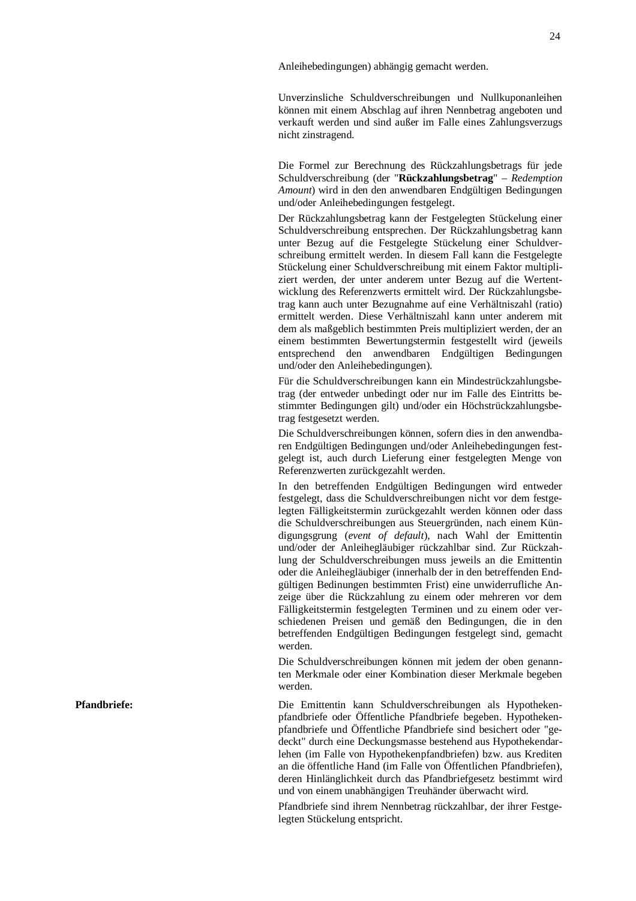Anleihebedingungen) abhängig gemacht werden.

Unverzinsliche Schuldverschreibungen und Nullkuponanleihen können mit einem Abschlag auf ihren Nennbetrag angeboten und verkauft werden und sind außer im Falle eines Zahlungsverzugs nicht zinstragend.

Die Formel zur Berechnung des Rückzahlungsbetrags für jede Schuldverschreibung (der "**Rückzahlungsbetrag**" – *Redemption Amount*) wird in den den anwendbaren Endgültigen Bedingungen und/oder Anleihebedingungen festgelegt.

Der Rückzahlungsbetrag kann der Festgelegten Stückelung einer Schuldverschreibung entsprechen. Der Rückzahlungsbetrag kann unter Bezug auf die Festgelegte Stückelung einer Schuldverschreibung ermittelt werden. In diesem Fall kann die Festgelegte Stückelung einer Schuldverschreibung mit einem Faktor multipliziert werden, der unter anderem unter Bezug auf die Wertentwicklung des Referenzwerts ermittelt wird. Der Rückzahlungsbetrag kann auch unter Bezugnahme auf eine Verhältniszahl (ratio) ermittelt werden. Diese Verhältniszahl kann unter anderem mit dem als maßgeblich bestimmten Preis multipliziert werden, der an einem bestimmten Bewertungstermin festgestellt wird (jeweils entsprechend den anwendbaren Endgültigen Bedingungen und/oder den Anleihebedingungen).

Für die Schuldverschreibungen kann ein Mindestrückzahlungsbetrag (der entweder unbedingt oder nur im Falle des Eintritts bestimmter Bedingungen gilt) und/oder ein Höchstrückzahlungsbetrag festgesetzt werden.

Die Schuldverschreibungen können, sofern dies in den anwendbaren Endgültigen Bedingungen und/oder Anleihebedingungen festgelegt ist, auch durch Lieferung einer festgelegten Menge von Referenzwerten zurückgezahlt werden.

In den betreffenden Endgültigen Bedingungen wird entweder festgelegt, dass die Schuldverschreibungen nicht vor dem festgelegten Fälligkeitstermin zurückgezahlt werden können oder dass die Schuldverschreibungen aus Steuergründen, nach einem Kündigungsgrund (*event of default*), nach Wahl der Emittentin und/oder der Anleihegläubiger rückzahlbar sind. Zur Rückzahlung der Schuldverschreibungen muss jeweils an die Emittentin oder die Anleihegläubiger (innerhalb der in den betreffenden Endgültigen Bedinungen bestimmten Frist) eine unwiderrufliche Anzeige über die Rückzahlung zu einem oder mehreren vor dem Fälligkeitstermin festgelegten Terminen und zu einem oder verschiedenen Preisen und gemäß den Bedingungen, die in den betreffenden Endgültigen Bedingungen festgelegt sind, gemacht werden.

Die Schuldverschreibungen können mit jedem der oben genannten Merkmale oder einer Kombination dieser Merkmale begeben werden.

**Pfandbriefe:**

Die Emittentin kann Schuldverschreibungen als Hypothekenpfandbriefe oder Öffentliche Pfandbriefe begeben. Hypothekenpfandbriefe und Öffentliche Pfandbriefe sind besichert oder "gedeckt" durch eine Deckungsmasse bestehend aus Hypothekendarlehen (im Falle von Hypothekenpfandbriefen) bzw. aus Krediten an die öffentliche Hand (im Falle von Öffentlichen Pfandbriefen), deren Hinlänglichkeit durch das Pfandbriefgesetz bestimmt wird und von einem unabhängigen Treuhänder überwacht wird.

Pfandbriefe sind ihrem Nennbetrag rückzahlbar, der ihrer Festgelegten Stückelung entspricht.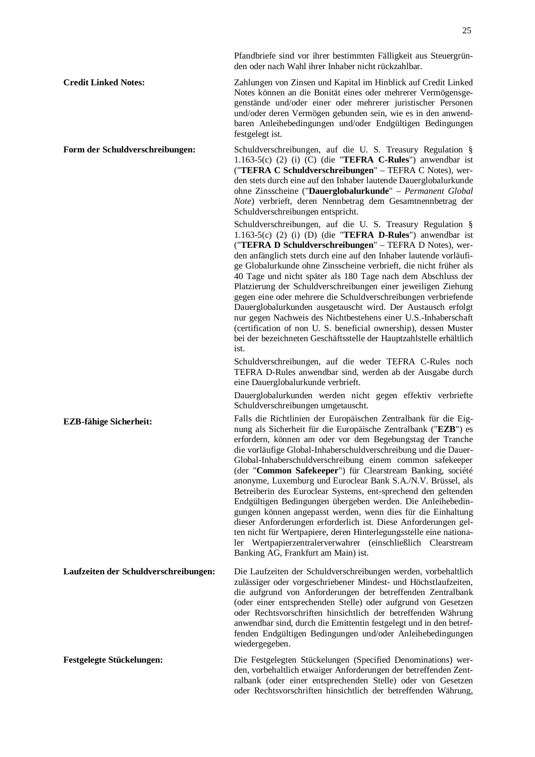Pfandbriefe sind vor ihrer bestimmten Fälligkeit aus Steuergründen oder nach Wahl ihrer Inhaber nicht rückzahlbar.

**Credit Linked Notes:**

Zahlungen von Zinsen und Kapital im Hinblick auf Credit Linked Notes können an die Bonität eines oder mehrerer Vermögensgegenstände und/oder einer oder mehrerer juristischer Personen und/oder deren Vermögen gebunden sein, wie es in den anwendbaren Anleihebedingungen und/oder Endgültigen Bedingungen festgelegt ist.

**Form der Schuldverschreibungen:**

Schuldverschreibungen, auf die U. S. Treasury Regulation § 1.163-5(c) (2) (i) (C) (die "**TEFRA C-Rules**") anwendbar ist ("**TEFRA C Schuldverschreibungen**" – TEFRA C Notes), werden stets durch eine auf den Inhaber lautende Dauerglobalurkunde ohne Zinsscheine ("**Dauerglobalurkunde**" – *Permanent Global Note*) verbrieft, deren Nennbetrag dem Gesamtnennbetrag der Schuldverschreibungen entspricht.

Schuldverschreibungen, auf die U. S. Treasury Regulation § 1.163-5(c) (2) (i) (D) (die "**TEFRA D-Rules**") anwendbar ist ("**TEFRA D Schuldverschreibungen**" – TEFRA D Notes), werden anfänglich stets durch eine auf den Inhaber lautende vorläufige Globalurkunde ohne Zinsscheine verbrieft, die nicht früher als 40 Tage und nicht später als 180 Tage nach dem Abschluss der Platzierung der Schuldverschreibungen einer jeweiligen Ziehung gegen eine oder mehrere die Schuldverschreibungen verbriefende Dauerglobalurkunden ausgetauscht wird. Der Austausch erfolgt nur gegen Nachweis des Nichtbestehens einer U.S.-Inhaberschaft (certification of non U. S. beneficial ownership), dessen Muster bei der bezeichneten Geschäftsstelle der Hauptzahlstelle erhältlich ist.

Schuldverschreibungen, auf die weder TEFRA C-Rules noch TEFRA D-Rules anwendbar sind, werden ab der Ausgabe durch eine Dauerglobalurkunde verbrieft.

Dauerglobalurkunden werden nicht gegen effektiv verbriefte Schuldverschreibungen umgetauscht.

**EZB-fähige Sicherheit:**

Falls die Richtlinien der Europäischen Zentralbank für die Eignung als Sicherheit für die Europäische Zentralbank ("**EZB**") es erfordern, können am oder vor dem Begebungstag der Tranche die vorläufige Global-Inhaberschuldverschreibung und die Dauer-Global-Inhaberschuldverschreibung einem common safekeeper (der "**Common Safekeeper**") für Clearstream Banking, société anonyme, Luxemburg und Euroclear Bank S.A./N.V. Brüssel, als Betreiberin des Euroclear Systems, ent-sprechend den geltenden Endgültigen Bedingungen übergeben werden. Die Anleihebedingungen können angepasst werden, wenn dies für die Einhaltung dieser Anforderungen erforderlich ist. Diese Anforderungen gelten nicht für Wertpapiere, deren Hinterlegungsstelle eine nationaler Wertpapierzentralerverwahrer (einschließlich Clearstream Banking AG, Frankfurt am Main) ist.

**Laufzeiten der Schuldverschreibungen:**

Die Laufzeiten der Schuldverschreibungen werden, vorbehaltlich zulässiger oder vorgeschriebener Mindest- und Höchstlaufzeiten, die aufgrund von Anforderungen der betreffenden Zentralbank (oder einer entsprechenden Stelle) oder aufgrund von Gesetzen oder Rechtsvorschriften hinsichtlich der betreffenden Währung anwendbar sind, durch die Emittentin festgelegt und in den betreffenden Endgültigen Bedingungen und/oder Anleihebedingungen wiedergegeben.

**Festgelegte Stückelungen:**

Die Festgelegten Stückelungen (Specified Denominations) werden, vorbehaltlich etwaiger Anforderungen der betreffenden Zentralbank (oder einer entsprechenden Stelle) oder von Gesetzen oder Rechtsvorschriften hinsichtlich der betreffenden Währung,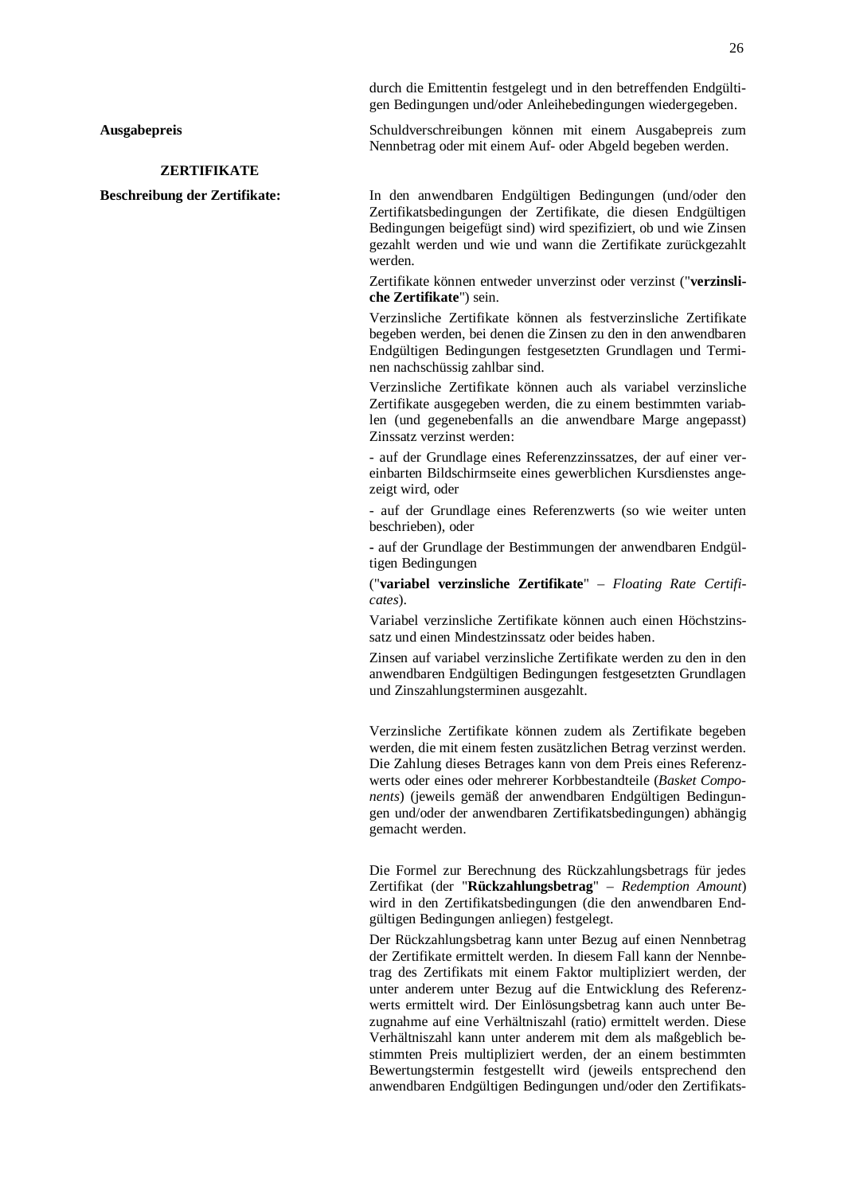durch die Emittentin festgelegt und in den betreffenden Endgültigen Bedingungen und/oder Anleihebedingungen wiedergegeben.

**Ausgabepreis**

Schuldverschreibungen können mit einem Ausgabepreis zum Nennbetrag oder mit einem Auf- oder Abgeld begeben werden.

## ZERTIFIKATE

**Beschreibung der Zertifikate:**

In den anwendbaren Endgültigen Bedingungen (und/oder den Zertifikatsbedingungen der Zertifikate, die diesen Endgültigen Bedingungen beigefügt sind) wird spezifiziert, ob und wie Zinsen gezahlt werden und wie und wann die Zertifikate zurückgezahlt werden.

Zertifikate können entweder unverzinst oder verzinst ("**verzinsliche Zertifikate**") sein.

Verzinsliche Zertifikate können als festverzinsliche Zertifikate begeben werden, bei denen die Zinsen zu den in den anwendbaren Endgültigen Bedingungen festgesetzten Grundlagen und Terminen nachschüssig zahlbar sind.

Verzinsliche Zertifikate können auch als variabel verzinsliche Zertifikate ausgegeben werden, die zu einem bestimmten variablen (und gegenebenfalls an die anwendbare Marge angepasst) Zinssatz verzinst werden:

- auf der Grundlage eines Referenzzinssatzes, der auf einer vereinbarten Bildschirmseite eines gewerblichen Kursdienstes angezeigt wird, oder

- auf der Grundlage eines Referenzwerts (so wie weiter unten beschrieben), oder

- auf der Grundlage der Bestimmungen der anwendbaren Endgültigen Bedingungen

("**variabel verzinsliche Zertifikate**" – *Floating Rate Certificates*).

Variabel verzinsliche Zertifikate können auch einen Höchstzinssatz und einen Mindestzinssatz oder beides haben.

Zinsen auf variabel verzinsliche Zertifikate werden zu den in den anwendbaren Endgültigen Bedingungen festgesetzten Grundlagen und Zinszahlungsterminen ausgezahlt.

Verzinsliche Zertifikate können zudem als Zertifikate begeben werden, die mit einem festen zusätzlichen Betrag verzinst werden. Die Zahlung dieses Betrages kann von dem Preis eines Referenzwerts oder eines oder mehrerer Korbbestandteile (*Basket Components*) (jeweils gemäß der anwendbaren Endgültigen Bedingungen und/oder der anwendbaren Zertifikatsbedingungen) abhängig gemacht werden.

Die Formel zur Berechnung des Rückzahlungsbetrags für jedes Zertifikat (der "**Rückzahlungsbetrag**" – *Redemption Amount*) wird in den Zertifikatsbedingungen (die den anwendbaren Endgültigen Bedingungen anliegen) festgelegt.

Der Rückzahlungsbetrag kann unter Bezug auf einen Nennbetrag der Zertifikate ermittelt werden. In diesem Fall kann der Nennbetrag des Zertifikats mit einem Faktor multipliziert werden, der unter anderem unter Bezug auf die Entwicklung des Referenzwerts ermittelt wird. Der Einlösungsbetrag kann auch unter Bezugnahme auf eine Verhältniszahl (ratio) ermittelt werden. Diese Verhältniszahl kann unter anderem mit dem als maßgeblich bestimmten Preis multipliziert werden, der an einem bestimmten Bewertungstermin festgestellt wird (jeweils entsprechend den anwendbaren Endgültigen Bedingungen und/oder den Zertifikats-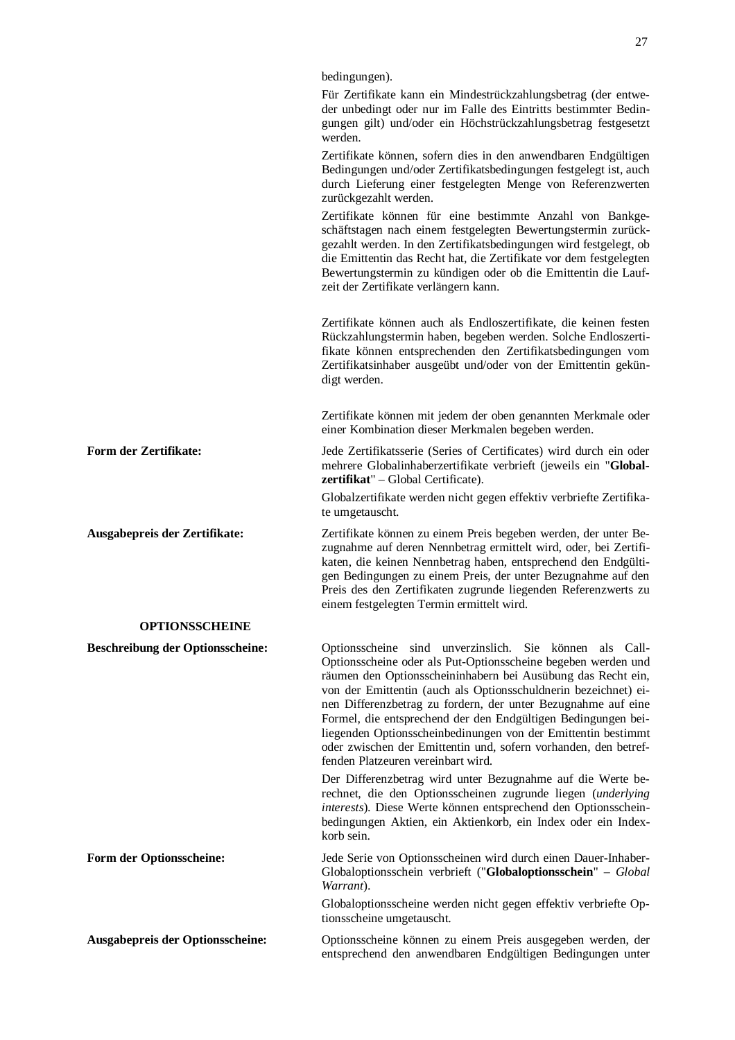bedingungen).

Für Zertifikate kann ein Mindestrückzahlungsbetrag (der entweder unbedingt oder nur im Falle des Eintritts bestimmter Bedingungen gilt) und/oder ein Höchstrückzahlungsbetrag festgesetzt werden.

Zertifikate können, sofern dies in den anwendbaren Endgültigen Bedingungen und/oder Zertifikatsbedingungen festgelegt ist, auch durch Lieferung einer festgelegten Menge von Referenzwerten zurückgezahlt werden.

Zertifikate können für eine bestimmte Anzahl von Bankgeschäftstagen nach einem festgelegten Bewertungstermin zurückgezahlt werden. In den Zertifikatsbedingungen wird festgelegt, ob die Emittentin das Recht hat, die Zertifikate vor dem festgelegten Bewertungstermin zu kündigen oder ob die Emittentin die Laufzeit der Zertifikate verlängern kann.

Zertifikate können auch als Endloszertifikate, die keinen festen Rückzahlungstermin haben, begeben werden. Solche Endloszertifikate können entsprechenden den Zertifikatsbedingungen vom Zertifikatsinhaber ausgeübt und/oder von der Emittentin gekündigt werden.

Zertifikate können mit jedem der oben genannten Merkmale oder einer Kombination dieser Merkmalen begeben werden.

**Form der Zertifikate:**

Jede Zertifikatsserie (Series of Certificates) wird durch ein oder mehrere Globalinhaberzertifikate verbrieft (jeweils ein "**Globalzertifikat**" – Global Certificate).

Globalzertifikate werden nicht gegen effektiv verbriefte Zertifikate umgetauscht.

**Ausgabepreis der Zertifikate:**

Zertifikate können zu einem Preis begeben werden, der unter Bezugnahme auf deren Nennbetrag ermittelt wird, oder, bei Zertifikaten, die keinen Nennbetrag haben, entsprechend den Endgültigen Bedingungen zu einem Preis, der unter Bezugnahme auf den Preis des den Zertifikaten zugrunde liegenden Referenzwerts zu einem festgelegten Termin ermittelt wird.

## OPTIONSSCHEINE

**Beschreibung der Optionsscheine:**

Optionsscheine sind unverzinslich. Sie können als Call-Optionsscheine oder als Put-Optionsscheine begeben werden und räumen den Optionsscheininhabern bei Ausübung das Recht ein, von der Emittentin (auch als Optionsschuldnerin bezeichnet) einen Differenzbetrag zu fordern, der unter Bezugnahme auf eine Formel, die entsprechend der den Endgültigen Bedingungen beiliegenden Optionsscheinbedinungen von der Emittentin bestimmt oder zwischen der Emittentin und, sofern vorhanden, den betreffenden Platzeuren vereinbart wird.

Der Differenzbetrag wird unter Bezugnahme auf die Werte berechnet, die den Optionsscheinen zugrunde liegen (*underlying interests*). Diese Werte können entsprechend den Optionsscheinbedingungen Aktien, ein Aktienkorb, ein Index oder ein Indexkorb sein.

**Form der Optionsscheine:**

Jede Serie von Optionsscheinen wird durch einen Dauer-Inhaber-Globaloptionsschein verbrieft ("**Globaloptionsschein**" – *Global Warrant*).

Globaloptionsscheine werden nicht gegen effektiv verbriefte Optionsscheine umgetauscht.

**Ausgabepreis der Optionsscheine:**

Optionsscheine können zu einem Preis ausgegeben werden, der entsprechend den anwendbaren Endgültigen Bedingungen unter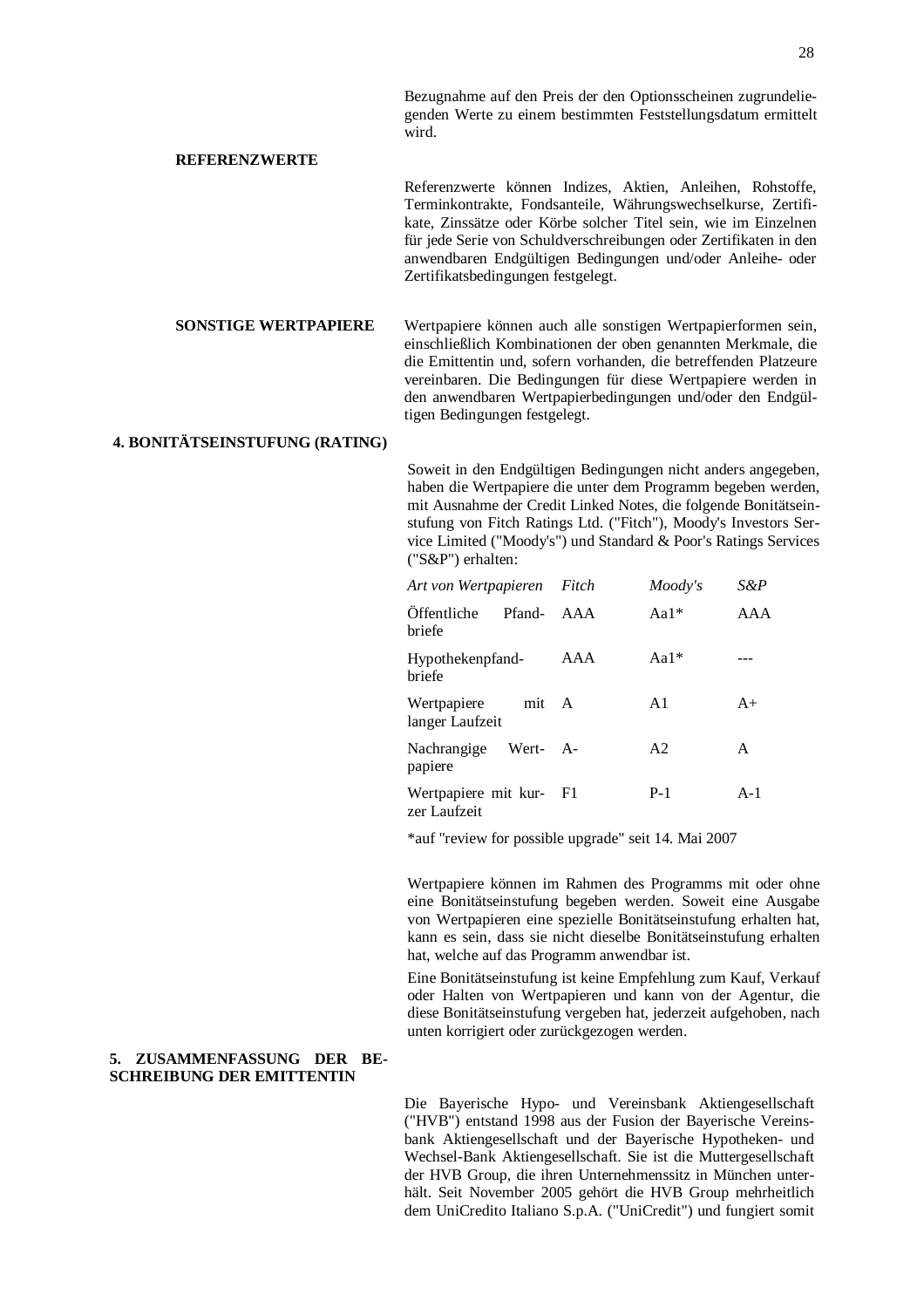Bezugnahme auf den Preis der den Optionsscheinen zugrundeliegenden Werte zu einem bestimmten Feststellungsdatum ermittelt wird.

**REFERENZWERTE**

Referenzwerte können Indizes, Aktien, Anleihen, Rohstoffe, Terminkontrakte, Fondsanteile, Währungswechselkurse, Zertifikate, Zinssätze oder Körbe solcher Titel sein, wie im Einzelnen für jede Serie von Schuldverschreibungen oder Zertifikaten in den anwendbaren Endgültigen Bedingungen und/oder Anleihe- oder Zertifikatsbedingungen festgelegt.

**SONSTIGE WERTPAPIERE**

Wertpapiere können auch alle sonstigen Wertpapierformen sein, einschließlich Kombinationen der oben genannten Merkmale, die die Emittentin und, sofern vorhanden, die betreffenden Platzeure vereinbaren. Die Bedingungen für diese Wertpapiere werden in den anwendbaren Wertpapierbedingungen und/oder den Endgültigen Bedingungen festgelegt.

## 4. BONITÄTSEINSTUFUNG (RATING)

Soweit in den Endgültigen Bedingungen nicht anders angegeben, haben die Wertpapiere die unter dem Programm begeben werden, mit Ausnahme der Credit Linked Notes, die folgende Bonitätseinstufung von Fitch Ratings Ltd. ("Fitch"), Moody's Investors Service Limited ("Moody's") und Standard & Poor's Ratings Services ("S&P") erhalten:

| *Art von Wertpapieren* | *Fitch* | *Moody's* | *S&P* |
|---|---|---|---|
| Öffentliche Pfandbriefe | AAA | Aa1* | AAA |
| Hypothekenpfandbriefe | AAA | Aa1* | --- |
| Wertpapiere mit langer Laufzeit | A | A1 | A+ |
| Nachrangige Wertpapiere | A- | A2 | A |
| Wertpapiere mit kurzer Laufzeit | F1 | P-1 | A-1 |

*auf "review for possible upgrade" seit 14. Mai 2007

Wertpapiere können im Rahmen des Programms mit oder ohne eine Bonitätseinstufung begeben werden. Soweit eine Ausgabe von Wertpapieren eine spezielle Bonitätseinstufung erhalten hat, kann es sein, dass sie nicht dieselbe Bonitätseinstufung erhalten hat, welche auf das Programm anwendbar ist.

Eine Bonitätseinstufung ist keine Empfehlung zum Kauf, Verkauf oder Halten von Wertpapieren und kann von der Agentur, die diese Bonitätseinstufung vergeben hat, jederzeit aufgehoben, nach unten korrigiert oder zurückgezogen werden.

## 5. ZUSAMMENFASSUNG DER BESCHREIBUNG DER EMITTENTIN

Die Bayerische Hypo- und Vereinsbank Aktiengesellschaft ("HVB") entstand 1998 aus der Fusion der Bayerische Vereinsbank Aktiengesellschaft und der Bayerische Hypotheken- und Wechsel-Bank Aktiengesellschaft. Sie ist die Muttergesellschaft der HVB Group, die ihren Unternehmenssitz in München unterhält. Seit November 2005 gehört die HVB Group mehrheitlich dem UniCredito Italiano S.p.A. ("UniCredit") und fungiert somit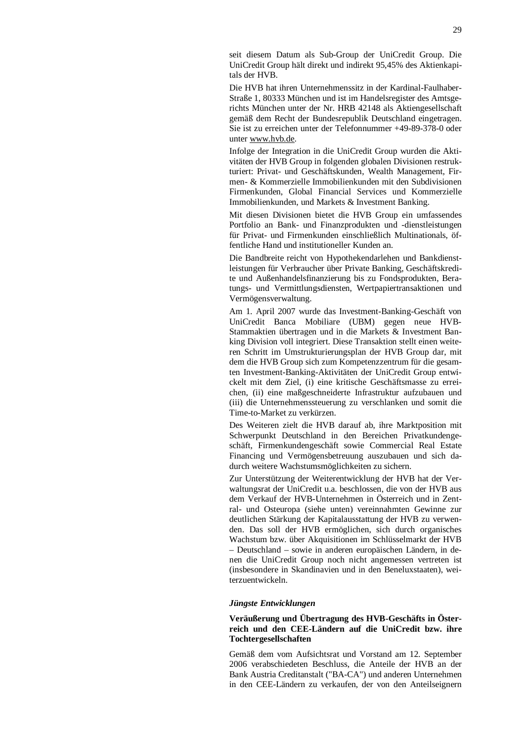seit diesem Datum als Sub-Group der UniCredit Group. Die UniCredit Group hält direkt und indirekt 95,45% des Aktienkapitals der HVB.

Die HVB hat ihren Unternehmenssitz in der Kardinal-Faulhaber-Straße 1, 80333 München und ist im Handelsregister des Amtsgerichts München unter der Nr. HRB 42148 als Aktiengesellschaft gemäß dem Recht der Bundesrepublik Deutschland eingetragen. Sie ist zu erreichen unter der Telefonnummer +49-89-378-0 oder unter www.hvb.de.

Infolge der Integration in die UniCredit Group wurden die Aktivitäten der HVB Group in folgenden globalen Divisionen restrukturiert: Privat- und Geschäftskunden, Wealth Management, Firmen- & Kommerzielle Immobilienkunden mit den Subdivisionen Firmenkunden, Global Financial Services und Kommerzielle Immobilienkunden, und Markets & Investment Banking.

Mit diesen Divisionen bietet die HVB Group ein umfassendes Portfolio an Bank- und Finanzprodukten und -dienstleistungen für Privat- und Firmenkunden einschließlich Multinationals, öffentliche Hand und institutioneller Kunden an.

Die Bandbreite reicht von Hypothekendarlehen und Bankdienstleistungen für Verbraucher über Private Banking, Geschäftskredite und Außenhandelsfinanzierung bis zu Fondsprodukten, Beratungs- und Vermittlungsdiensten, Wertpapiertransaktionen und Vermögensverwaltung.

Am 1. April 2007 wurde das Investment-Banking-Geschäft von UniCredit Banca Mobiliare (UBM) gegen neue HVB-Stammaktien übertragen und in die Markets & Investment Banking Division voll integriert. Diese Transaktion stellt einen weiteren Schritt im Umstrukturierungsplan der HVB Group dar, mit dem die HVB Group sich zum Kompetenzzentrum für die gesamten Investment-Banking-Aktivitäten der UniCredit Group entwickelt mit dem Ziel, (i) eine kritische Geschäftsmasse zu erreichen, (ii) eine maßgeschneiderte Infrastruktur aufzubauen und (iii) die Unternehmenssteuerung zu verschlanken und somit die Time-to-Market zu verkürzen.

Des Weiteren zielt die HVB darauf ab, ihre Marktposition mit Schwerpunkt Deutschland in den Bereichen Privatkundengeschäft, Firmenkundengeschäft sowie Commercial Real Estate Financing und Vermögensbetreuung auszubauen und sich dadurch weitere Wachstumsmöglichkeiten zu sichern.

Zur Unterstützung der Weiterentwicklung der HVB hat der Verwaltungsrat der UniCredit u.a. beschlossen, die von der HVB aus dem Verkauf der HVB-Unternehmen in Österreich und in Zentral- und Osteuropa (siehe unten) vereinnahmten Gewinne zur deutlichen Stärkung der Kapitalausstattung der HVB zu verwenden. Das soll der HVB ermöglichen, sich durch organisches Wachstum bzw. über Akquisitionen im Schlüsselmarkt der HVB – Deutschland – sowie in anderen europäischen Ländern, in denen die UniCredit Group noch nicht angemessen vertreten ist (insbesondere in Skandinavien und in den Beneluxstaaten), weiterzuentwickeln.

***Jüngste Entwicklungen***

**Veräußerung und Übertragung des HVB-Geschäfts in Österreich und den CEE-Ländern auf die UniCredit bzw. ihre Tochtergesellschaften**

Gemäß dem vom Aufsichtsrat und Vorstand am 12. September 2006 verabschiedeten Beschluss, die Anteile der HVB an der Bank Austria Creditanstalt ("BA-CA") und anderen Unternehmen in den CEE-Ländern zu verkaufen, der von den Anteilseignern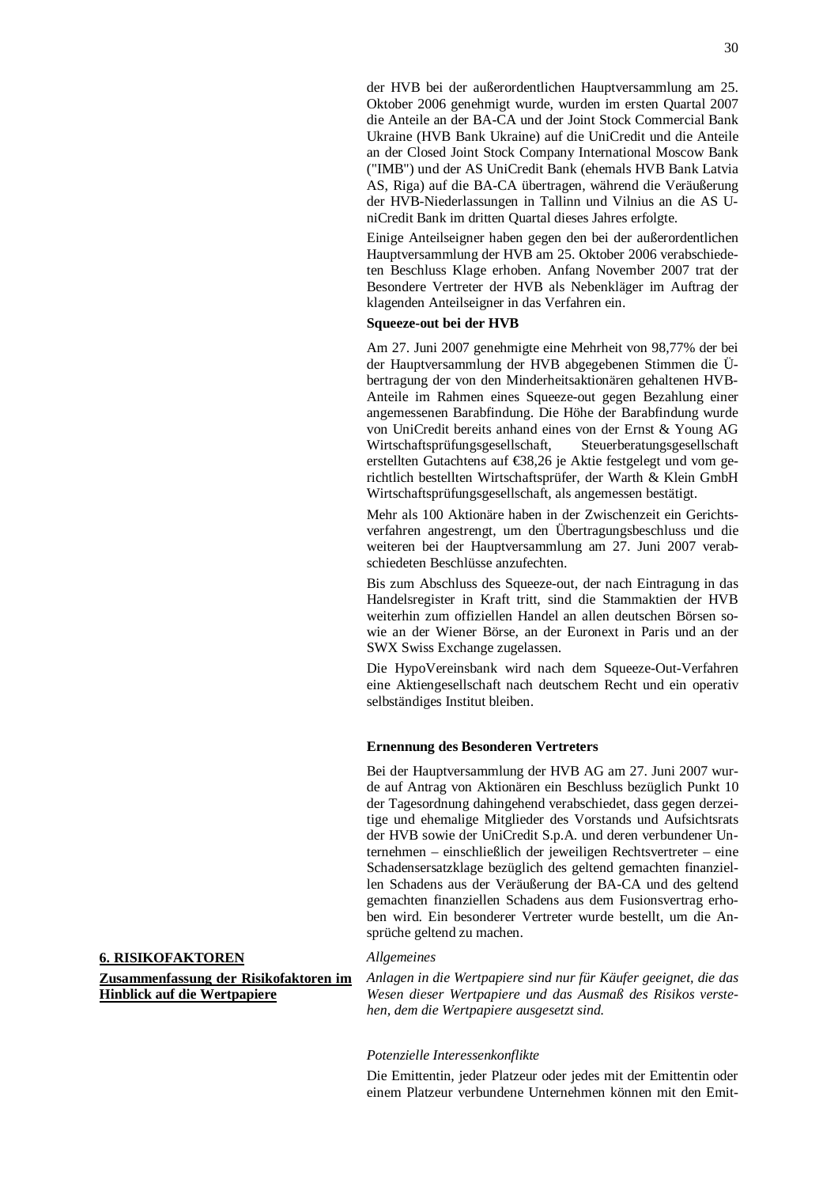der HVB bei der außerordentlichen Hauptversammlung am 25. Oktober 2006 genehmigt wurde, wurden im ersten Quartal 2007 die Anteile an der BA-CA und der Joint Stock Commercial Bank Ukraine (HVB Bank Ukraine) auf die UniCredit und die Anteile an der Closed Joint Stock Company International Moscow Bank ("IMB") und der AS UniCredit Bank (ehemals HVB Bank Latvia AS, Riga) auf die BA-CA übertragen, während die Veräußerung der HVB-Niederlassungen in Tallinn und Vilnius an die AS UniCredit Bank im dritten Quartal dieses Jahres erfolgte.

Einige Anteilseigner haben gegen den bei der außerordentlichen Hauptversammlung der HVB am 25. Oktober 2006 verabschiedeten Beschluss Klage erhoben. Anfang November 2007 trat der Besondere Vertreter der HVB als Nebenkläger im Auftrag der klagenden Anteilseigner in das Verfahren ein.

**Squeeze-out bei der HVB**

Am 27. Juni 2007 genehmigte eine Mehrheit von 98,77% der bei der Hauptversammlung der HVB abgegebenen Stimmen die Übertragung der von den Minderheitsaktionären gehaltenen HVB-Anteile im Rahmen eines Squeeze-out gegen Bezahlung einer angemessenen Barabfindung. Die Höhe der Barabfindung wurde von UniCredit bereits anhand eines von der Ernst & Young AG Wirtschaftsprüfungsgesellschaft, Steuerberatungsgesellschaft erstellten Gutachtens auf €38,26 je Aktie festgelegt und vom gerichtlich bestellten Wirtschaftsprüfer, der Warth & Klein GmbH Wirtschaftsprüfungsgesellschaft, als angemessen bestätigt.

Mehr als 100 Aktionäre haben in der Zwischenzeit ein Gerichtsverfahren angestrengt, um den Übertragungsbeschluss und die weiteren bei der Hauptversammlung am 27. Juni 2007 verabschiedeten Beschlüsse anzufechten.

Bis zum Abschluss des Squeeze-out, der nach Eintragung in das Handelsregister in Kraft tritt, sind die Stammaktien der HVB weiterhin zum offiziellen Handel an allen deutschen Börsen sowie an der Wiener Börse, an der Euronext in Paris und an der SWX Swiss Exchange zugelassen.

Die HypoVereinsbank wird nach dem Squeeze-Out-Verfahren eine Aktiengesellschaft nach deutschem Recht und ein operativ selbständiges Institut bleiben.

**Ernennung des Besonderen Vertreters**

Bei der Hauptversammlung der HVB AG am 27. Juni 2007 wurde auf Antrag von Aktionären ein Beschluss bezüglich Punkt 10 der Tagesordnung dahingehend verabschiedet, dass gegen derzeitige und ehemalige Mitglieder des Vorstands und Aufsichtsrats der HVB sowie der UniCredit S.p.A. und deren verbundener Unternehmen – einschließlich der jeweiligen Rechtsvertreter – eine Schadensersatzklage bezüglich des geltend gemachten finanziellen Schadens aus der Veräußerung der BA-CA und des geltend gemachten finanziellen Schadens aus dem Fusionsvertrag erhoben wird. Ein besonderer Vertreter wurde bestellt, um die Ansprüche geltend zu machen.

## 6. RISIKOFAKTOREN

**Zusammenfassung der Risikofaktoren im Hinblick auf die Wertpapiere**

*Allgemeines*

*Anlagen in die Wertpapiere sind nur für Käufer geeignet, die das Wesen dieser Wertpapiere und das Ausmaß des Risikos verstehen, dem die Wertpapiere ausgesetzt sind.*

*Potenzielle Interessenkonflikte*

Die Emittentin, jeder Platzeur oder jedes mit der Emittentin oder einem Platzeur verbundene Unternehmen können mit den Emit-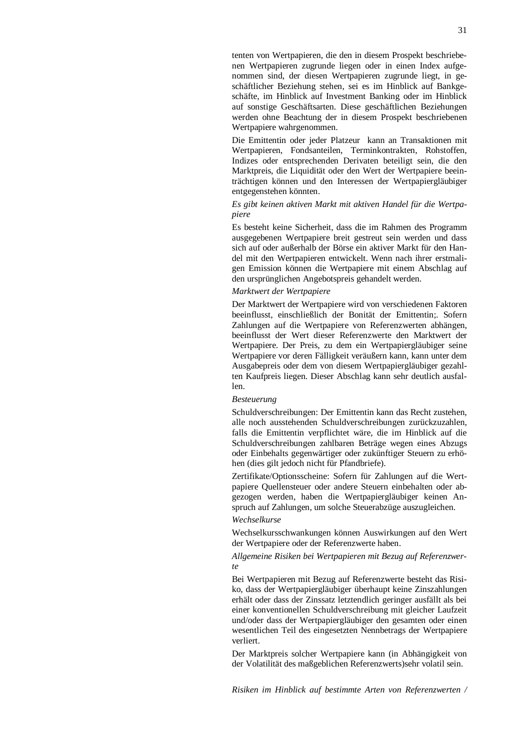tenten von Wertpapieren, die den in diesem Prospekt beschriebenen Wertpapieren zugrunde liegen oder in einen Index aufgenommen sind, der diesen Wertpapieren zugrunde liegt, in geschäftlicher Beziehung stehen, sei es im Hinblick auf Bankgeschäfte, im Hinblick auf Investment Banking oder im Hinblick auf sonstige Geschäftsarten. Diese geschäftlichen Beziehungen werden ohne Beachtung der in diesem Prospekt beschriebenen Wertpapiere wahrgenommen.

Die Emittentin oder jeder Platzeur kann an Transaktionen mit Wertpapieren, Fondsanteilen, Terminkontrakten, Rohstoffen, Indizes oder entsprechenden Derivaten beteiligt sein, die den Marktpreis, die Liquidität oder den Wert der Wertpapiere beeinträchtigen können und den Interessen der Wertpapiergläubiger entgegenstehen könnten.

*Es gibt keinen aktiven Markt mit aktiven Handel für die Wertpapiere*

Es besteht keine Sicherheit, dass die im Rahmen des Programm ausgegebenen Wertpapiere breit gestreut sein werden und dass sich auf oder außerhalb der Börse ein aktiver Markt für den Handel mit den Wertpapieren entwickelt. Wenn nach ihrer erstmaligen Emission können die Wertpapiere mit einem Abschlag auf den ursprünglichen Angebotspreis gehandelt werden.

*Marktwert der Wertpapiere*

Der Marktwert der Wertpapiere wird von verschiedenen Faktoren beeinflusst, einschließlich der Bonität der Emittentin;. Sofern Zahlungen auf die Wertpapiere von Referenzwerten abhängen, beeinflusst der Wert dieser Referenzwerte den Marktwert der Wertpapiere. Der Preis, zu dem ein Wertpapiergläubiger seine Wertpapiere vor deren Fälligkeit veräußern kann, kann unter dem Ausgabepreis oder dem von diesem Wertpapiergläubiger gezahlten Kaufpreis liegen. Dieser Abschlag kann sehr deutlich ausfallen.

*Besteuerung*

Schuldverschreibungen: Der Emittentin kann das Recht zustehen, alle noch ausstehenden Schuldverschreibungen zurückzuzahlen, falls die Emittentin verpflichtet wäre, die im Hinblick auf die Schuldverschreibungen zahlbaren Beträge wegen eines Abzugs oder Einbehalts gegenwärtiger oder zukünftiger Steuern zu erhöhen (dies gilt jedoch nicht für Pfandbriefe).

Zertifikate/Optionsscheine: Sofern für Zahlungen auf die Wertpapiere Quellensteuer oder andere Steuern einbehalten oder abgezogen werden, haben die Wertpapiergläubiger keinen Anspruch auf Zahlungen, um solche Steuerabzüge auszugleichen.

*Wechselkurse*

Wechselkursschwankungen können Auswirkungen auf den Wert der Wertpapiere oder der Referenzwerte haben.

*Allgemeine Risiken bei Wertpapieren mit Bezug auf Referenzwerte*

Bei Wertpapieren mit Bezug auf Referenzwerte besteht das Risiko, dass der Wertpapiergläubiger überhaupt keine Zinszahlungen erhält oder dass der Zinssatz letztendlich geringer ausfällt als bei einer konventionellen Schuldverschreibung mit gleicher Laufzeit und/oder dass der Wertpapiergläubiger den gesamten oder einen wesentlichen Teil des eingesetzten Nennbetrags der Wertpapiere verliert.

Der Marktpreis solcher Wertpapiere kann (in Abhängigkeit von der Volatilität des maßgeblichen Referenzwerts)sehr volatil sein.

*Risiken im Hinblick auf bestimmte Arten von Referenzwerten /*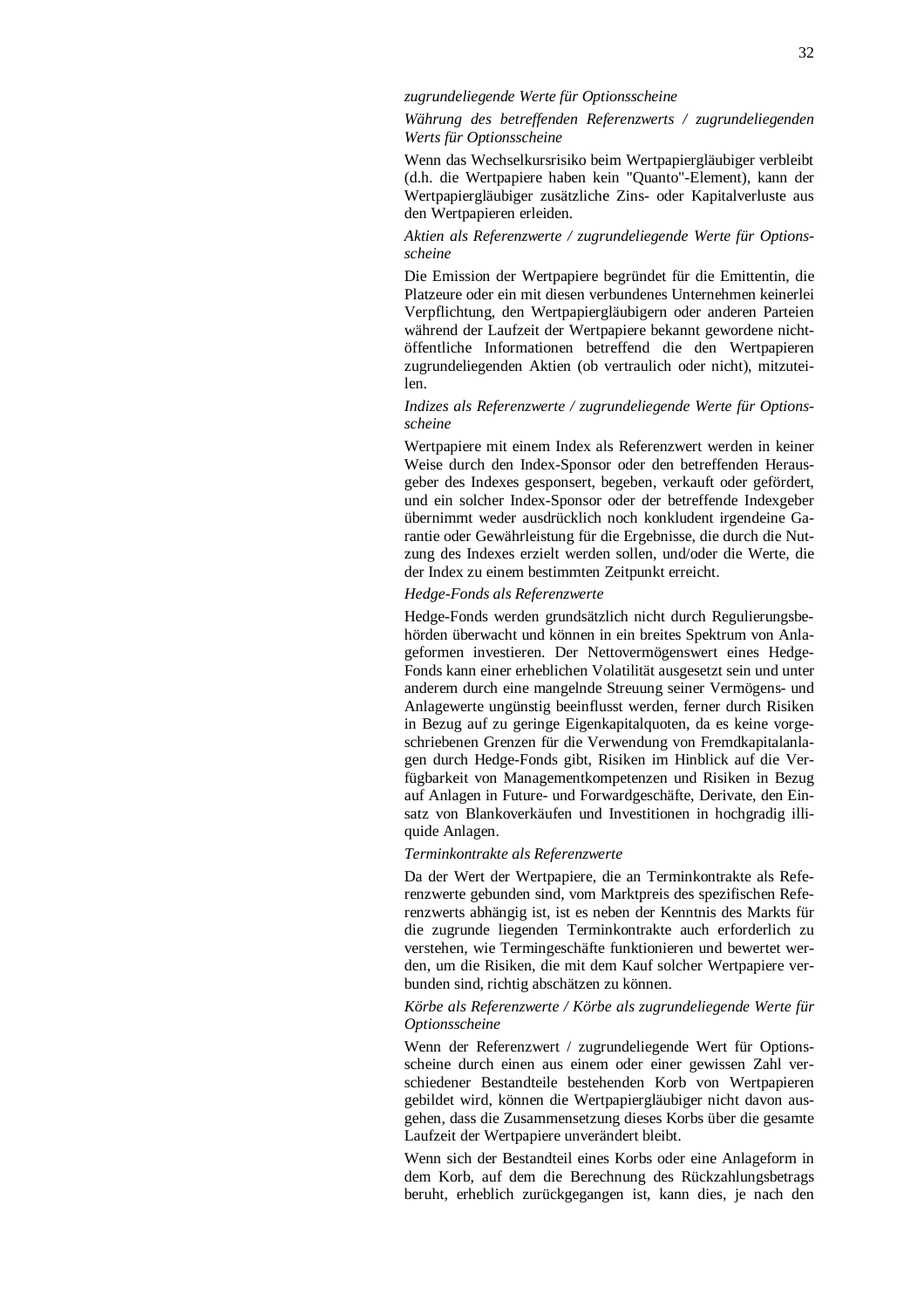*zugrundeliegende Werte für Optionsscheine*

*Währung des betreffenden Referenzwerts / zugrundeliegenden Werts für Optionsscheine*

Wenn das Wechselkursrisiko beim Wertpapiergläubiger verbleibt (d.h. die Wertpapiere haben kein "Quanto"-Element), kann der Wertpapiergläubiger zusätzliche Zins- oder Kapitalverluste aus den Wertpapieren erleiden.

*Aktien als Referenzwerte / zugrundeliegende Werte für Optionsscheine*

Die Emission der Wertpapiere begründet für die Emittentin, die Platzeure oder ein mit diesen verbundenes Unternehmen keinerlei Verpflichtung, den Wertpapiergläubigern oder anderen Parteien während der Laufzeit der Wertpapiere bekannt gewordene nicht-öffentliche Informationen betreffend die den Wertpapieren zugrundeliegenden Aktien (ob vertraulich oder nicht), mitzuteilen.

*Indizes als Referenzwerte / zugrundeliegende Werte für Optionsscheine*

Wertpapiere mit einem Index als Referenzwert werden in keiner Weise durch den Index-Sponsor oder den betreffenden Herausgeber des Indexes gesponsert, begeben, verkauft oder gefördert, und ein solcher Index-Sponsor oder der betreffende Indexgeber übernimmt weder ausdrücklich noch konkludent irgendeine Garantie oder Gewährleistung für die Ergebnisse, die durch die Nutzung des Indexes erzielt werden sollen, und/oder die Werte, die der Index zu einem bestimmten Zeitpunkt erreicht.

*Hedge-Fonds als Referenzwerte*

Hedge-Fonds werden grundsätzlich nicht durch Regulierungsbehörden überwacht und können in ein breites Spektrum von Anlageformen investieren. Der Nettovermögenswert eines Hedge-Fonds kann einer erheblichen Volatilität ausgesetzt sein und unter anderem durch eine mangelnde Streuung seiner Vermögens- und Anlagewerte ungünstig beeinflusst werden, ferner durch Risiken in Bezug auf zu geringe Eigenkapitalquoten, da es keine vorgeschriebenen Grenzen für die Verwendung von Fremdkapitalanlagen durch Hedge-Fonds gibt, Risiken im Hinblick auf die Verfügbarkeit von Managementkompetenzen und Risiken in Bezug auf Anlagen in Future- und Forwardgeschäfte, Derivate, den Einsatz von Blankoverkäufen und Investitionen in hochgradig illiquide Anlagen.

*Terminkontrakte als Referenzwerte*

Da der Wert der Wertpapiere, die an Terminkontrakte als Referenzwerte gebunden sind, vom Marktpreis des spezifischen Referenzwerts abhängig ist, ist es neben der Kenntnis des Markts für die zugrunde liegenden Terminkontrakte auch erforderlich zu verstehen, wie Termingeschäfte funktionieren und bewertet werden, um die Risiken, die mit dem Kauf solcher Wertpapiere verbunden sind, richtig abschätzen zu können.

*Körbe als Referenzwerte / Körbe als zugrundeliegende Werte für Optionsscheine*

Wenn der Referenzwert / zugrundeliegende Wert für Optionsscheine durch einen aus einem oder einer gewissen Zahl verschiedener Bestandteile bestehenden Korb von Wertpapieren gebildet wird, können die Wertpapiergläubiger nicht davon ausgehen, dass die Zusammensetzung dieses Korbs über die gesamte Laufzeit der Wertpapiere unverändert bleibt.

Wenn sich der Bestandteil eines Korbs oder eine Anlageform in dem Korb, auf dem die Berechnung des Rückzahlungsbetrags beruht, erheblich zurückgegangen ist, kann dies, je nach den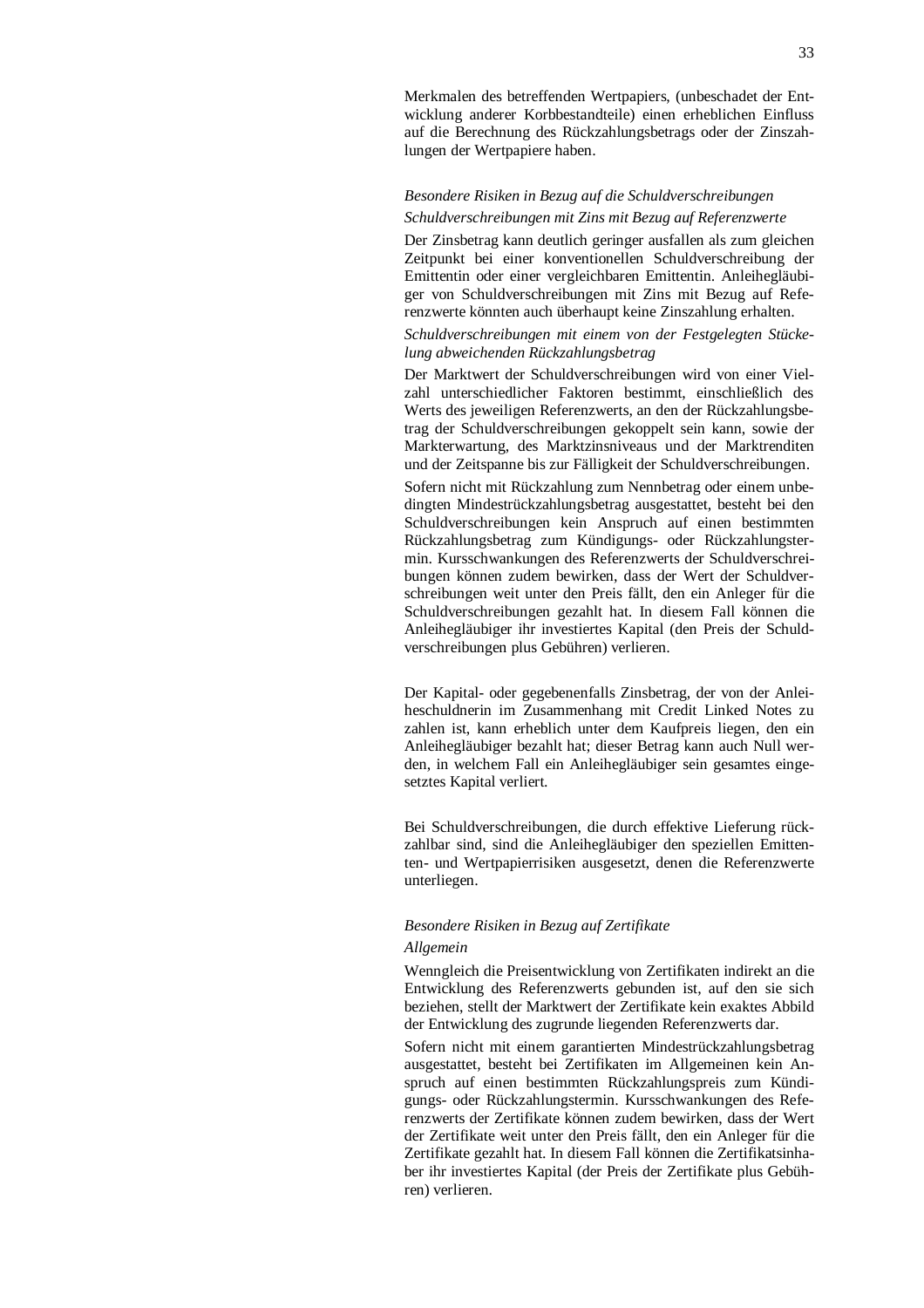Merkmalen des betreffenden Wertpapiers, (unbeschadet der Entwicklung anderer Korbbestandteile) einen erheblichen Einfluss auf die Berechnung des Rückzahlungsbetrags oder der Zinszahlungen der Wertpapiere haben.

*Besondere Risiken in Bezug auf die Schuldverschreibungen*

*Schuldverschreibungen mit Zins mit Bezug auf Referenzwerte*

Der Zinsbetrag kann deutlich geringer ausfallen als zum gleichen Zeitpunkt bei einer konventionellen Schuldverschreibung der Emittentin oder einer vergleichbaren Emittentin. Anleihegläubiger von Schuldverschreibungen mit Zins mit Bezug auf Referenzwerte könnten auch überhaupt keine Zinszahlung erhalten.

*Schuldverschreibungen mit einem von der Festgelegten Stückelung abweichenden Rückzahlungsbetrag*

Der Marktwert der Schuldverschreibungen wird von einer Vielzahl unterschiedlicher Faktoren bestimmt, einschließlich des Werts des jeweiligen Referenzwerts, an den der Rückzahlungsbetrag der Schuldverschreibungen gekoppelt sein kann, sowie der Markterwartung, des Marktzinsniveaus und der Marktrenditen und der Zeitspanne bis zur Fälligkeit der Schuldverschreibungen.

Sofern nicht mit Rückzahlung zum Nennbetrag oder einem unbedingten Mindestrückzahlungsbetrag ausgestattet, besteht bei den Schuldverschreibungen kein Anspruch auf einen bestimmten Rückzahlungsbetrag zum Kündigungs- oder Rückzahlungstermin. Kursschwankungen des Referenzwerts der Schuldverschreibungen können zudem bewirken, dass der Wert der Schuldverschreibungen weit unter den Preis fällt, den ein Anleger für die Schuldverschreibungen gezahlt hat. In diesem Fall können die Anleihegläubiger ihr investiertes Kapital (den Preis der Schuldverschreibungen plus Gebühren) verlieren.

Der Kapital- oder gegebenenfalls Zinsbetrag, der von der Anleiheschuldnerin im Zusammenhang mit Credit Linked Notes zu zahlen ist, kann erheblich unter dem Kaufpreis liegen, den ein Anleihegläubiger bezahlt hat; dieser Betrag kann auch Null werden, in welchem Fall ein Anleihegläubiger sein gesamtes eingesetztes Kapital verliert.

Bei Schuldverschreibungen, die durch effektive Lieferung rückzahlbar sind, sind die Anleihegläubiger den speziellen Emittenten- und Wertpapierrisiken ausgesetzt, denen die Referenzwerte unterliegen.

*Besondere Risiken in Bezug auf Zertifikate*

*Allgemein*

Wenngleich die Preisentwicklung von Zertifikaten indirekt an die Entwicklung des Referenzwerts gebunden ist, auf den sie sich beziehen, stellt der Marktwert der Zertifikate kein exaktes Abbild der Entwicklung des zugrunde liegenden Referenzwerts dar.

Sofern nicht mit einem garantierten Mindestrückzahlungsbetrag ausgestattet, besteht bei Zertifikaten im Allgemeinen kein Anspruch auf einen bestimmten Rückzahlungspreis zum Kündigungs- oder Rückzahlungstermin. Kursschwankungen des Referenzwerts der Zertifikate können zudem bewirken, dass der Wert der Zertifikate weit unter den Preis fällt, den ein Anleger für die Zertifikate gezahlt hat. In diesem Fall können die Zertifikatsinhaber ihr investiertes Kapital (der Preis der Zertifikate plus Gebühren) verlieren.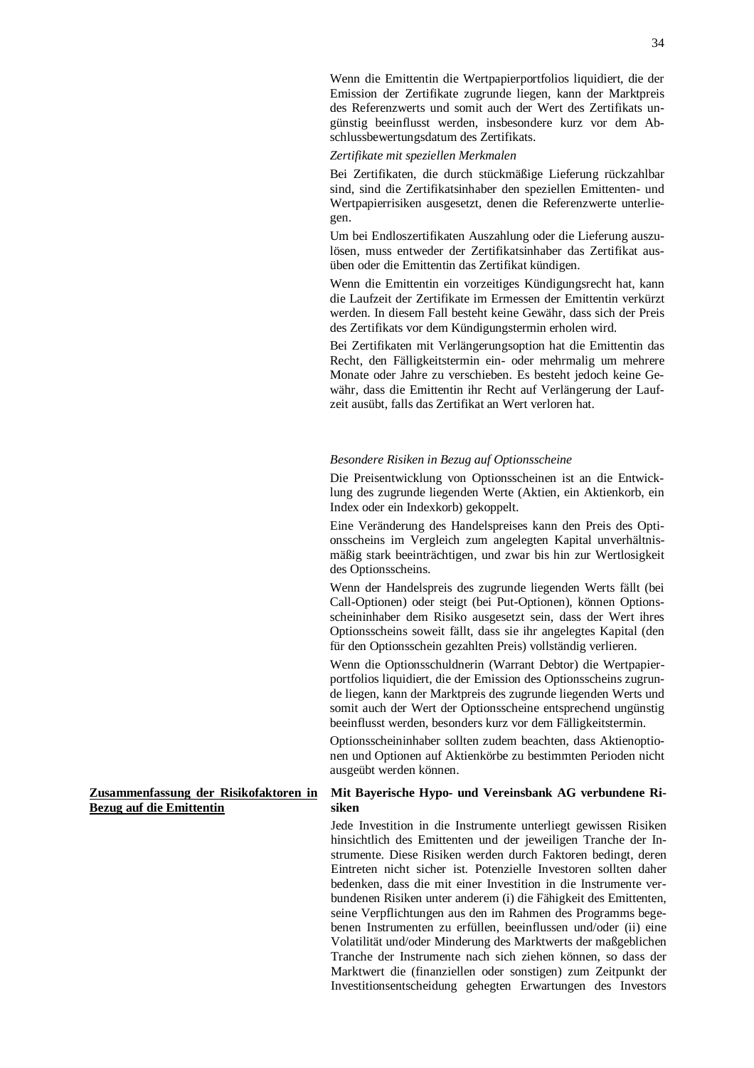Wenn die Emittentin die Wertpapierportfolios liquidiert, die der Emission der Zertifikate zugrunde liegen, kann der Marktpreis des Referenzwerts und somit auch der Wert des Zertifikats ungünstig beeinflusst werden, insbesondere kurz vor dem Abschlussbewertungsdatum des Zertifikats.

*Zertifikate mit speziellen Merkmalen*

Bei Zertifikaten, die durch stückmäßige Lieferung rückzahlbar sind, sind die Zertifikatsinhaber den speziellen Emittenten- und Wertpapierrisiken ausgesetzt, denen die Referenzwerte unterliegen.

Um bei Endloszertifikaten Auszahlung oder die Lieferung auszulösen, muss entweder der Zertifikatsinhaber das Zertifikat ausüben oder die Emittentin das Zertifikat kündigen.

Wenn die Emittentin ein vorzeitiges Kündigungsrecht hat, kann die Laufzeit der Zertifikate im Ermessen der Emittentin verkürzt werden. In diesem Fall besteht keine Gewähr, dass sich der Preis des Zertifikats vor dem Kündigungstermin erholen wird.

Bei Zertifikaten mit Verlängerungsoption hat die Emittentin das Recht, den Fälligkeitstermin ein- oder mehrmalig um mehrere Monate oder Jahre zu verschieben. Es besteht jedoch keine Gewähr, dass die Emittentin ihr Recht auf Verlängerung der Laufzeit ausübt, falls das Zertifikat an Wert verloren hat.

*Besondere Risiken in Bezug auf Optionsscheine*

Die Preisentwicklung von Optionsscheinen ist an die Entwicklung des zugrunde liegenden Werte (Aktien, ein Aktienkorb, ein Index oder ein Indexkorb) gekoppelt.

Eine Veränderung des Handelspreises kann den Preis des Optionsscheins im Vergleich zum angelegten Kapital unverhältnismäßig stark beeinträchtigen, und zwar bis hin zur Wertlosigkeit des Optionsscheins.

Wenn der Handelspreis des zugrunde liegenden Werts fällt (bei Call-Optionen) oder steigt (bei Put-Optionen), können Optionsscheininhaber dem Risiko ausgesetzt sein, dass der Wert ihres Optionsscheins soweit fällt, dass sie ihr angelegtes Kapital (den für den Optionsschein gezahlten Preis) vollständig verlieren.

Wenn die Optionsschuldnerin (Warrant Debtor) die Wertpapierportfolios liquidiert, die der Emission des Optionsscheins zugrunde liegen, kann der Marktpreis des zugrunde liegenden Werts und somit auch der Wert der Optionsscheine entsprechend ungünstig beeinflusst werden, besonders kurz vor dem Fälligkeitstermin.

Optionsscheininhaber sollten zudem beachten, dass Aktienoptionen und Optionen auf Aktienkörbe zu bestimmten Perioden nicht ausgeübt werden können.

**Zusammenfassung der Risikofaktoren in Bezug auf die Emittentin**

**Mit Bayerische Hypo- und Vereinsbank AG verbundene Risiken**

Jede Investition in die Instrumente unterliegt gewissen Risiken hinsichtlich des Emittenten und der jeweiligen Tranche der Instrumente. Diese Risiken werden durch Faktoren bedingt, deren Eintreten nicht sicher ist. Potenzielle Investoren sollten daher bedenken, dass die mit einer Investition in die Instrumente verbundenen Risiken unter anderem (i) die Fähigkeit des Emittenten, seine Verpflichtungen aus den im Rahmen des Programms begebenen Instrumenten zu erfüllen, beeinflussen und/oder (ii) eine Volatilität und/oder Minderung des Marktwerts der maßgeblichen Tranche der Instrumente nach sich ziehen können, so dass der Marktwert die (finanziellen oder sonstigen) zum Zeitpunkt der Investitionsentscheidung gehegten Erwartungen des Investors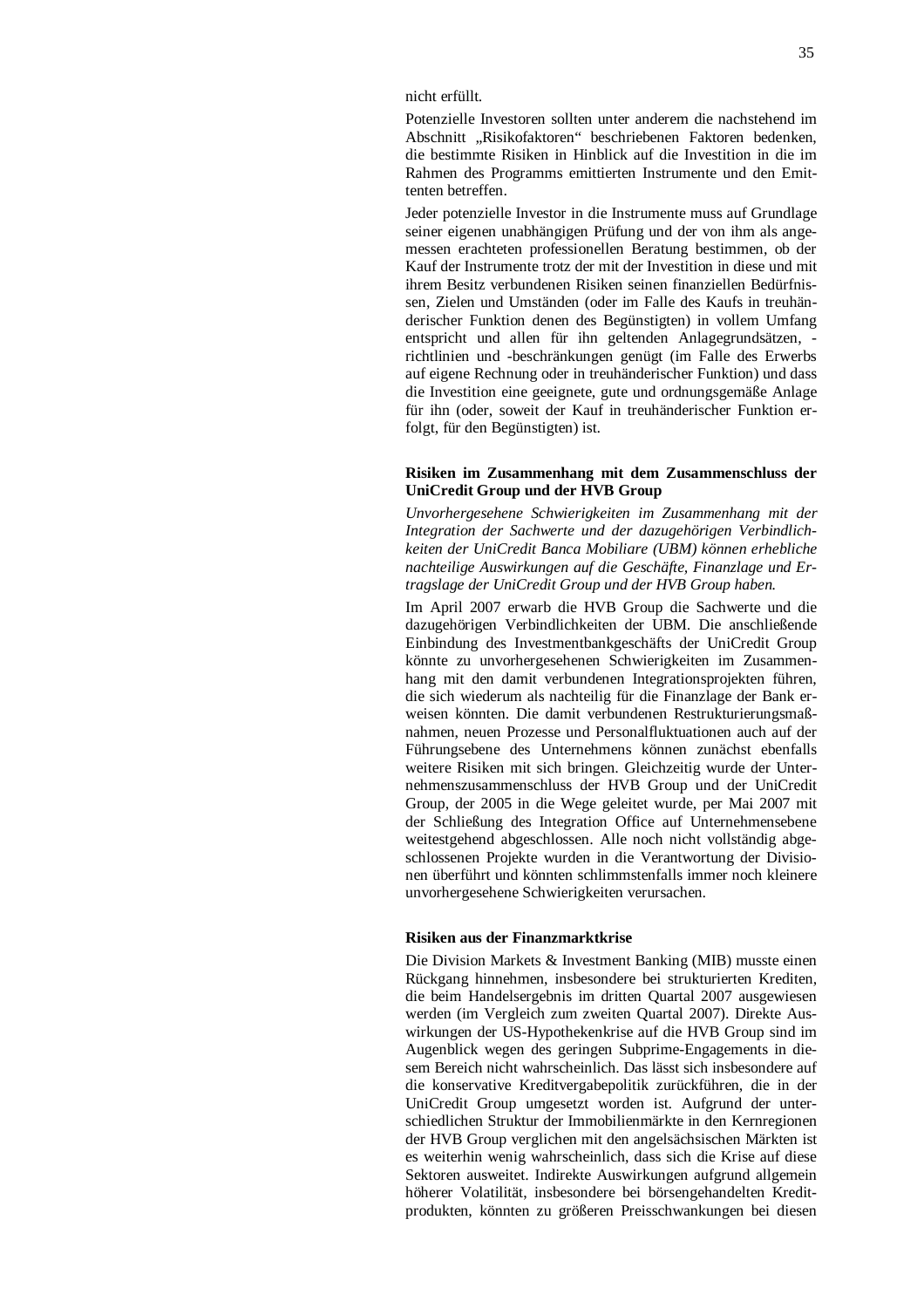nicht erfüllt.

Potenzielle Investoren sollten unter anderem die nachstehend im Abschnitt „Risikofaktoren" beschriebenen Faktoren bedenken, die bestimmte Risiken in Hinblick auf die Investition in die im Rahmen des Programms emittierten Instrumente und den Emittenten betreffen.

Jeder potenzielle Investor in die Instrumente muss auf Grundlage seiner eigenen unabhängigen Prüfung und der von ihm als angemessen erachteten professionellen Beratung bestimmen, ob der Kauf der Instrumente trotz der mit der Investition in diese und mit ihrem Besitz verbundenen Risiken seinen finanziellen Bedürfnissen, Zielen und Umständen (oder im Falle des Kaufs in treuhänderischer Funktion denen des Begünstigten) in vollem Umfang entspricht und allen für ihn geltenden Anlagegrundsätzen, -richtlinien und -beschränkungen genügt (im Falle des Erwerbs auf eigene Rechnung oder in treuhänderischer Funktion) und dass die Investition eine geeignete, gute und ordnungsgemäße Anlage für ihn (oder, soweit der Kauf in treuhänderischer Funktion erfolgt, für den Begünstigten) ist.

**Risiken im Zusammenhang mit dem Zusammenschluss der UniCredit Group und der HVB Group**

*Unvorhergesehene Schwierigkeiten im Zusammenhang mit der Integration der Sachwerte und der dazugehörigen Verbindlichkeiten der UniCredit Banca Mobiliare (UBM) können erhebliche nachteilige Auswirkungen auf die Geschäfte, Finanzlage und Ertragslage der UniCredit Group und der HVB Group haben.*

Im April 2007 erwarb die HVB Group die Sachwerte und die dazugehörigen Verbindlichkeiten der UBM. Die anschließende Einbindung des Investmentbankgeschäfts der UniCredit Group könnte zu unvorhergesehenen Schwierigkeiten im Zusammenhang mit den damit verbundenen Integrationsprojekten führen, die sich wiederum als nachteilig für die Finanzlage der Bank erweisen könnten. Die damit verbundenen Restrukturierungsmaßnahmen, neuen Prozesse und Personalfluktuationen auch auf der Führungsebene des Unternehmens können zunächst ebenfalls weitere Risiken mit sich bringen. Gleichzeitig wurde der Unternehmenszusammenschluss der HVB Group und der UniCredit Group, der 2005 in die Wege geleitet wurde, per Mai 2007 mit der Schließung des Integration Office auf Unternehmensebene weitestgehend abgeschlossen. Alle noch nicht vollständig abgeschlossenen Projekte wurden in die Verantwortung der Divisionen überführt und könnten schlimmstenfalls immer noch kleinere unvorhergesehene Schwierigkeiten verursachen.

**Risiken aus der Finanzmarktkrise**

Die Division Markets & Investment Banking (MIB) musste einen Rückgang hinnehmen, insbesondere bei strukturierten Krediten, die beim Handelsergebnis im dritten Quartal 2007 ausgewiesen werden (im Vergleich zum zweiten Quartal 2007). Direkte Auswirkungen der US-Hypothekenkrise auf die HVB Group sind im Augenblick wegen des geringen Subprime-Engagements in diesem Bereich nicht wahrscheinlich. Das lässt sich insbesondere auf die konservative Kreditvergabepolitik zurückführen, die in der UniCredit Group umgesetzt worden ist. Aufgrund der unterschiedlichen Struktur der Immobilienmärkte in den Kernregionen der HVB Group verglichen mit den angelsächsischen Märkten ist es weiterhin wenig wahrscheinlich, dass sich die Krise auf diese Sektoren ausweitet. Indirekte Auswirkungen aufgrund allgemein höherer Volatilität, insbesondere bei börsengehandelten Kreditprodukten, könnten zu größeren Preisschwankungen bei diesen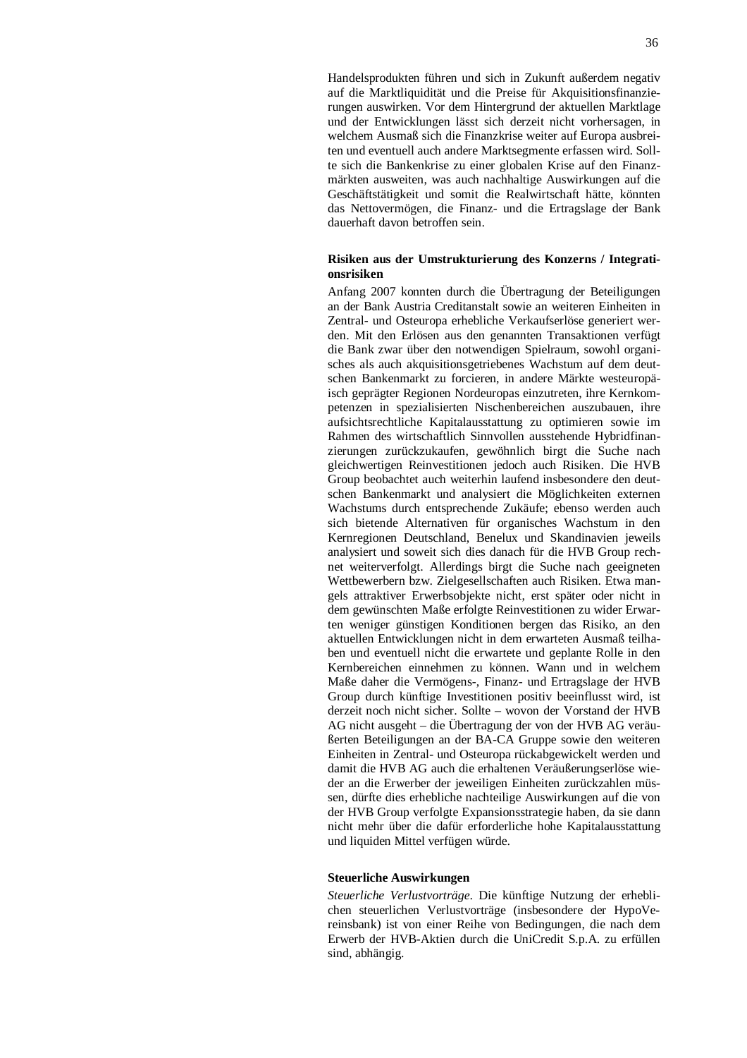Handelsprodukten führen und sich in Zukunft außerdem negativ auf die Marktliquidität und die Preise für Akquisitionsfinanzierungen auswirken. Vor dem Hintergrund der aktuellen Marktlage und der Entwicklungen lässt sich derzeit nicht vorhersagen, in welchem Ausmaß sich die Finanzkrise weiter auf Europa ausbreiten und eventuell auch andere Marktsegmente erfassen wird. Sollte sich die Bankenkrise zu einer globalen Krise auf den Finanzmärkten ausweiten, was auch nachhaltige Auswirkungen auf die Geschäftstätigkeit und somit die Realwirtschaft hätte, könnten das Nettovermögen, die Finanz- und die Ertragslage der Bank dauerhaft davon betroffen sein.

**Risiken aus der Umstrukturierung des Konzerns / Integrationsrisiken**

Anfang 2007 konnten durch die Übertragung der Beteiligungen an der Bank Austria Creditanstalt sowie an weiteren Einheiten in Zentral- und Osteuropa erhebliche Verkaufserlöse generiert werden. Mit den Erlösen aus den genannten Transaktionen verfügt die Bank zwar über den notwendigen Spielraum, sowohl organisches als auch akquisitionsgetriebenes Wachstum auf dem deutschen Bankenmarkt zu forcieren, in andere Märkte westeuropäisch geprägter Regionen Nordeuropas einzutreten, ihre Kernkompetenzen in spezialisierten Nischenbereichen auszubauen, ihre aufsichtsrechtliche Kapitalausstattung zu optimieren sowie im Rahmen des wirtschaftlich Sinnvollen ausstehende Hybridfinanzierungen zurückzukaufen, gewöhnlich birgt die Suche nach gleichwertigen Reinvestitionen jedoch auch Risiken. Die HVB Group beobachtet auch weiterhin laufend insbesondere den deutschen Bankenmarkt und analysiert die Möglichkeiten externen Wachstums durch entsprechende Zukäufe; ebenso werden auch sich bietende Alternativen für organisches Wachstum in den Kernregionen Deutschland, Benelux und Skandinavien jeweils analysiert und soweit sich dies danach für die HVB Group rechnet weiterverfolgt. Allerdings birgt die Suche nach geeigneten Wettbewerbern bzw. Zielgesellschaften auch Risiken. Etwa mangels attraktiver Erwerbsobjekte nicht, erst später oder nicht in dem gewünschten Maße erfolgte Reinvestitionen zu wider Erwarten weniger günstigen Konditionen bergen das Risiko, an den aktuellen Entwicklungen nicht in dem erwarteten Ausmaß teilhaben und eventuell nicht die erwartete und geplante Rolle in den Kernbereichen einnehmen zu können. Wann und in welchem Maße daher die Vermögens-, Finanz- und Ertragslage der HVB Group durch künftige Investitionen positiv beeinflusst wird, ist derzeit noch nicht sicher. Sollte – wovon der Vorstand der HVB AG nicht ausgeht – die Übertragung der von der HVB AG veräußerten Beteiligungen an der BA-CA Gruppe sowie den weiteren Einheiten in Zentral- und Osteuropa rückabgewickelt werden und damit die HVB AG auch die erhaltenen Veräußerungserlöse wieder an die Erwerber der jeweiligen Einheiten zurückzahlen müssen, dürfte dies erhebliche nachteilige Auswirkungen auf die von der HVB Group verfolgte Expansionsstrategie haben, da sie dann nicht mehr über die dafür erforderliche hohe Kapitalausstattung und liquiden Mittel verfügen würde.

**Steuerliche Auswirkungen**

*Steuerliche Verlustvorträge.* Die künftige Nutzung der erheblichen steuerlichen Verlustvorträge (insbesondere der HypoVereinsbank) ist von einer Reihe von Bedingungen, die nach dem Erwerb der HVB-Aktien durch die UniCredit S.p.A. zu erfüllen sind, abhängig.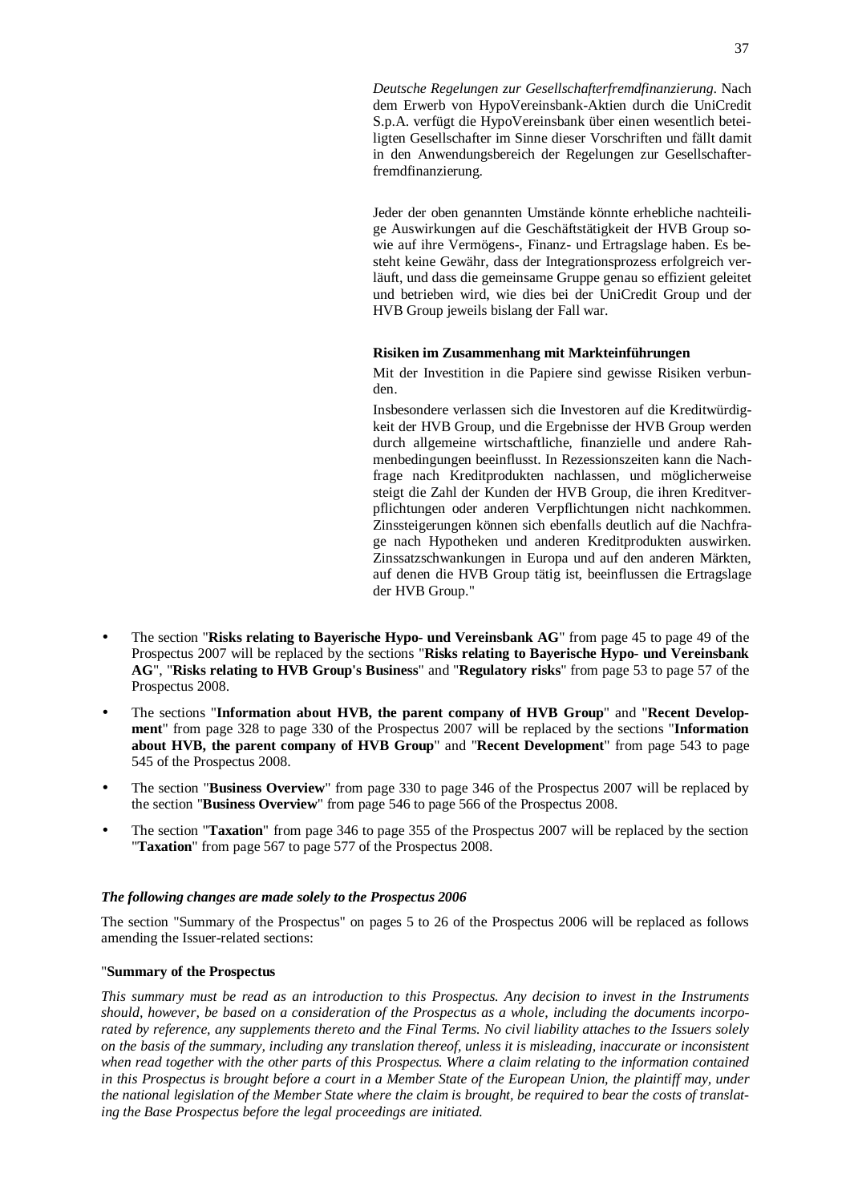*Deutsche Regelungen zur Gesellschafterfremdfinanzierung*. Nach dem Erwerb von HypoVereinsbank-Aktien durch die UniCredit S.p.A. verfügt die HypoVereinsbank über einen wesentlich beteiligten Gesellschafter im Sinne dieser Vorschriften und fällt damit in den Anwendungsbereich der Regelungen zur Gesellschafterfremdfinanzierung.

Jeder der oben genannten Umstände könnte erhebliche nachteilige Auswirkungen auf die Geschäftstätigkeit der HVB Group sowie auf ihre Vermögens-, Finanz- und Ertragslage haben. Es besteht keine Gewähr, dass der Integrationsprozess erfolgreich verläuft, und dass die gemeinsame Gruppe genau so effizient geleitet und betrieben wird, wie dies bei der UniCredit Group und der HVB Group jeweils bislang der Fall war.

**Risiken im Zusammenhang mit Markteinführungen**

Mit der Investition in die Papiere sind gewisse Risiken verbunden.

Insbesondere verlassen sich die Investoren auf die Kreditwürdigkeit der HVB Group, und die Ergebnisse der HVB Group werden durch allgemeine wirtschaftliche, finanzielle und andere Rahmenbedingungen beeinflusst. In Rezessionszeiten kann die Nachfrage nach Kreditprodukten nachlassen, und möglicherweise steigt die Zahl der Kunden der HVB Group, die ihren Kreditverpflichtungen oder anderen Verpflichtungen nicht nachkommen. Zinssteigerungen können sich ebenfalls deutlich auf die Nachfrage nach Hypotheken und anderen Kreditprodukten auswirken. Zinssatzschwankungen in Europa und auf den anderen Märkten, auf denen die HVB Group tätig ist, beeinflussen die Ertragslage der HVB Group."

- The section "**Risks relating to Bayerische Hypo- und Vereinsbank AG**" from page 45 to page 49 of the Prospectus 2007 will be replaced by the sections "**Risks relating to Bayerische Hypo- und Vereinsbank AG**", "**Risks relating to HVB Group's Business**" and "**Regulatory risks**" from page 53 to page 57 of the Prospectus 2008.
- The sections "**Information about HVB, the parent company of HVB Group**" and "**Recent Development**" from page 328 to page 330 of the Prospectus 2007 will be replaced by the sections "**Information about HVB, the parent company of HVB Group**" and "**Recent Development**" from page 543 to page 545 of the Prospectus 2008.
- The section "**Business Overview**" from page 330 to page 346 of the Prospectus 2007 will be replaced by the section "**Business Overview**" from page 546 to page 566 of the Prospectus 2008.
- The section "**Taxation**" from page 346 to page 355 of the Prospectus 2007 will be replaced by the section "**Taxation**" from page 567 to page 577 of the Prospectus 2008.

***The following changes are made solely to the Prospectus 2006***

The section "Summary of the Prospectus" on pages 5 to 26 of the Prospectus 2006 will be replaced as follows amending the Issuer-related sections:

"**Summary of the Prospectus**

*This summary must be read as an introduction to this Prospectus. Any decision to invest in the Instruments should, however, be based on a consideration of the Prospectus as a whole, including the documents incorporated by reference, any supplements thereto and the Final Terms. No civil liability attaches to the Issuers solely on the basis of the summary, including any translation thereof, unless it is misleading, inaccurate or inconsistent when read together with the other parts of this Prospectus. Where a claim relating to the information contained in this Prospectus is brought before a court in a Member State of the European Union, the plaintiff may, under the national legislation of the Member State where the claim is brought, be required to bear the costs of translating the Base Prospectus before the legal proceedings are initiated.*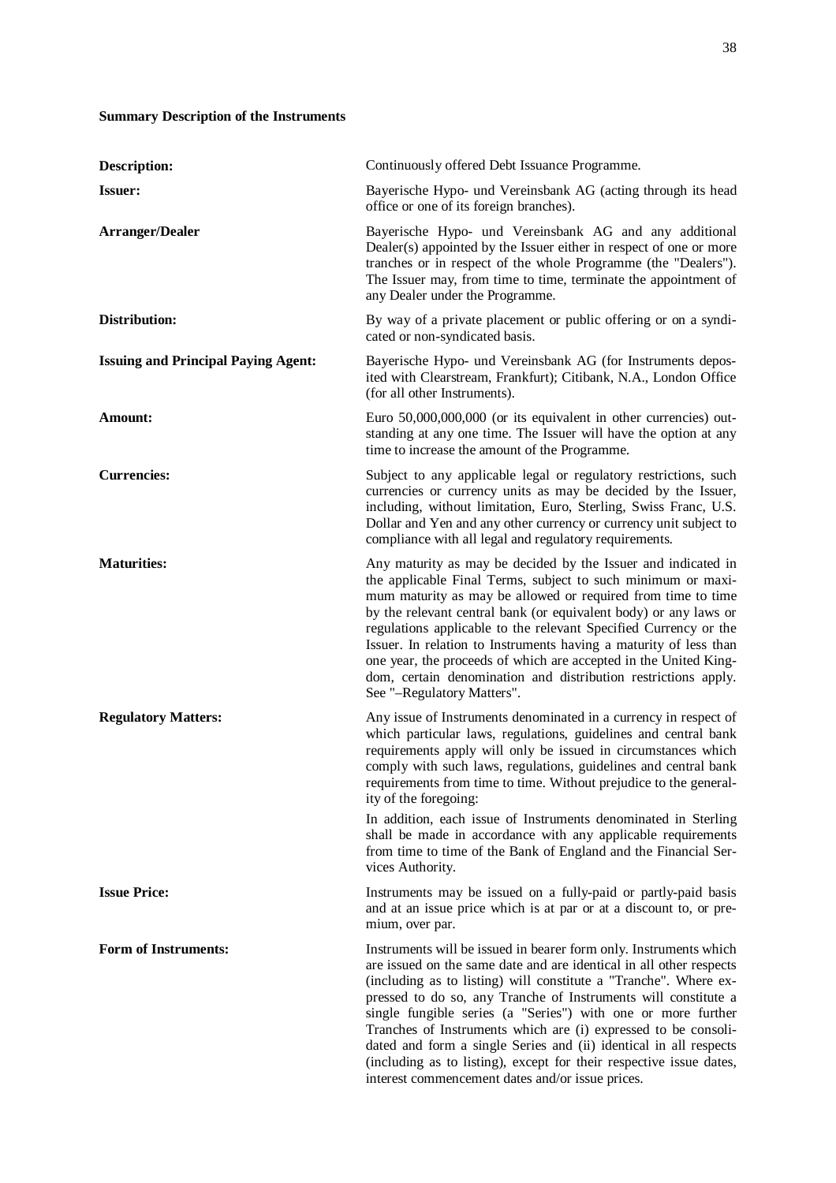**Summary Description of the Instruments**

| | |
|---|---|
| **Description:** | Continuously offered Debt Issuance Programme. |
| **Issuer:** | Bayerische Hypo- und Vereinsbank AG (acting through its head office or one of its foreign branches). |
| **Arranger/Dealer** | Bayerische Hypo- und Vereinsbank AG and any additional Dealer(s) appointed by the Issuer either in respect of one or more tranches or in respect of the whole Programme (the "Dealers"). The Issuer may, from time to time, terminate the appointment of any Dealer under the Programme. |
| **Distribution:** | By way of a private placement or public offering or on a syndicated or non-syndicated basis. |
| **Issuing and Principal Paying Agent:** | Bayerische Hypo- und Vereinsbank AG (for Instruments deposited with Clearstream, Frankfurt); Citibank, N.A., London Office (for all other Instruments). |
| **Amount:** | Euro 50,000,000,000 (or its equivalent in other currencies) outstanding at any one time. The Issuer will have the option at any time to increase the amount of the Programme. |
| **Currencies:** | Subject to any applicable legal or regulatory restrictions, such currencies or currency units as may be decided by the Issuer, including, without limitation, Euro, Sterling, Swiss Franc, U.S. Dollar and Yen and any other currency or currency unit subject to compliance with all legal and regulatory requirements. |
| **Maturities:** | Any maturity as may be decided by the Issuer and indicated in the applicable Final Terms, subject to such minimum or maximum maturity as may be allowed or required from time to time by the relevant central bank (or equivalent body) or any laws or regulations applicable to the relevant Specified Currency or the Issuer. In relation to Instruments having a maturity of less than one year, the proceeds of which are accepted in the United Kingdom, certain denomination and distribution restrictions apply. See "–Regulatory Matters". |
| **Regulatory Matters:** | Any issue of Instruments denominated in a currency in respect of which particular laws, regulations, guidelines and central bank requirements apply will only be issued in circumstances which comply with such laws, regulations, guidelines and central bank requirements from time to time. Without prejudice to the generality of the foregoing:<br><br>In addition, each issue of Instruments denominated in Sterling shall be made in accordance with any applicable requirements from time to time of the Bank of England and the Financial Services Authority. |
| **Issue Price:** | Instruments may be issued on a fully-paid or partly-paid basis and at an issue price which is at par or at a discount to, or premium, over par. |
| **Form of Instruments:** | Instruments will be issued in bearer form only. Instruments which are issued on the same date and are identical in all other respects (including as to listing) will constitute a "Tranche". Where expressed to do so, any Tranche of Instruments will constitute a single fungible series (a "Series") with one or more further Tranches of Instruments which are (i) expressed to be consolidated and form a single Series and (ii) identical in all respects (including as to listing), except for their respective issue dates, interest commencement dates and/or issue prices. |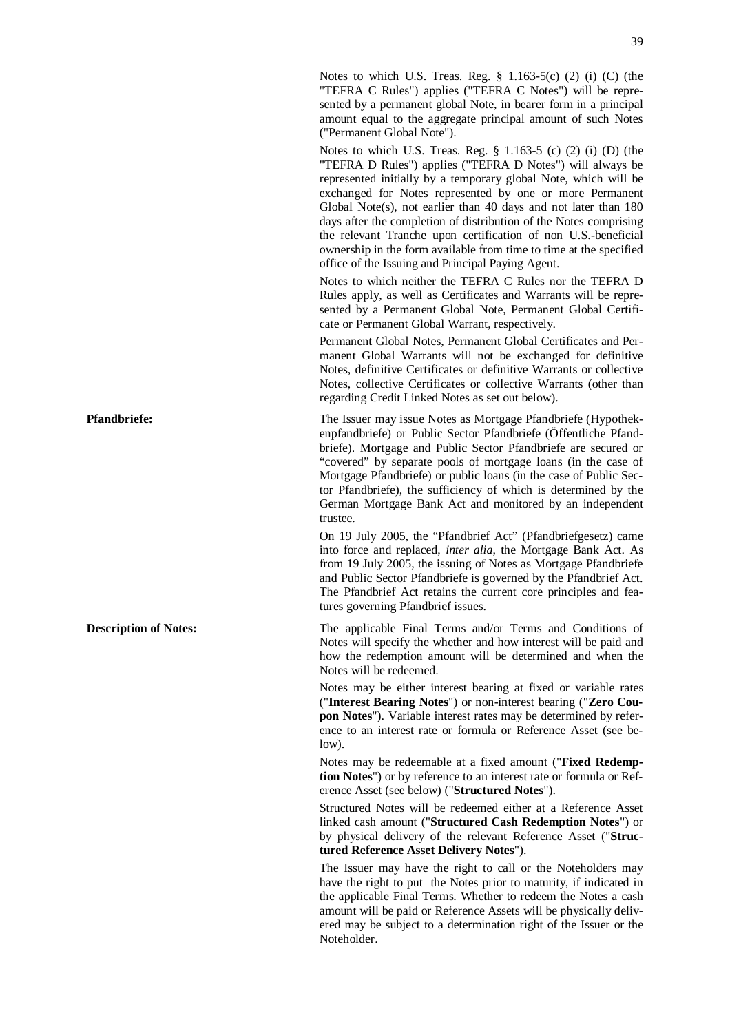Notes to which U.S. Treas. Reg. § 1.163-5(c) (2) (i) (C) (the "TEFRA C Rules") applies ("TEFRA C Notes") will be represented by a permanent global Note, in bearer form in a principal amount equal to the aggregate principal amount of such Notes ("Permanent Global Note").

Notes to which U.S. Treas. Reg. § 1.163-5 (c) (2) (i) (D) (the "TEFRA D Rules") applies ("TEFRA D Notes") will always be represented initially by a temporary global Note, which will be exchanged for Notes represented by one or more Permanent Global Note(s), not earlier than 40 days and not later than 180 days after the completion of distribution of the Notes comprising the relevant Tranche upon certification of non U.S.-beneficial ownership in the form available from time to time at the specified office of the Issuing and Principal Paying Agent.

Notes to which neither the TEFRA C Rules nor the TEFRA D Rules apply, as well as Certificates and Warrants will be represented by a Permanent Global Note, Permanent Global Certificate or Permanent Global Warrant, respectively.

Permanent Global Notes, Permanent Global Certificates and Permanent Global Warrants will not be exchanged for definitive Notes, definitive Certificates or definitive Warrants or collective Notes, collective Certificates or collective Warrants (other than regarding Credit Linked Notes as set out below).

**Pfandbriefe:**

The Issuer may issue Notes as Mortgage Pfandbriefe (Hypothekenpfandbriefe) or Public Sector Pfandbriefe (Öffentliche Pfandbriefe). Mortgage and Public Sector Pfandbriefe are secured or "covered" by separate pools of mortgage loans (in the case of Mortgage Pfandbriefe) or public loans (in the case of Public Sector Pfandbriefe), the sufficiency of which is determined by the German Mortgage Bank Act and monitored by an independent trustee.

On 19 July 2005, the "Pfandbrief Act" (Pfandbriefgesetz) came into force and replaced, *inter alia*, the Mortgage Bank Act. As from 19 July 2005, the issuing of Notes as Mortgage Pfandbriefe and Public Sector Pfandbriefe is governed by the Pfandbrief Act. The Pfandbrief Act retains the current core principles and features governing Pfandbrief issues.

**Description of Notes:**

The applicable Final Terms and/or Terms and Conditions of Notes will specify the whether and how interest will be paid and how the redemption amount will be determined and when the Notes will be redeemed.

Notes may be either interest bearing at fixed or variable rates ("**Interest Bearing Notes**") or non-interest bearing ("**Zero Coupon Notes**"). Variable interest rates may be determined by reference to an interest rate or formula or Reference Asset (see below).

Notes may be redeemable at a fixed amount ("**Fixed Redemption Notes**") or by reference to an interest rate or formula or Reference Asset (see below) ("**Structured Notes**").

Structured Notes will be redeemed either at a Reference Asset linked cash amount ("**Structured Cash Redemption Notes**") or by physical delivery of the relevant Reference Asset ("**Structured Reference Asset Delivery Notes**").

The Issuer may have the right to call or the Noteholders may have the right to put the Notes prior to maturity, if indicated in the applicable Final Terms. Whether to redeem the Notes a cash amount will be paid or Reference Assets will be physically delivered may be subject to a determination right of the Issuer or the Noteholder.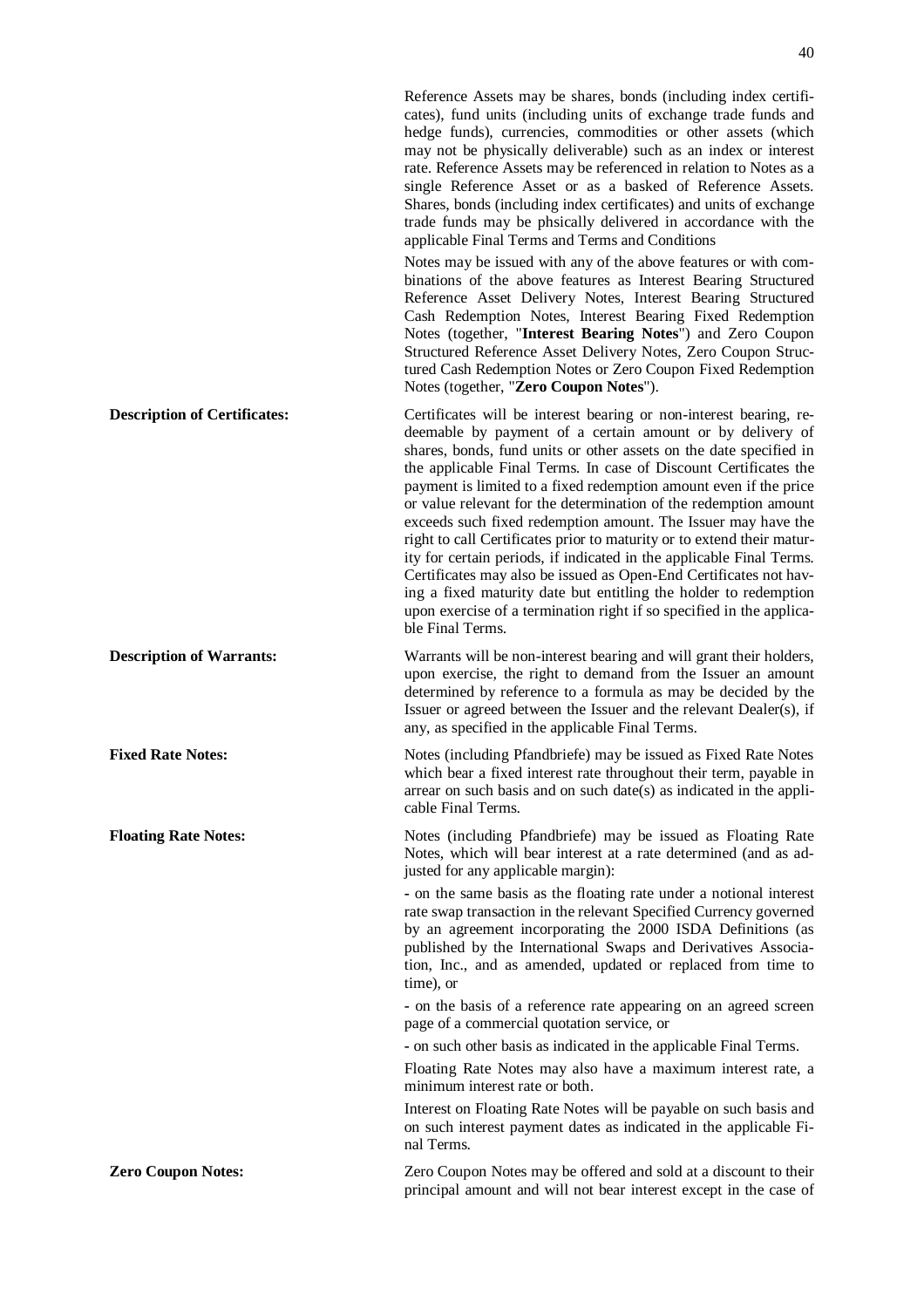Reference Assets may be shares, bonds (including index certificates), fund units (including units of exchange trade funds and hedge funds), currencies, commodities or other assets (which may not be physically deliverable) such as an index or interest rate. Reference Assets may be referenced in relation to Notes as a single Reference Asset or as a basked of Reference Assets. Shares, bonds (including index certificates) and units of exchange trade funds may be phsically delivered in accordance with the applicable Final Terms and Terms and Conditions

Notes may be issued with any of the above features or with combinations of the above features as Interest Bearing Structured Reference Asset Delivery Notes, Interest Bearing Structured Cash Redemption Notes, Interest Bearing Fixed Redemption Notes (together, "**Interest Bearing Notes**") and Zero Coupon Structured Reference Asset Delivery Notes, Zero Coupon Structured Cash Redemption Notes or Zero Coupon Fixed Redemption Notes (together, "**Zero Coupon Notes**").

**Description of Certificates:**

Certificates will be interest bearing or non-interest bearing, redeemable by payment of a certain amount or by delivery of shares, bonds, fund units or other assets on the date specified in the applicable Final Terms. In case of Discount Certificates the payment is limited to a fixed redemption amount even if the price or value relevant for the determination of the redemption amount exceeds such fixed redemption amount. The Issuer may have the right to call Certificates prior to maturity or to extend their maturity for certain periods, if indicated in the applicable Final Terms. Certificates may also be issued as Open-End Certificates not having a fixed maturity date but entitling the holder to redemption upon exercise of a termination right if so specified in the applicable Final Terms.

**Description of Warrants:**

Warrants will be non-interest bearing and will grant their holders, upon exercise, the right to demand from the Issuer an amount determined by reference to a formula as may be decided by the Issuer or agreed between the Issuer and the relevant Dealer(s), if any, as specified in the applicable Final Terms.

**Fixed Rate Notes:**

Notes (including Pfandbriefe) may be issued as Fixed Rate Notes which bear a fixed interest rate throughout their term, payable in arrear on such basis and on such date(s) as indicated in the applicable Final Terms.

**Floating Rate Notes:**

Notes (including Pfandbriefe) may be issued as Floating Rate Notes, which will bear interest at a rate determined (and as adjusted for any applicable margin):

- on the same basis as the floating rate under a notional interest rate swap transaction in the relevant Specified Currency governed by an agreement incorporating the 2000 ISDA Definitions (as published by the International Swaps and Derivatives Association, Inc., and as amended, updated or replaced from time to time), or

- on the basis of a reference rate appearing on an agreed screen page of a commercial quotation service, or

- on such other basis as indicated in the applicable Final Terms.

Floating Rate Notes may also have a maximum interest rate, a minimum interest rate or both.

Interest on Floating Rate Notes will be payable on such basis and on such interest payment dates as indicated in the applicable Final Terms.

**Zero Coupon Notes:**

Zero Coupon Notes may be offered and sold at a discount to their principal amount and will not bear interest except in the case of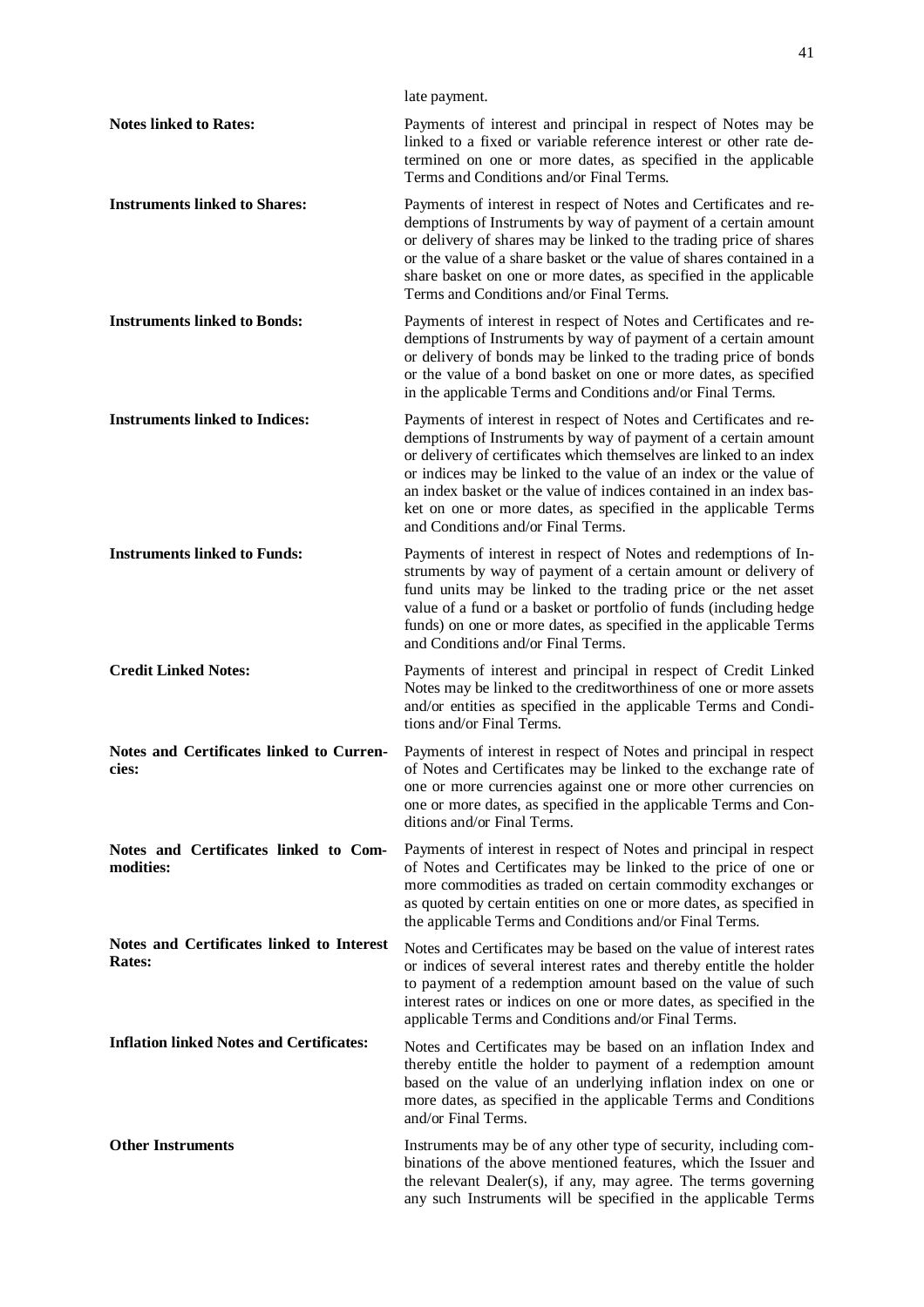late payment.

**Notes linked to Rates:** Payments of interest and principal in respect of Notes may be linked to a fixed or variable reference interest or other rate determined on one or more dates, as specified in the applicable Terms and Conditions and/or Final Terms.

**Instruments linked to Shares:** Payments of interest in respect of Notes and Certificates and redemptions of Instruments by way of payment of a certain amount or delivery of shares may be linked to the trading price of shares or the value of a share basket or the value of shares contained in a share basket on one or more dates, as specified in the applicable Terms and Conditions and/or Final Terms.

**Instruments linked to Bonds:** Payments of interest in respect of Notes and Certificates and redemptions of Instruments by way of payment of a certain amount or delivery of bonds may be linked to the trading price of bonds or the value of a bond basket on one or more dates, as specified in the applicable Terms and Conditions and/or Final Terms.

**Instruments linked to Indices:** Payments of interest in respect of Notes and Certificates and redemptions of Instruments by way of payment of a certain amount or delivery of certificates which themselves are linked to an index or indices may be linked to the value of an index or the value of an index basket or the value of indices contained in an index basket on one or more dates, as specified in the applicable Terms and Conditions and/or Final Terms.

**Instruments linked to Funds:** Payments of interest in respect of Notes and redemptions of Instruments by way of payment of a certain amount or delivery of fund units may be linked to the trading price or the net asset value of a fund or a basket or portfolio of funds (including hedge funds) on one or more dates, as specified in the applicable Terms and Conditions and/or Final Terms.

**Credit Linked Notes:** Payments of interest and principal in respect of Credit Linked Notes may be linked to the creditworthiness of one or more assets and/or entities as specified in the applicable Terms and Conditions and/or Final Terms.

**Notes and Certificates linked to Currencies:** Payments of interest in respect of Notes and principal in respect of Notes and Certificates may be linked to the exchange rate of one or more currencies against one or more other currencies on one or more dates, as specified in the applicable Terms and Conditions and/or Final Terms.

**Notes and Certificates linked to Commodities:** Payments of interest in respect of Notes and principal in respect of Notes and Certificates may be linked to the price of one or more commodities as traded on certain commodity exchanges or as quoted by certain entities on one or more dates, as specified in the applicable Terms and Conditions and/or Final Terms.

**Notes and Certificates linked to Interest Rates:** Notes and Certificates may be based on the value of interest rates or indices of several interest rates and thereby entitle the holder to payment of a redemption amount based on the value of such interest rates or indices on one or more dates, as specified in the applicable Terms and Conditions and/or Final Terms.

**Inflation linked Notes and Certificates:** Notes and Certificates may be based on an inflation Index and thereby entitle the holder to payment of a redemption amount based on the value of an underlying inflation index on one or more dates, as specified in the applicable Terms and Conditions and/or Final Terms.

**Other Instruments** Instruments may be of any other type of security, including combinations of the above mentioned features, which the Issuer and the relevant Dealer(s), if any, may agree. The terms governing any such Instruments will be specified in the applicable Terms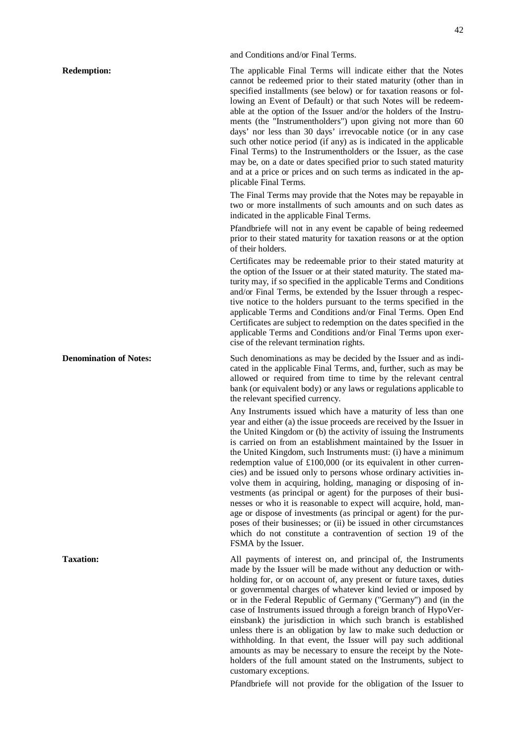and Conditions and/or Final Terms.

**Redemption:**

The applicable Final Terms will indicate either that the Notes cannot be redeemed prior to their stated maturity (other than in specified installments (see below) or for taxation reasons or following an Event of Default) or that such Notes will be redeemable at the option of the Issuer and/or the holders of the Instruments (the "Instrumentholders") upon giving not more than 60 days' nor less than 30 days' irrevocable notice (or in any case such other notice period (if any) as is indicated in the applicable Final Terms) to the Instrumentholders or the Issuer, as the case may be, on a date or dates specified prior to such stated maturity and at a price or prices and on such terms as indicated in the applicable Final Terms.

The Final Terms may provide that the Notes may be repayable in two or more installments of such amounts and on such dates as indicated in the applicable Final Terms.

Pfandbriefe will not in any event be capable of being redeemed prior to their stated maturity for taxation reasons or at the option of their holders.

Certificates may be redeemable prior to their stated maturity at the option of the Issuer or at their stated maturity. The stated maturity may, if so specified in the applicable Terms and Conditions and/or Final Terms, be extended by the Issuer through a respective notice to the holders pursuant to the terms specified in the applicable Terms and Conditions and/or Final Terms. Open End Certificates are subject to redemption on the dates specified in the applicable Terms and Conditions and/or Final Terms upon exercise of the relevant termination rights.

**Denomination of Notes:**

Such denominations as may be decided by the Issuer and as indicated in the applicable Final Terms, and, further, such as may be allowed or required from time to time by the relevant central bank (or equivalent body) or any laws or regulations applicable to the relevant specified currency.

Any Instruments issued which have a maturity of less than one year and either (a) the issue proceeds are received by the Issuer in the United Kingdom or (b) the activity of issuing the Instruments is carried on from an establishment maintained by the Issuer in the United Kingdom, such Instruments must: (i) have a minimum redemption value of £100,000 (or its equivalent in other currencies) and be issued only to persons whose ordinary activities involve them in acquiring, holding, managing or disposing of investments (as principal or agent) for the purposes of their businesses or who it is reasonable to expect will acquire, hold, manage or dispose of investments (as principal or agent) for the purposes of their businesses; or (ii) be issued in other circumstances which do not constitute a contravention of section 19 of the FSMA by the Issuer.

**Taxation:**

All payments of interest on, and principal of, the Instruments made by the Issuer will be made without any deduction or withholding for, or on account of, any present or future taxes, duties or governmental charges of whatever kind levied or imposed by or in the Federal Republic of Germany ("Germany") and (in the case of Instruments issued through a foreign branch of HypoVereinsbank) the jurisdiction in which such branch is established unless there is an obligation by law to make such deduction or withholding. In that event, the Issuer will pay such additional amounts as may be necessary to ensure the receipt by the Noteholders of the full amount stated on the Instruments, subject to customary exceptions.

Pfandbriefe will not provide for the obligation of the Issuer to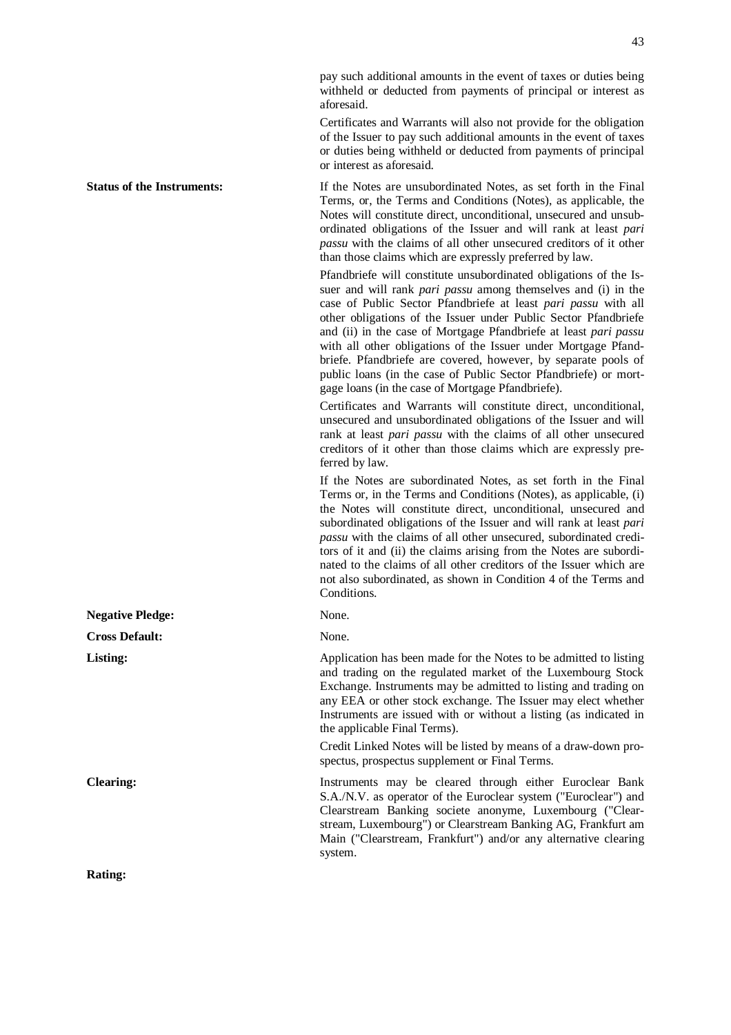pay such additional amounts in the event of taxes or duties being withheld or deducted from payments of principal or interest as aforesaid.

Certificates and Warrants will also not provide for the obligation of the Issuer to pay such additional amounts in the event of taxes or duties being withheld or deducted from payments of principal or interest as aforesaid.

**Status of the Instruments:**

If the Notes are unsubordinated Notes, as set forth in the Final Terms, or, the Terms and Conditions (Notes), as applicable, the Notes will constitute direct, unconditional, unsecured and unsubordinated obligations of the Issuer and will rank at least *pari passu* with the claims of all other unsecured creditors of it other than those claims which are expressly preferred by law.

Pfandbriefe will constitute unsubordinated obligations of the Issuer and will rank *pari passu* among themselves and (i) in the case of Public Sector Pfandbriefe at least *pari passu* with all other obligations of the Issuer under Public Sector Pfandbriefe and (ii) in the case of Mortgage Pfandbriefe at least *pari passu* with all other obligations of the Issuer under Mortgage Pfandbriefe. Pfandbriefe are covered, however, by separate pools of public loans (in the case of Public Sector Pfandbriefe) or mortgage loans (in the case of Mortgage Pfandbriefe).

Certificates and Warrants will constitute direct, unconditional, unsecured and unsubordinated obligations of the Issuer and will rank at least *pari passu* with the claims of all other unsecured creditors of it other than those claims which are expressly preferred by law.

If the Notes are subordinated Notes, as set forth in the Final Terms or, in the Terms and Conditions (Notes), as applicable, (i) the Notes will constitute direct, unconditional, unsecured and subordinated obligations of the Issuer and will rank at least *pari passu* with the claims of all other unsecured, subordinated creditors of it and (ii) the claims arising from the Notes are subordinated to the claims of all other creditors of the Issuer which are not also subordinated, as shown in Condition 4 of the Terms and Conditions.

**Negative Pledge:** None.

**Cross Default:** None.

**Listing:**

Application has been made for the Notes to be admitted to listing and trading on the regulated market of the Luxembourg Stock Exchange. Instruments may be admitted to listing and trading on any EEA or other stock exchange. The Issuer may elect whether Instruments are issued with or without a listing (as indicated in the applicable Final Terms).

Credit Linked Notes will be listed by means of a draw-down prospectus, prospectus supplement or Final Terms.

**Clearing:**

Instruments may be cleared through either Euroclear Bank S.A./N.V. as operator of the Euroclear system ("Euroclear") and Clearstream Banking societe anonyme, Luxembourg ("Clearstream, Luxembourg") or Clearstream Banking AG, Frankfurt am Main ("Clearstream, Frankfurt") and/or any alternative clearing system.

**Rating:**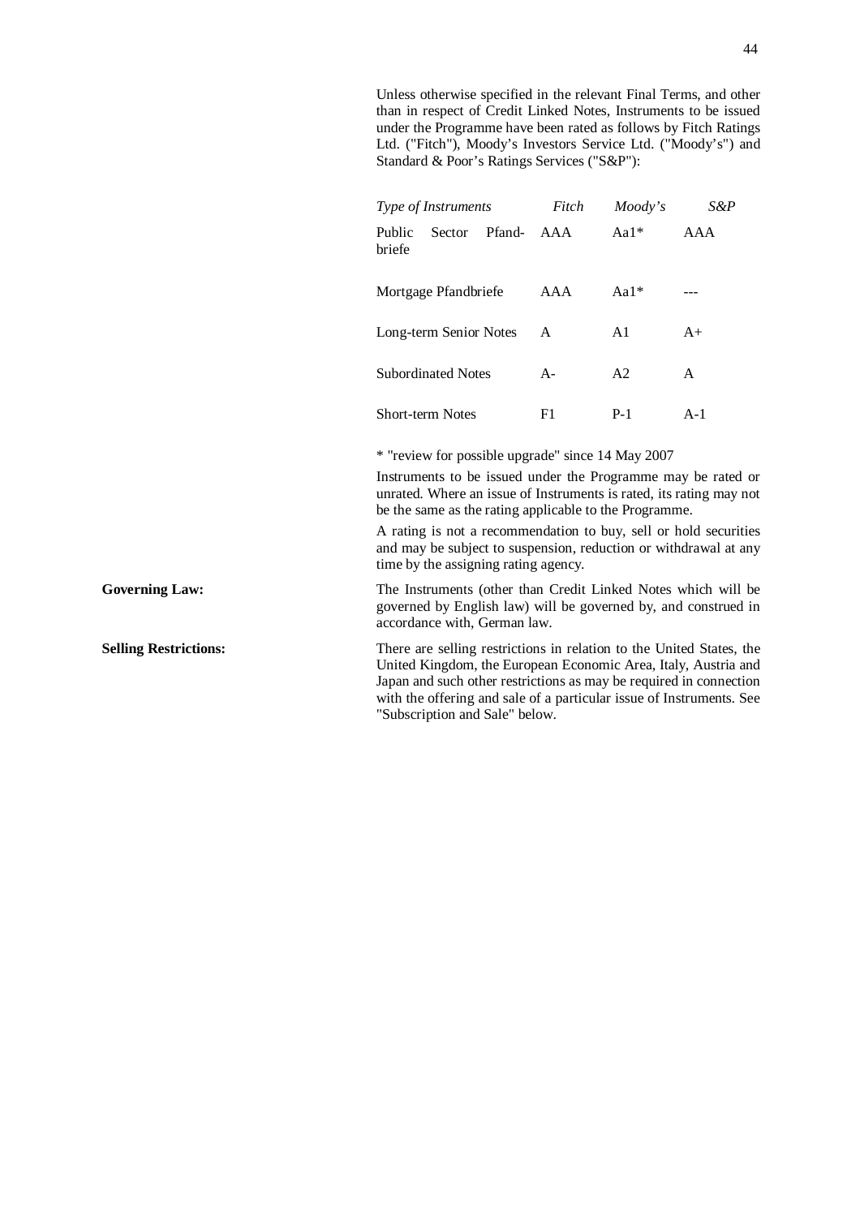Unless otherwise specified in the relevant Final Terms, and other than in respect of Credit Linked Notes, Instruments to be issued under the Programme have been rated as follows by Fitch Ratings Ltd. ("Fitch"), Moody's Investors Service Ltd. ("Moody's") and Standard & Poor's Ratings Services ("S&P"):

| *Type of Instruments* | *Fitch* | *Moody's* | *S&P* |
|---|---|---|---|
| Public Sector Pfandbriefe | AAA | Aa1* | AAA |
| Mortgage Pfandbriefe | AAA | Aa1* | --- |
| Long-term Senior Notes | A | A1 | A+ |
| Subordinated Notes | A- | A2 | A |
| Short-term Notes | F1 | P-1 | A-1 |

* "review for possible upgrade" since 14 May 2007

Instruments to be issued under the Programme may be rated or unrated. Where an issue of Instruments is rated, its rating may not be the same as the rating applicable to the Programme.

A rating is not a recommendation to buy, sell or hold securities and may be subject to suspension, reduction or withdrawal at any time by the assigning rating agency.

**Governing Law:** The Instruments (other than Credit Linked Notes which will be governed by English law) will be governed by, and construed in accordance with, German law.

**Selling Restrictions:** There are selling restrictions in relation to the United States, the United Kingdom, the European Economic Area, Italy, Austria and Japan and such other restrictions as may be required in connection with the offering and sale of a particular issue of Instruments. See "Subscription and Sale" below.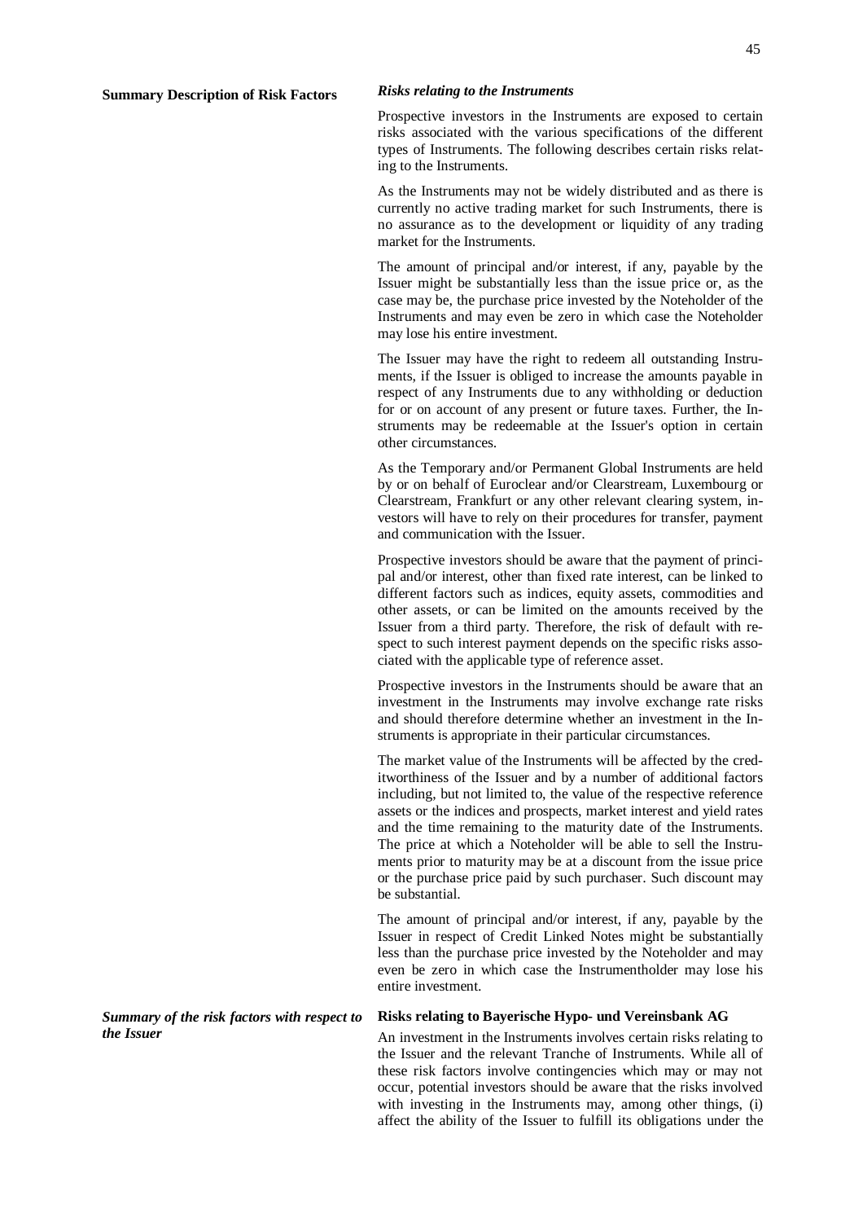**Summary Description of Risk Factors**

***Risks relating to the Instruments***

Prospective investors in the Instruments are exposed to certain risks associated with the various specifications of the different types of Instruments. The following describes certain risks relating to the Instruments.

As the Instruments may not be widely distributed and as there is currently no active trading market for such Instruments, there is no assurance as to the development or liquidity of any trading market for the Instruments.

The amount of principal and/or interest, if any, payable by the Issuer might be substantially less than the issue price or, as the case may be, the purchase price invested by the Noteholder of the Instruments and may even be zero in which case the Noteholder may lose his entire investment.

The Issuer may have the right to redeem all outstanding Instruments, if the Issuer is obliged to increase the amounts payable in respect of any Instruments due to any withholding or deduction for or on account of any present or future taxes. Further, the Instruments may be redeemable at the Issuer's option in certain other circumstances.

As the Temporary and/or Permanent Global Instruments are held by or on behalf of Euroclear and/or Clearstream, Luxembourg or Clearstream, Frankfurt or any other relevant clearing system, investors will have to rely on their procedures for transfer, payment and communication with the Issuer.

Prospective investors should be aware that the payment of principal and/or interest, other than fixed rate interest, can be linked to different factors such as indices, equity assets, commodities and other assets, or can be limited on the amounts received by the Issuer from a third party. Therefore, the risk of default with respect to such interest payment depends on the specific risks associated with the applicable type of reference asset.

Prospective investors in the Instruments should be aware that an investment in the Instruments may involve exchange rate risks and should therefore determine whether an investment in the Instruments is appropriate in their particular circumstances.

The market value of the Instruments will be affected by the creditworthiness of the Issuer and by a number of additional factors including, but not limited to, the value of the respective reference assets or the indices and prospects, market interest and yield rates and the time remaining to the maturity date of the Instruments. The price at which a Noteholder will be able to sell the Instruments prior to maturity may be at a discount from the issue price or the purchase price paid by such purchaser. Such discount may be substantial.

The amount of principal and/or interest, if any, payable by the Issuer in respect of Credit Linked Notes might be substantially less than the purchase price invested by the Noteholder and may even be zero in which case the Instrumentholder may lose his entire investment.

***Summary of the risk factors with respect to the Issuer***

**Risks relating to Bayerische Hypo- und Vereinsbank AG**

An investment in the Instruments involves certain risks relating to the Issuer and the relevant Tranche of Instruments. While all of these risk factors involve contingencies which may or may not occur, potential investors should be aware that the risks involved with investing in the Instruments may, among other things, (i) affect the ability of the Issuer to fulfill its obligations under the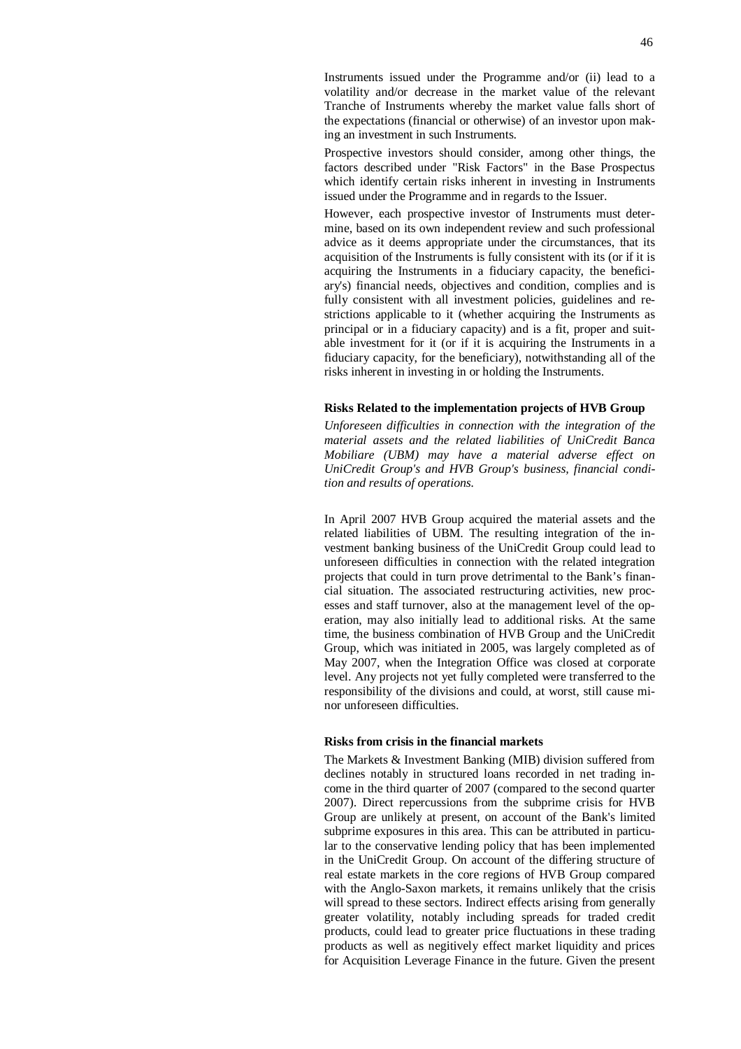Instruments issued under the Programme and/or (ii) lead to a volatility and/or decrease in the market value of the relevant Tranche of Instruments whereby the market value falls short of the expectations (financial or otherwise) of an investor upon making an investment in such Instruments.

Prospective investors should consider, among other things, the factors described under "Risk Factors" in the Base Prospectus which identify certain risks inherent in investing in Instruments issued under the Programme and in regards to the Issuer.

However, each prospective investor of Instruments must determine, based on its own independent review and such professional advice as it deems appropriate under the circumstances, that its acquisition of the Instruments is fully consistent with its (or if it is acquiring the Instruments in a fiduciary capacity, the beneficiary's) financial needs, objectives and condition, complies and is fully consistent with all investment policies, guidelines and restrictions applicable to it (whether acquiring the Instruments as principal or in a fiduciary capacity) and is a fit, proper and suitable investment for it (or if it is acquiring the Instruments in a fiduciary capacity, for the beneficiary), notwithstanding all of the risks inherent in investing in or holding the Instruments.

**Risks Related to the implementation projects of HVB Group**

*Unforeseen difficulties in connection with the integration of the material assets and the related liabilities of UniCredit Banca Mobiliare (UBM) may have a material adverse effect on UniCredit Group's and HVB Group's business, financial condition and results of operations.*

In April 2007 HVB Group acquired the material assets and the related liabilities of UBM. The resulting integration of the investment banking business of the UniCredit Group could lead to unforeseen difficulties in connection with the related integration projects that could in turn prove detrimental to the Bank's financial situation. The associated restructuring activities, new processes and staff turnover, also at the management level of the operation, may also initially lead to additional risks. At the same time, the business combination of HVB Group and the UniCredit Group, which was initiated in 2005, was largely completed as of May 2007, when the Integration Office was closed at corporate level. Any projects not yet fully completed were transferred to the responsibility of the divisions and could, at worst, still cause minor unforeseen difficulties.

**Risks from crisis in the financial markets**

The Markets & Investment Banking (MIB) division suffered from declines notably in structured loans recorded in net trading income in the third quarter of 2007 (compared to the second quarter 2007). Direct repercussions from the subprime crisis for HVB Group are unlikely at present, on account of the Bank's limited subprime exposures in this area. This can be attributed in particular to the conservative lending policy that has been implemented in the UniCredit Group. On account of the differing structure of real estate markets in the core regions of HVB Group compared with the Anglo-Saxon markets, it remains unlikely that the crisis will spread to these sectors. Indirect effects arising from generally greater volatility, notably including spreads for traded credit products, could lead to greater price fluctuations in these trading products as well as negitively effect market liquidity and prices for Acquisition Leverage Finance in the future. Given the present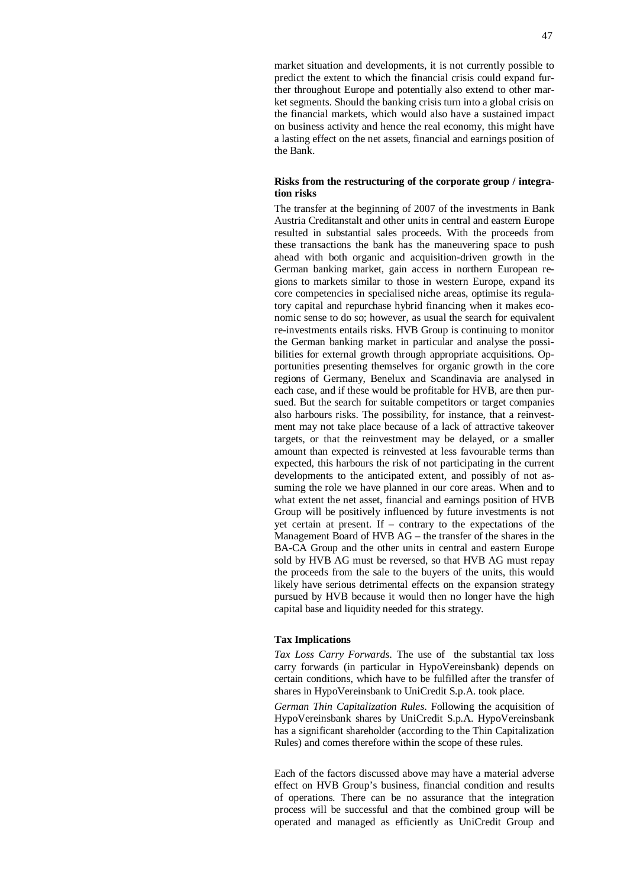market situation and developments, it is not currently possible to predict the extent to which the financial crisis could expand further throughout Europe and potentially also extend to other market segments. Should the banking crisis turn into a global crisis on the financial markets, which would also have a sustained impact on business activity and hence the real economy, this might have a lasting effect on the net assets, financial and earnings position of the Bank.

**Risks from the restructuring of the corporate group / integration risks**

The transfer at the beginning of 2007 of the investments in Bank Austria Creditanstalt and other units in central and eastern Europe resulted in substantial sales proceeds. With the proceeds from these transactions the bank has the maneuvering space to push ahead with both organic and acquisition-driven growth in the German banking market, gain access in northern European regions to markets similar to those in western Europe, expand its core competencies in specialised niche areas, optimise its regulatory capital and repurchase hybrid financing when it makes economic sense to do so; however, as usual the search for equivalent re-investments entails risks. HVB Group is continuing to monitor the German banking market in particular and analyse the possibilities for external growth through appropriate acquisitions. Opportunities presenting themselves for organic growth in the core regions of Germany, Benelux and Scandinavia are analysed in each case, and if these would be profitable for HVB, are then pursued. But the search for suitable competitors or target companies also harbours risks. The possibility, for instance, that a reinvestment may not take place because of a lack of attractive takeover targets, or that the reinvestment may be delayed, or a smaller amount than expected is reinvested at less favourable terms than expected, this harbours the risk of not participating in the current developments to the anticipated extent, and possibly of not assuming the role we have planned in our core areas. When and to what extent the net asset, financial and earnings position of HVB Group will be positively influenced by future investments is not yet certain at present. If – contrary to the expectations of the Management Board of HVB AG – the transfer of the shares in the BA-CA Group and the other units in central and eastern Europe sold by HVB AG must be reversed, so that HVB AG must repay the proceeds from the sale to the buyers of the units, this would likely have serious detrimental effects on the expansion strategy pursued by HVB because it would then no longer have the high capital base and liquidity needed for this strategy.

**Tax Implications**

*Tax Loss Carry Forwards*. The use of the substantial tax loss carry forwards (in particular in HypoVereinsbank) depends on certain conditions, which have to be fulfilled after the transfer of shares in HypoVereinsbank to UniCredit S.p.A. took place.

*German Thin Capitalization Rules*. Following the acquisition of HypoVereinsbank shares by UniCredit S.p.A. HypoVereinsbank has a significant shareholder (according to the Thin Capitalization Rules) and comes therefore within the scope of these rules.

Each of the factors discussed above may have a material adverse effect on HVB Group's business, financial condition and results of operations. There can be no assurance that the integration process will be successful and that the combined group will be operated and managed as efficiently as UniCredit Group and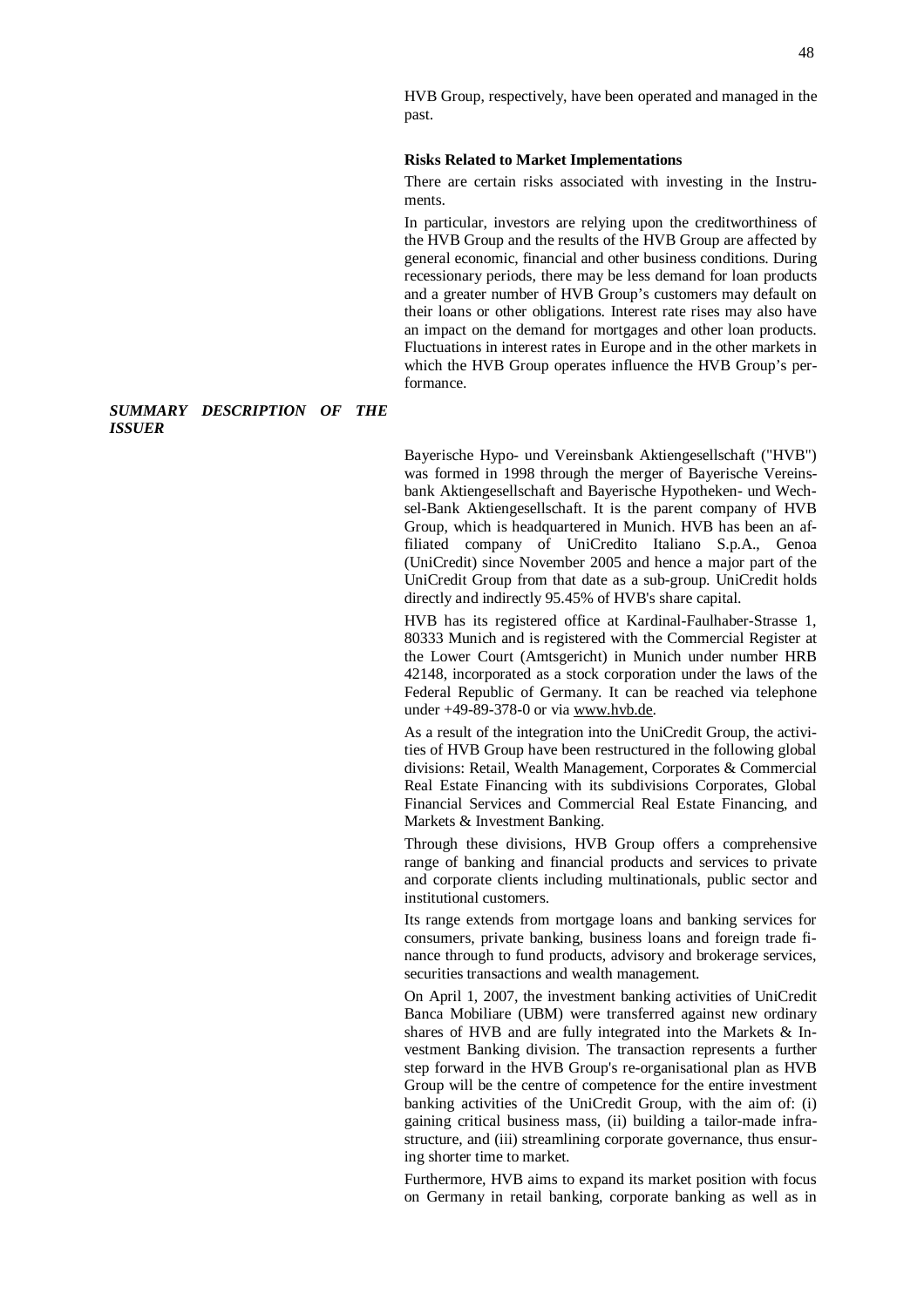HVB Group, respectively, have been operated and managed in the past.

**Risks Related to Market Implementations**

There are certain risks associated with investing in the Instruments.

In particular, investors are relying upon the creditworthiness of the HVB Group and the results of the HVB Group are affected by general economic, financial and other business conditions. During recessionary periods, there may be less demand for loan products and a greater number of HVB Group's customers may default on their loans or other obligations. Interest rate rises may also have an impact on the demand for mortgages and other loan products. Fluctuations in interest rates in Europe and in the other markets in which the HVB Group operates influence the HVB Group's performance.

***SUMMARY DESCRIPTION OF THE ISSUER***

Bayerische Hypo- und Vereinsbank Aktiengesellschaft ("HVB") was formed in 1998 through the merger of Bayerische Vereinsbank Aktiengesellschaft and Bayerische Hypotheken- und Wechsel-Bank Aktiengesellschaft. It is the parent company of HVB Group, which is headquartered in Munich. HVB has been an affiliated company of UniCredito Italiano S.p.A., Genoa (UniCredit) since November 2005 and hence a major part of the UniCredit Group from that date as a sub-group. UniCredit holds directly and indirectly 95.45% of HVB's share capital.

HVB has its registered office at Kardinal-Faulhaber-Strasse 1, 80333 Munich and is registered with the Commercial Register at the Lower Court (Amtsgericht) in Munich under number HRB 42148, incorporated as a stock corporation under the laws of the Federal Republic of Germany. It can be reached via telephone under +49-89-378-0 or via www.hvb.de.

As a result of the integration into the UniCredit Group, the activities of HVB Group have been restructured in the following global divisions: Retail, Wealth Management, Corporates & Commercial Real Estate Financing with its subdivisions Corporates, Global Financial Services and Commercial Real Estate Financing, and Markets & Investment Banking.

Through these divisions, HVB Group offers a comprehensive range of banking and financial products and services to private and corporate clients including multinationals, public sector and institutional customers.

Its range extends from mortgage loans and banking services for consumers, private banking, business loans and foreign trade finance through to fund products, advisory and brokerage services, securities transactions and wealth management.

On April 1, 2007, the investment banking activities of UniCredit Banca Mobiliare (UBM) were transferred against new ordinary shares of HVB and are fully integrated into the Markets & Investment Banking division. The transaction represents a further step forward in the HVB Group's re-organisational plan as HVB Group will be the centre of competence for the entire investment banking activities of the UniCredit Group, with the aim of: (i) gaining critical business mass, (ii) building a tailor-made infrastructure, and (iii) streamlining corporate governance, thus ensuring shorter time to market.

Furthermore, HVB aims to expand its market position with focus on Germany in retail banking, corporate banking as well as in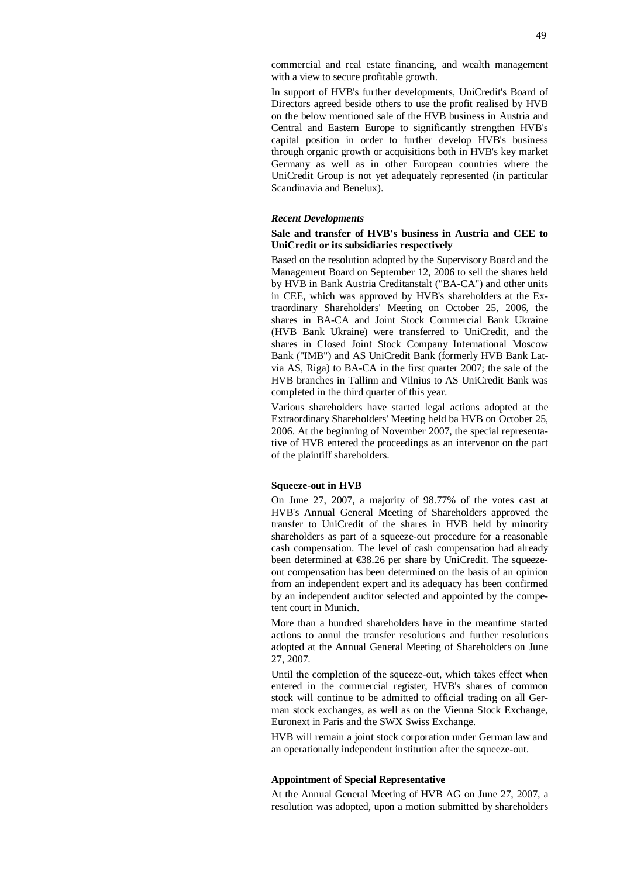commercial and real estate financing, and wealth management with a view to secure profitable growth.

In support of HVB's further developments, UniCredit's Board of Directors agreed beside others to use the profit realised by HVB on the below mentioned sale of the HVB business in Austria and Central and Eastern Europe to significantly strengthen HVB's capital position in order to further develop HVB's business through organic growth or acquisitions both in HVB's key market Germany as well as in other European countries where the UniCredit Group is not yet adequately represented (in particular Scandinavia and Benelux).

### *Recent Developments*

**Sale and transfer of HVB's business in Austria and CEE to UniCredit or its subsidiaries respectively**

Based on the resolution adopted by the Supervisory Board and the Management Board on September 12, 2006 to sell the shares held by HVB in Bank Austria Creditanstalt ("BA-CA") and other units in CEE, which was approved by HVB's shareholders at the Extraordinary Shareholders' Meeting on October 25, 2006, the shares in BA-CA and Joint Stock Commercial Bank Ukraine (HVB Bank Ukraine) were transferred to UniCredit, and the shares in Closed Joint Stock Company International Moscow Bank ("IMB") and AS UniCredit Bank (formerly HVB Bank Latvia AS, Riga) to BA-CA in the first quarter 2007; the sale of the HVB branches in Tallinn and Vilnius to AS UniCredit Bank was completed in the third quarter of this year.

Various shareholders have started legal actions adopted at the Extraordinary Shareholders' Meeting held ba HVB on October 25, 2006. At the beginning of November 2007, the special representative of HVB entered the proceedings as an intervenor on the part of the plaintiff shareholders.

**Squeeze-out in HVB**

On June 27, 2007, a majority of 98.77% of the votes cast at HVB's Annual General Meeting of Shareholders approved the transfer to UniCredit of the shares in HVB held by minority shareholders as part of a squeeze-out procedure for a reasonable cash compensation. The level of cash compensation had already been determined at €38.26 per share by UniCredit. The squeeze-out compensation has been determined on the basis of an opinion from an independent expert and its adequacy has been confirmed by an independent auditor selected and appointed by the competent court in Munich.

More than a hundred shareholders have in the meantime started actions to annul the transfer resolutions and further resolutions adopted at the Annual General Meeting of Shareholders on June 27, 2007.

Until the completion of the squeeze-out, which takes effect when entered in the commercial register, HVB's shares of common stock will continue to be admitted to official trading on all German stock exchanges, as well as on the Vienna Stock Exchange, Euronext in Paris and the SWX Swiss Exchange.

HVB will remain a joint stock corporation under German law and an operationally independent institution after the squeeze-out.

**Appointment of Special Representative**

At the Annual General Meeting of HVB AG on June 27, 2007, a resolution was adopted, upon a motion submitted by shareholders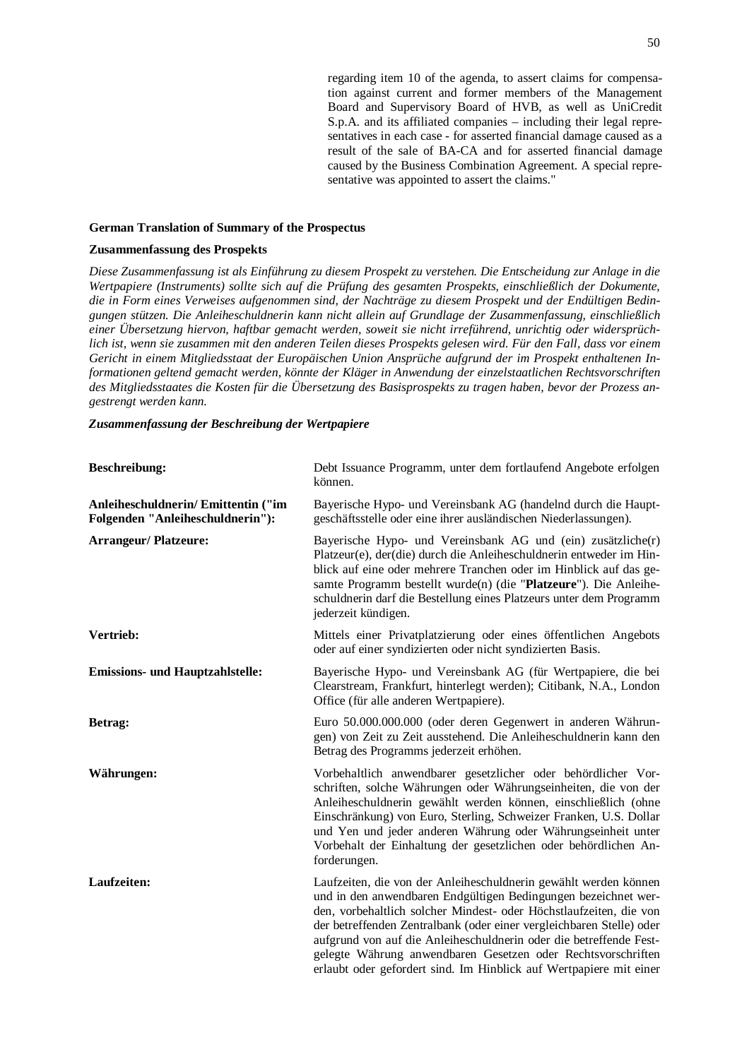regarding item 10 of the agenda, to assert claims for compensation against current and former members of the Management Board and Supervisory Board of HVB, as well as UniCredit S.p.A. and its affiliated companies – including their legal representatives in each case - for asserted financial damage caused as a result of the sale of BA-CA and for asserted financial damage caused by the Business Combination Agreement. A special representative was appointed to assert the claims."

**German Translation of Summary of the Prospectus**

**Zusammenfassung des Prospekts**

*Diese Zusammenfassung ist als Einführung zu diesem Prospekt zu verstehen. Die Entscheidung zur Anlage in die Wertpapiere (Instruments) sollte sich auf die Prüfung des gesamten Prospekts, einschließlich der Dokumente, die in Form eines Verweises aufgenommen sind, der Nachträge zu diesem Prospekt und der Endültigen Bedingungen stützen. Die Anleiheschuldnerin kann nicht allein auf Grundlage der Zusammenfassung, einschließlich einer Übersetzung hiervon, haftbar gemacht werden, soweit sie nicht irreführend, unrichtig oder widersprüchlich ist, wenn sie zusammen mit den anderen Teilen dieses Prospekts gelesen wird. Für den Fall, dass vor einem Gericht in einem Mitgliedsstaat der Europäischen Union Ansprüche aufgrund der im Prospekt enthaltenen Informationen geltend gemacht werden, könnte der Kläger in Anwendung der einzelstaatlichen Rechtsvorschriften des Mitgliedsstaates die Kosten für die Übersetzung des Basisprospekts zu tragen haben, bevor der Prozess angestrengt werden kann.*

***Zusammenfassung der Beschreibung der Wertpapiere***

| | |
|---|---|
| **Beschreibung:** | Debt Issuance Programm, unter dem fortlaufend Angebote erfolgen können. |
| **Anleiheschuldnerin/ Emittentin ("im Folgenden "Anleiheschuldnerin"):** | Bayerische Hypo- und Vereinsbank AG (handelnd durch die Hauptgeschäftsstelle oder eine ihrer ausländischen Niederlassungen). |
| **Arrangeur/ Platzeure:** | Bayerische Hypo- und Vereinsbank AG und (ein) zusätzliche(r) Platzeur(e), der(die) durch die Anleiheschuldnerin entweder im Hinblick auf eine oder mehrere Tranchen oder im Hinblick auf das gesamte Programm bestellt wurde(n) (die "**Platzeure**"). Die Anleiheschuldnerin darf die Bestellung eines Platzeurs unter dem Programm jederzeit kündigen. |
| **Vertrieb:** | Mittels einer Privatplatzierung oder eines öffentlichen Angebots oder auf einer syndizierten oder nicht syndizierten Basis. |
| **Emissions- und Hauptzahlstelle:** | Bayerische Hypo- und Vereinsbank AG (für Wertpapiere, die bei Clearstream, Frankfurt, hinterlegt werden); Citibank, N.A., London Office (für alle anderen Wertpapiere). |
| **Betrag:** | Euro 50.000.000.000 (oder deren Gegenwert in anderen Währungen) von Zeit zu Zeit ausstehend. Die Anleiheschuldnerin kann den Betrag des Programms jederzeit erhöhen. |
| **Währungen:** | Vorbehaltlich anwendbarer gesetzlicher oder behördlicher Vorschriften, solche Währungen oder Währungseinheiten, die von der Anleiheschuldnerin gewählt werden können, einschließlich (ohne Einschränkung) von Euro, Sterling, Schweizer Franken, U.S. Dollar und Yen und jeder anderen Währung oder Währungseinheit unter Vorbehalt der Einhaltung der gesetzlichen oder behördlichen Anforderungen. |
| **Laufzeiten:** | Laufzeiten, die von der Anleiheschuldnerin gewählt werden können und in den anwendbaren Endgültigen Bedingungen bezeichnet werden, vorbehaltlich solcher Mindest- oder Höchstlaufzeiten, die von der betreffenden Zentralbank (oder einer vergleichbaren Stelle) oder aufgrund von auf die Anleiheschuldnerin oder die betreffende Festgelegte Währung anwendbaren Gesetzen oder Rechtsvorschriften erlaubt oder gefordert sind. Im Hinblick auf Wertpapiere mit einer |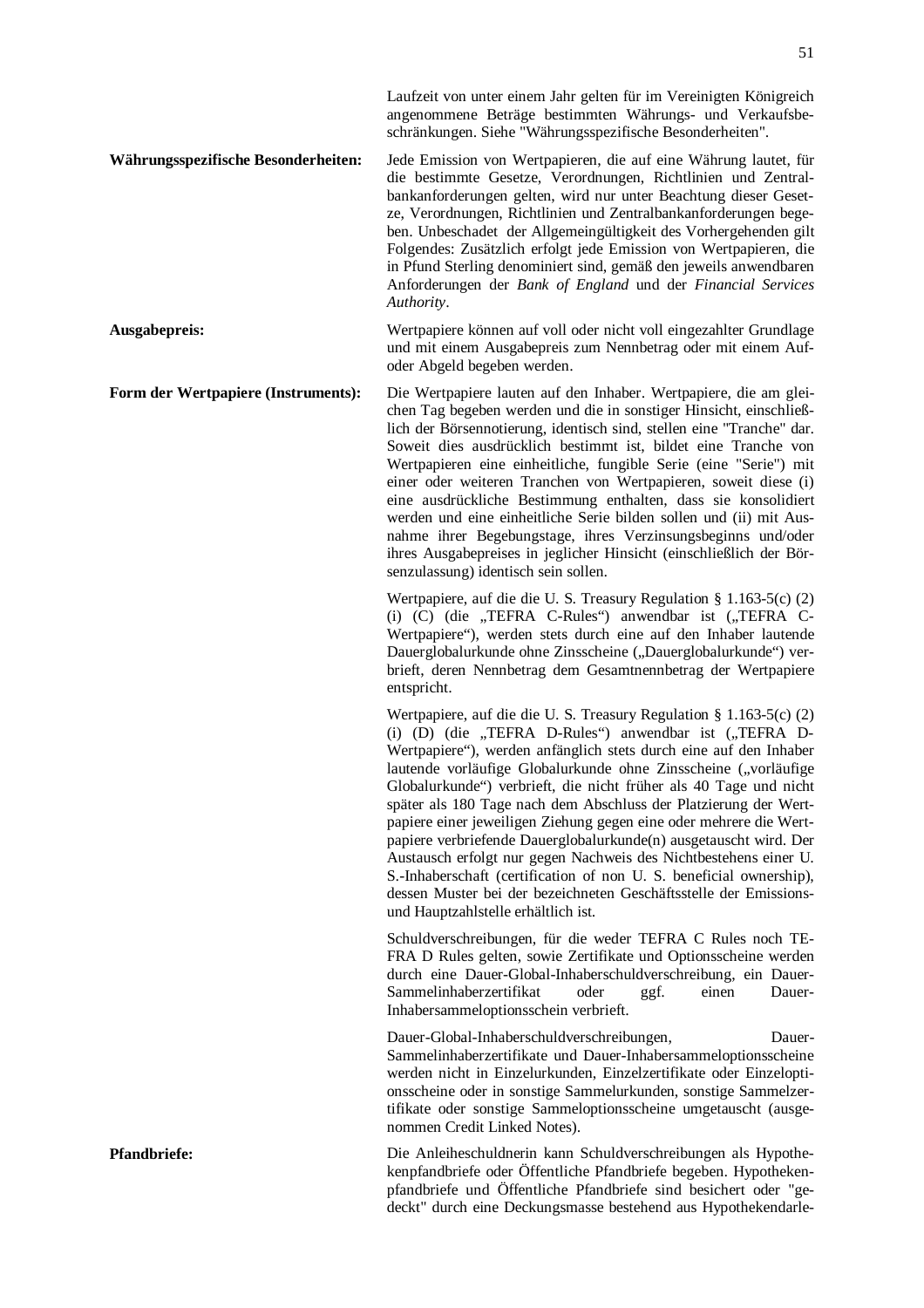Laufzeit von unter einem Jahr gelten für im Vereinigten Königreich angenommene Beträge bestimmten Währungs- und Verkaufsbeschränkungen. Siehe "Währungsspezifische Besonderheiten".

**Währungsspezifische Besonderheiten:** Jede Emission von Wertpapieren, die auf eine Währung lautet, für die bestimmte Gesetze, Verordnungen, Richtlinien und Zentralbankanforderungen gelten, wird nur unter Beachtung dieser Gesetze, Verordnungen, Richtlinien und Zentralbankanforderungen begeben. Unbeschadet der Allgemeingültigkeit des Vorhergehenden gilt Folgendes: Zusätzlich erfolgt jede Emission von Wertpapieren, die in Pfund Sterling denominiert sind, gemäß den jeweils anwendbaren Anforderungen der *Bank of England* und der *Financial Services Authority*.

**Ausgabepreis:** Wertpapiere können auf voll oder nicht voll eingezahlter Grundlage und mit einem Ausgabepreis zum Nennbetrag oder mit einem Auf- oder Abgeld begeben werden.

**Form der Wertpapiere (Instruments):** Die Wertpapiere lauten auf den Inhaber. Wertpapiere, die am gleichen Tag begeben werden und die in sonstiger Hinsicht, einschließlich der Börsennotierung, identisch sind, stellen eine "Tranche" dar. Soweit dies ausdrücklich bestimmt ist, bildet eine Tranche von Wertpapieren eine einheitliche, fungible Serie (eine "Serie") mit einer oder weiteren Tranchen von Wertpapieren, soweit diese (i) eine ausdrückliche Bestimmung enthalten, dass sie konsolidiert werden und eine einheitliche Serie bilden sollen und (ii) mit Ausnahme ihrer Begebungstage, ihres Verzinsungsbeginns und/oder ihres Ausgabepreises in jeglicher Hinsicht (einschließlich der Börsenzulassung) identisch sein sollen.

Wertpapiere, auf die die U. S. Treasury Regulation § 1.163-5(c) (2) (i) (C) (die „TEFRA C-Rules") anwendbar ist („TEFRA C-Wertpapiere"), werden stets durch eine auf den Inhaber lautende Dauerglobalurkunde ohne Zinsscheine („Dauerglobalurkunde") verbrieft, deren Nennbetrag dem Gesamtnennbetrag der Wertpapiere entspricht.

Wertpapiere, auf die die U. S. Treasury Regulation § 1.163-5(c) (2) (i) (D) (die „TEFRA D-Rules") anwendbar ist („TEFRA D-Wertpapiere"), werden anfänglich stets durch eine auf den Inhaber lautende vorläufige Globalurkunde ohne Zinsscheine („vorläufige Globalurkunde") verbrieft, die nicht früher als 40 Tage und nicht später als 180 Tage nach dem Abschluss der Platzierung der Wertpapiere einer jeweiligen Ziehung gegen eine oder mehrere die Wertpapiere verbriefende Dauerglobalurkunde(n) ausgetauscht wird. Der Austausch erfolgt nur gegen Nachweis des Nichtbestehens einer U. S.-Inhaberschaft (certification of non U. S. beneficial ownership), dessen Muster bei der bezeichneten Geschäftsstelle der Emissions- und Hauptzahlstelle erhältlich ist.

Schuldverschreibungen, für die weder TEFRA C Rules noch TEFRA D Rules gelten, sowie Zertifikate und Optionsscheine werden durch eine Dauer-Global-Inhaberschuldverschreibung, ein Dauer-Sammelinhaberzertifikat oder ggf. einen Dauer-Inhabersammeloptionsschein verbrieft.

Dauer-Global-Inhaberschuldverschreibungen, Dauer-Sammelinhaberzertifikate und Dauer-Inhabersammeloptionsscheine werden nicht in Einzelurkunden, Einzelzertifikate oder Einzeloptionsscheine oder in sonstige Sammelurkunden, sonstige Sammelzertifikate oder sonstige Sammeloptionsscheine umgetauscht (ausgenommen Credit Linked Notes).

**Pfandbriefe:** Die Anleiheschuldnerin kann Schuldverschreibungen als Hypothekenpfandbriefe oder Öffentliche Pfandbriefe begeben. Hypothekenpfandbriefe und Öffentliche Pfandbriefe sind besichert oder "gedeckt" durch eine Deckungsmasse bestehend aus Hypothekendarle-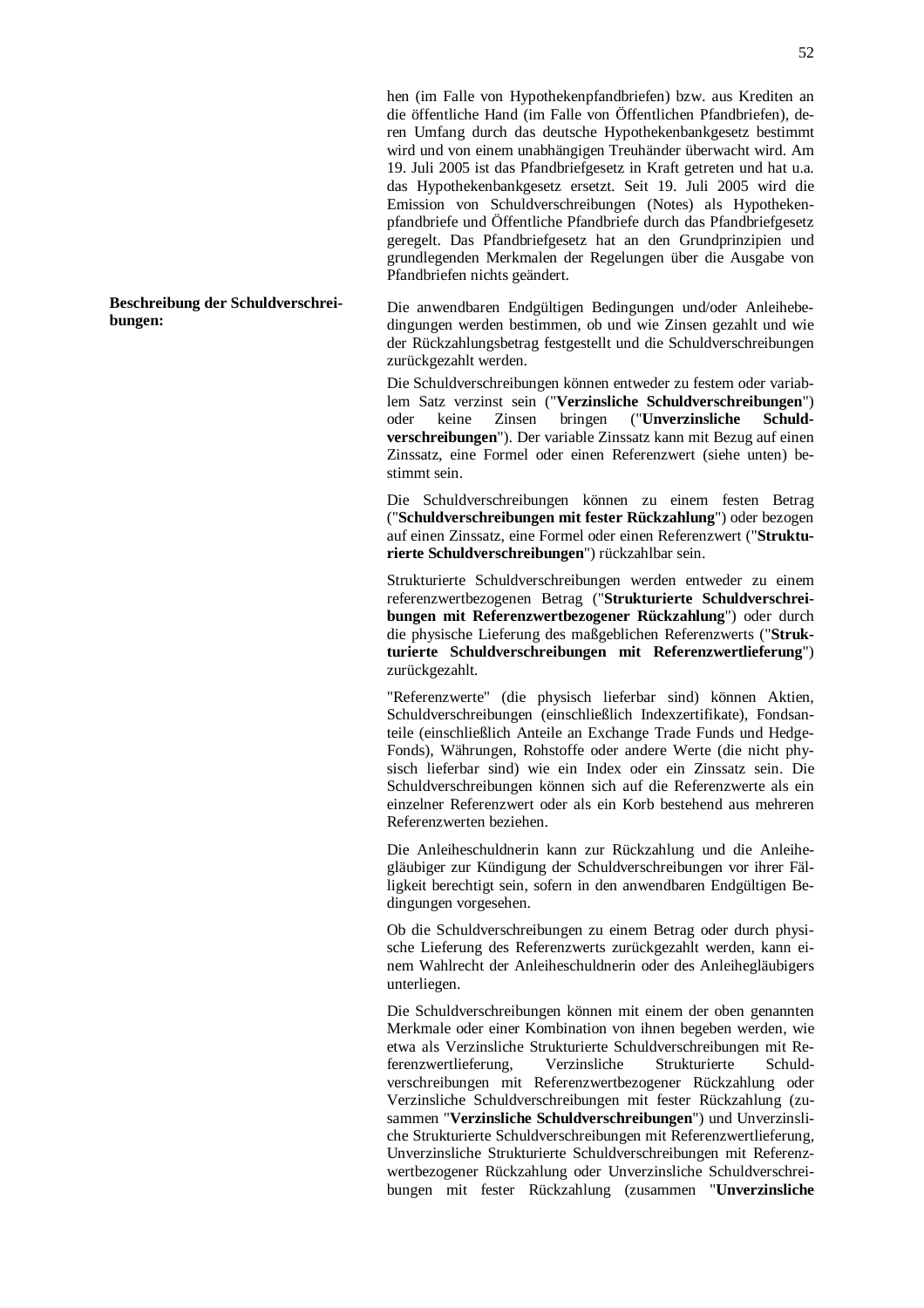hen (im Falle von Hypothekenpfandbriefen) bzw. aus Krediten an die öffentliche Hand (im Falle von Öffentlichen Pfandbriefen), deren Umfang durch das deutsche Hypothekenbankgesetz bestimmt wird und von einem unabhängigen Treuhänder überwacht wird. Am 19. Juli 2005 ist das Pfandbriefgesetz in Kraft getreten und hat u.a. das Hypothekenbankgesetz ersetzt. Seit 19. Juli 2005 wird die Emission von Schuldverschreibungen (Notes) als Hypothekenpfandbriefe und Öffentliche Pfandbriefe durch das Pfandbriefgesetz geregelt. Das Pfandbriefgesetz hat an den Grundprinzipien und grundlegenden Merkmalen der Regelungen über die Ausgabe von Pfandbriefen nichts geändert.

**Beschreibung der Schuldverschreibungen:**

Die anwendbaren Endgültigen Bedingungen und/oder Anleihebedingungen werden bestimmen, ob und wie Zinsen gezahlt und wie der Rückzahlungsbetrag festgestellt und die Schuldverschreibungen zurückgezahlt werden.

Die Schuldverschreibungen können entweder zu festem oder variablem Satz verzinst sein ("**Verzinsliche Schuldverschreibungen**") oder keine Zinsen bringen ("**Unverzinsliche Schuldverschreibungen**"). Der variable Zinssatz kann mit Bezug auf einen Zinssatz, eine Formel oder einen Referenzwert (siehe unten) bestimmt sein.

Die Schuldverschreibungen können zu einem festen Betrag ("**Schuldverschreibungen mit fester Rückzahlung**") oder bezogen auf einen Zinssatz, eine Formel oder einen Referenzwert ("**Strukturierte Schuldverschreibungen**") rückzahlbar sein.

Strukturierte Schuldverschreibungen werden entweder zu einem referenzwertbezogenen Betrag ("**Strukturierte Schuldverschreibungen mit Referenzwertbezogener Rückzahlung**") oder durch die physische Lieferung des maßgeblichen Referenzwerts ("**Strukturierte Schuldverschreibungen mit Referenzwertlieferung**") zurückgezahlt.

"Referenzwerte" (die physisch lieferbar sind) können Aktien, Schuldverschreibungen (einschließlich Indexzertifikate), Fondsanteile (einschließlich Anteile an Exchange Trade Funds und Hedge-Fonds), Währungen, Rohstoffe oder andere Werte (die nicht physisch lieferbar sind) wie ein Index oder ein Zinssatz sein. Die Schuldverschreibungen können sich auf die Referenzwerte als ein einzelner Referenzwert oder als ein Korb bestehend aus mehreren Referenzwerten beziehen.

Die Anleiheschuldnerin kann zur Rückzahlung und die Anleihegläubiger zur Kündigung der Schuldverschreibungen vor ihrer Fälligkeit berechtigt sein, sofern in den anwendbaren Endgültigen Bedingungen vorgesehen.

Ob die Schuldverschreibungen zu einem Betrag oder durch physische Lieferung des Referenzwerts zurückgezahlt werden, kann einem Wahlrecht der Anleiheschuldnerin oder des Anleihegläubigers unterliegen.

Die Schuldverschreibungen können mit einem der oben genannten Merkmale oder einer Kombination von ihnen begeben werden, wie etwa als Verzinsliche Strukturierte Schuldverschreibungen mit Referenzwertlieferung, Verzinsliche Strukturierte Schuldverschreibungen mit Referenzwertbezogener Rückzahlung oder Verzinsliche Schuldverschreibungen mit fester Rückzahlung (zusammen "**Verzinsliche Schuldverschreibungen**") und Unverzinsliche Strukturierte Schuldverschreibungen mit Referenzwertlieferung, Unverzinsliche Strukturierte Schuldverschreibungen mit Referenzwertbezogener Rückzahlung oder Unverzinsliche Schuldverschreibungen mit fester Rückzahlung (zusammen "**Unverzinsliche**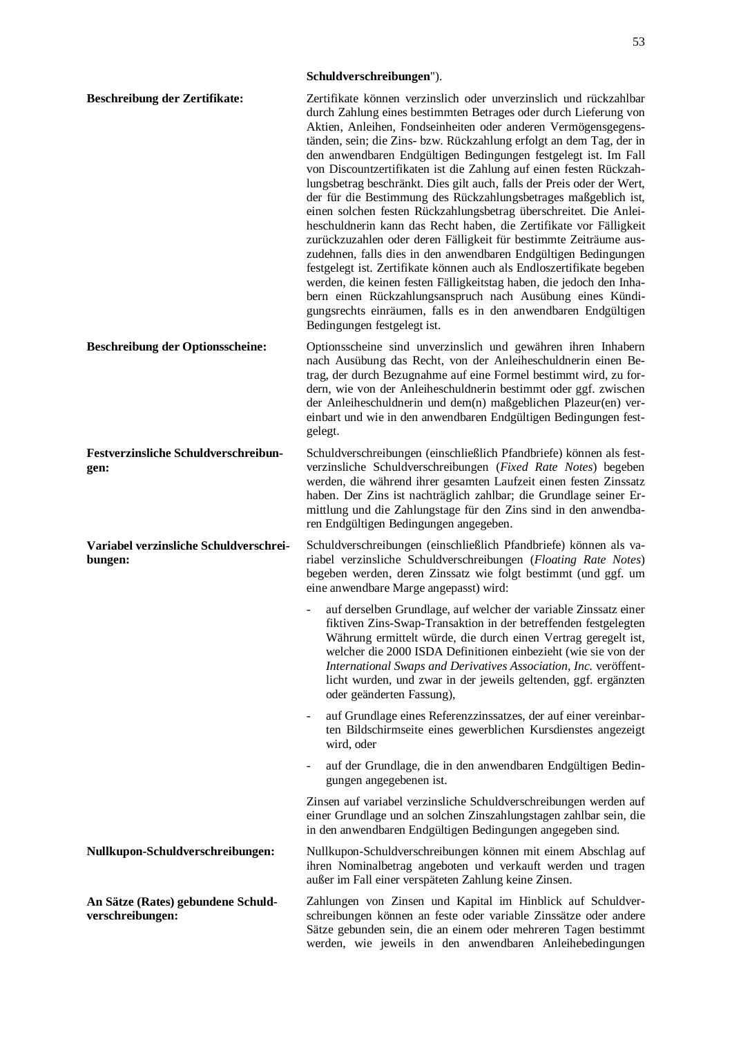**Schuldverschreibungen**").

**Beschreibung der Zertifikate:**

Zertifikate können verzinslich oder unverzinslich und rückzahlbar durch Zahlung eines bestimmten Betrages oder durch Lieferung von Aktien, Anleihen, Fondseinheiten oder anderen Vermögensgegenständen, sein; die Zins- bzw. Rückzahlung erfolgt an dem Tag, der in den anwendbaren Endgültigen Bedingungen festgelegt ist. Im Fall von Discountzertifikaten ist die Zahlung auf einen festen Rückzahlungsbetrag beschränkt. Dies gilt auch, falls der Preis oder der Wert, der für die Bestimmung des Rückzahlungsbetrages maßgeblich ist, einen solchen festen Rückzahlungsbetrag überschreitet. Die Anleiheschuldnerin kann das Recht haben, die Zertifikate vor Fälligkeit zurückzuzahlen oder deren Fälligkeit für bestimmte Zeiträume auszudehnen, falls dies in den anwendbaren Endgültigen Bedingungen festgelegt ist. Zertifikate können auch als Endloszertifikate begeben werden, die keinen festen Fälligkeitstag haben, die jedoch den Inhabern einen Rückzahlungsanspruch nach Ausübung eines Kündigungsrechts einräumen, falls es in den anwendbaren Endgültigen Bedingungen festgelegt ist.

**Beschreibung der Optionsscheine:**

Optionsscheine sind unverzinslich und gewähren ihren Inhabern nach Ausübung das Recht, von der Anleiheschuldnerin einen Betrag, der durch Bezugnahme auf eine Formel bestimmt wird, zu fordern, wie von der Anleiheschuldnerin bestimmt oder ggf. zwischen der Anleiheschuldnerin und dem(n) maßgeblichen Plazeur(en) vereinbart und wie in den anwendbaren Endgültigen Bedingungen festgelegt.

**Festverzinsliche Schuldverschreibungen:**

Schuldverschreibungen (einschließlich Pfandbriefe) können als festverzinsliche Schuldverschreibungen (*Fixed Rate Notes*) begeben werden, die während ihrer gesamten Laufzeit einen festen Zinssatz haben. Der Zins ist nachträglich zahlbar; die Grundlage seiner Ermittlung und die Zahlungstage für den Zins sind in den anwendbaren Endgültigen Bedingungen angegeben.

**Variabel verzinsliche Schuldverschreibungen:**

Schuldverschreibungen (einschließlich Pfandbriefe) können als variabel verzinsliche Schuldverschreibungen (*Floating Rate Notes*) begeben werden, deren Zinssatz wie folgt bestimmt (und ggf. um eine anwendbare Marge angepasst) wird:

- auf derselben Grundlage, auf welcher der variable Zinssatz einer fiktiven Zins-Swap-Transaktion in der betreffenden festgelegten Währung ermittelt würde, die durch einen Vertrag geregelt ist, welcher die 2000 ISDA Definitionen einbezieht (wie sie von der *International Swaps and Derivatives Association, Inc.* veröffentlicht wurden, und zwar in der jeweils geltenden, ggf. ergänzten oder geänderten Fassung),
- auf Grundlage eines Referenzzinssatzes, der auf einer vereinbarten Bildschirmseite eines gewerblichen Kursdienstes angezeigt wird, oder
- auf der Grundlage, die in den anwendbaren Endgültigen Bedingungen angegebenen ist.

Zinsen auf variabel verzinsliche Schuldverschreibungen werden auf einer Grundlage und an solchen Zinszahlungstagen zahlbar sein, die in den anwendbaren Endgültigen Bedingungen angegeben sind.

**Nullkupon-Schuldverschreibungen:**

Nullkupon-Schuldverschreibungen können mit einem Abschlag auf ihren Nominalbetrag angeboten und verkauft werden und tragen außer im Fall einer verspäteten Zahlung keine Zinsen.

**An Sätze (Rates) gebundene Schuldverschreibungen:**

Zahlungen von Zinsen und Kapital im Hinblick auf Schuldverschreibungen können an feste oder variable Zinssätze oder andere Sätze gebunden sein, die an einem oder mehreren Tagen bestimmt werden, wie jeweils in den anwendbaren Anleihebedingungen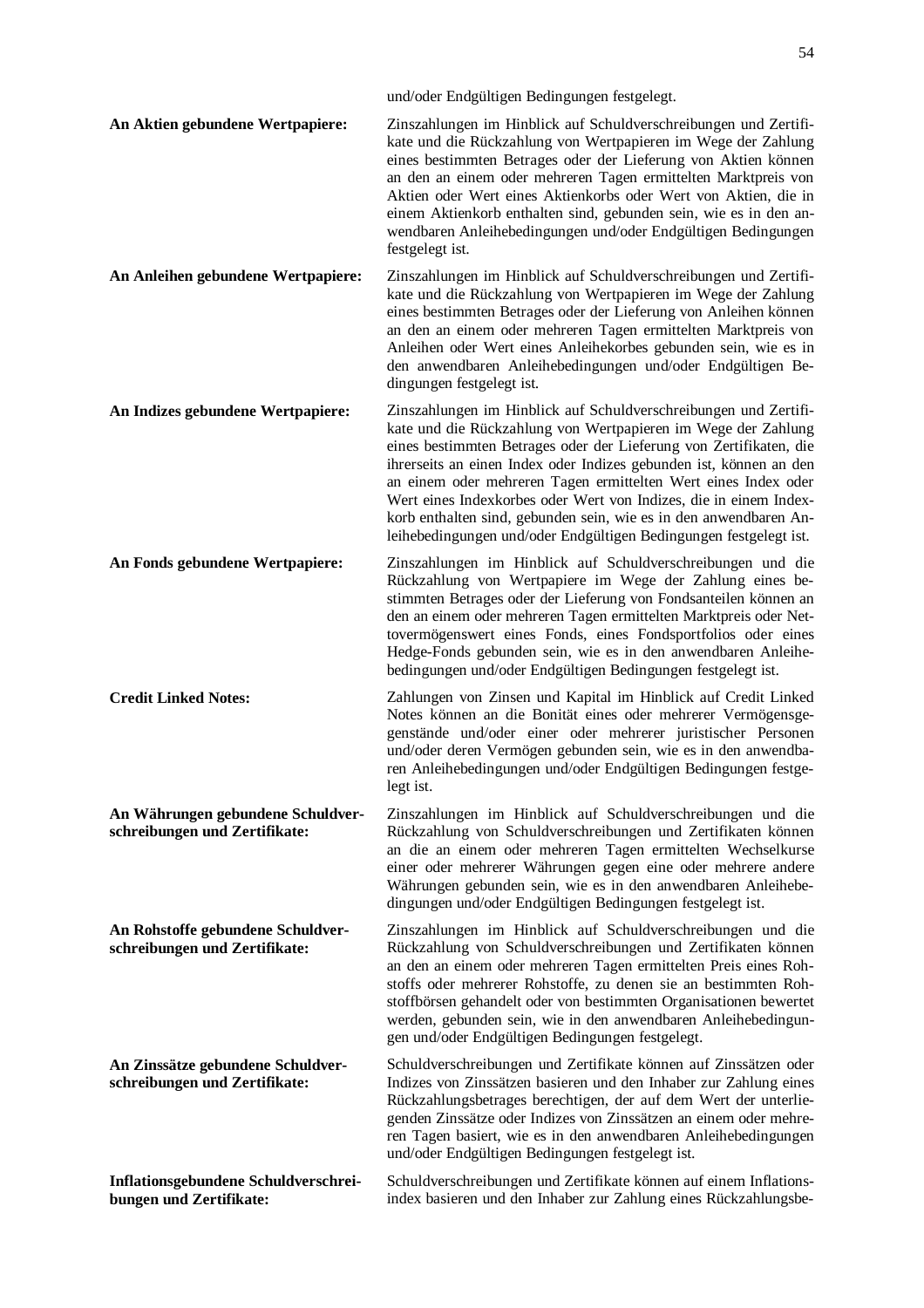und/oder Endgültigen Bedingungen festgelegt.

| | |
|---|---|
| **An Aktien gebundene Wertpapiere:** | Zinszahlungen im Hinblick auf Schuldverschreibungen und Zertifikate und die Rückzahlung von Wertpapieren im Wege der Zahlung eines bestimmten Betrages oder der Lieferung von Aktien können an den an einem oder mehreren Tagen ermittelten Marktpreis von Aktien oder Wert eines Aktienkorbs oder Wert von Aktien, die in einem Aktienkorb enthalten sind, gebunden sein, wie es in den anwendbaren Anleihebedingungen und/oder Endgültigen Bedingungen festgelegt ist. |
| **An Anleihen gebundene Wertpapiere:** | Zinszahlungen im Hinblick auf Schuldverschreibungen und Zertifikate und die Rückzahlung von Wertpapieren im Wege der Zahlung eines bestimmten Betrages oder der Lieferung von Anleihen können an den an einem oder mehreren Tagen ermittelten Marktpreis von Anleihen oder Wert eines Anleihekorbes gebunden sein, wie es in den anwendbaren Anleihebedingungen und/oder Endgültigen Bedingungen festgelegt ist. |
| **An Indizes gebundene Wertpapiere:** | Zinszahlungen im Hinblick auf Schuldverschreibungen und Zertifikate und die Rückzahlung von Wertpapieren im Wege der Zahlung eines bestimmten Betrages oder der Lieferung von Zertifikaten, die ihrerseits an einen Index oder Indizes gebunden ist, können an den an einem oder mehreren Tagen ermittelten Wert eines Index oder Wert eines Indexkorbes oder Wert von Indizes, die in einem Indexkorb enthalten sind, gebunden sein, wie es in den anwendbaren Anleihebedingungen und/oder Endgültigen Bedingungen festgelegt ist. |
| **An Fonds gebundene Wertpapiere:** | Zinszahlungen im Hinblick auf Schuldverschreibungen und die Rückzahlung von Wertpapiere im Wege der Zahlung eines bestimmten Betrages oder der Lieferung von Fondsanteilen können an den an einem oder mehreren Tagen ermittelten Marktpreis oder Nettovermögenswert eines Fonds, eines Fondsportfolios oder eines Hedge-Fonds gebunden sein, wie es in den anwendbaren Anleihebedingungen und/oder Endgültigen Bedingungen festgelegt ist. |
| **Credit Linked Notes:** | Zahlungen von Zinsen und Kapital im Hinblick auf Credit Linked Notes können an die Bonität eines oder mehrerer Vermögensgegenstände und/oder einer oder mehrerer juristischer Personen und/oder deren Vermögen gebunden sein, wie es in den anwendbaren Anleihebedingungen und/oder Endgültigen Bedingungen festgelegt ist. |
| **An Währungen gebundene Schuldverschreibungen und Zertifikate:** | Zinszahlungen im Hinblick auf Schuldverschreibungen und die Rückzahlung von Schuldverschreibungen und Zertifikaten können an die an einem oder mehreren Tagen ermittelten Wechselkurse einer oder mehrerer Währungen gegen eine oder mehrere andere Währungen gebunden sein, wie es in den anwendbaren Anleihebedingungen und/oder Endgültigen Bedingungen festgelegt ist. |
| **An Rohstoffe gebundene Schuldverschreibungen und Zertifikate:** | Zinszahlungen im Hinblick auf Schuldverschreibungen und die Rückzahlung von Schuldverschreibungen und Zertifikaten können an den an einem oder mehreren Tagen ermittelten Preis eines Rohstoffs oder mehrerer Rohstoffe, zu denen sie an bestimmten Rohstoffbörsen gehandelt oder von bestimmten Organisationen bewertet werden, gebunden sein, wie in den anwendbaren Anleihebedingungen und/oder Endgültigen Bedingungen festgelegt. |
| **An Zinssätze gebundene Schuldverschreibungen und Zertifikate:** | Schuldverschreibungen und Zertifikate können auf Zinssätzen oder Indizes von Zinssätzen basieren und den Inhaber zur Zahlung eines Rückzahlungsbetrages berechtigen, der auf dem Wert der unterliegenden Zinssätze oder Indizes von Zinssätzen an einem oder mehreren Tagen basiert, wie es in den anwendbaren Anleihebedingungen und/oder Endgültigen Bedingungen festgelegt ist. |
| **Inflationsgebundene Schuldverschreibungen und Zertifikate:** | Schuldverschreibungen und Zertifikate können auf einem Inflationsindex basieren und den Inhaber zur Zahlung eines Rückzahlungsbe- |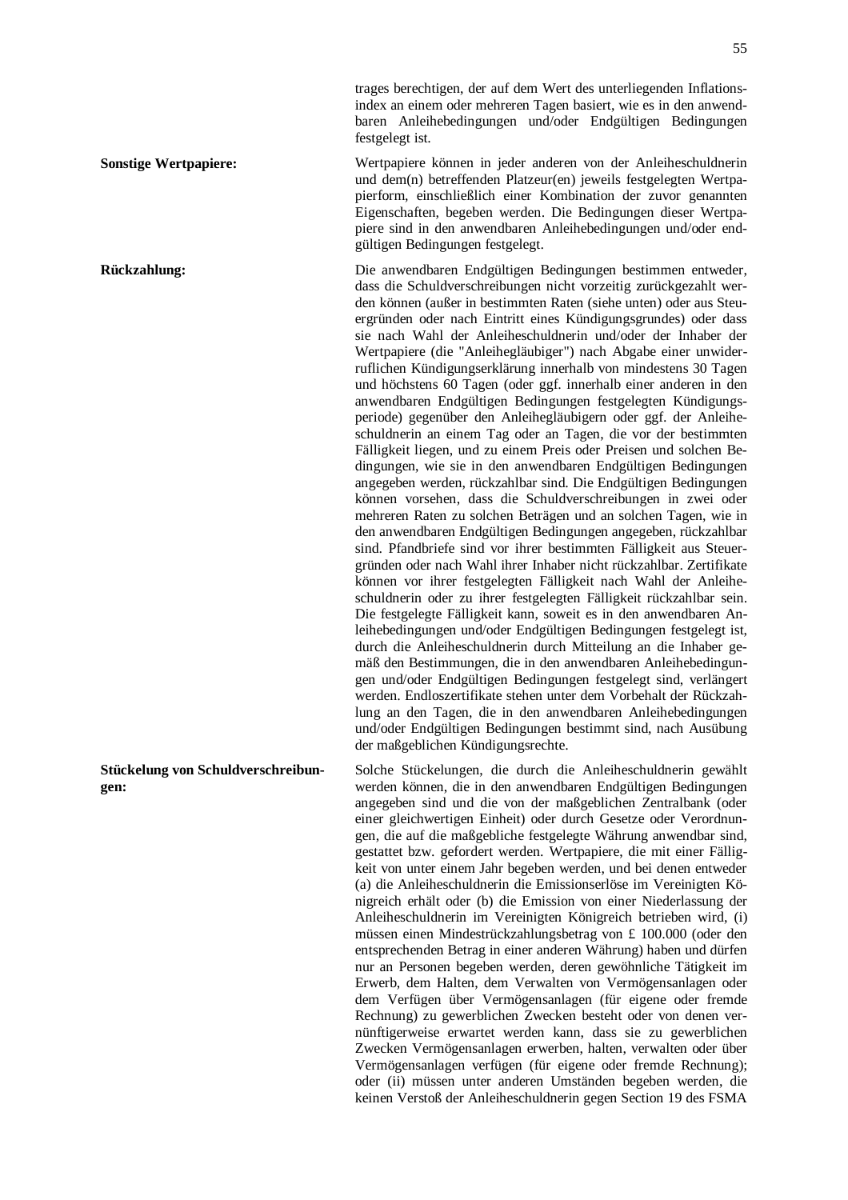trages berechtigen, der auf dem Wert des unterliegenden Inflationsindex an einem oder mehreren Tagen basiert, wie es in den anwendbaren Anleihebedingungen und/oder Endgültigen Bedingungen festgelegt ist.

**Sonstige Wertpapiere:**

Wertpapiere können in jeder anderen von der Anleiheschuldnerin und dem(n) betreffenden Platzeur(en) jeweils festgelegten Wertpapierform, einschließlich einer Kombination der zuvor genannten Eigenschaften, begeben werden. Die Bedingungen dieser Wertpapiere sind in den anwendbaren Anleihebedingungen und/oder endgültigen Bedingungen festgelegt.

**Rückzahlung:**

Die anwendbaren Endgültigen Bedingungen bestimmen entweder, dass die Schuldverschreibungen nicht vorzeitig zurückgezahlt werden können (außer in bestimmten Raten (siehe unten) oder aus Steuergründen oder nach Eintritt eines Kündigungsgrundes) oder dass sie nach Wahl der Anleiheschuldnerin und/oder der Inhaber der Wertpapiere (die "Anleihegläubiger") nach Abgabe einer unwiderruflichen Kündigungserklärung innerhalb von mindestens 30 Tagen und höchstens 60 Tagen (oder ggf. innerhalb einer anderen in den anwendbaren Endgültigen Bedingungen festgelegten Kündigungsperiode) gegenüber den Anleihegläubigern oder ggf. der Anleiheschuldnerin an einem Tag oder an Tagen, die vor der bestimmten Fälligkeit liegen, und zu einem Preis oder Preisen und solchen Bedingungen, wie sie in den anwendbaren Endgültigen Bedingungen angegeben werden, rückzahlbar sind. Die Endgültigen Bedingungen können vorsehen, dass die Schuldverschreibungen in zwei oder mehreren Raten zu solchen Beträgen und an solchen Tagen, wie in den anwendbaren Endgültigen Bedingungen angegeben, rückzahlbar sind. Pfandbriefe sind vor ihrer bestimmten Fälligkeit aus Steuergründen oder nach Wahl ihrer Inhaber nicht rückzahlbar. Zertifikate können vor ihrer festgelegten Fälligkeit nach Wahl der Anleiheschuldnerin oder zu ihrer festgelegten Fälligkeit rückzahlbar sein. Die festgelegte Fälligkeit kann, soweit es in den anwendbaren Anleihebedingungen und/oder Endgültigen Bedingungen festgelegt ist, durch die Anleiheschuldnerin durch Mitteilung an die Inhaber gemäß den Bestimmungen, die in den anwendbaren Anleihebedingungen und/oder Endgültigen Bedingungen festgelegt sind, verlängert werden. Endloszertifikate stehen unter dem Vorbehalt der Rückzahlung an den Tagen, die in den anwendbaren Anleihebedingungen und/oder Endgültigen Bedingungen bestimmt sind, nach Ausübung der maßgeblichen Kündigungsrechte.

**Stückelung von Schuldverschreibungen:**

Solche Stückelungen, die durch die Anleiheschuldnerin gewählt werden können, die in den anwendbaren Endgültigen Bedingungen angegeben sind und die von der maßgeblichen Zentralbank (oder einer gleichwertigen Einheit) oder durch Gesetze oder Verordnungen, die auf die maßgebliche festgelegte Währung anwendbar sind, gestattet bzw. gefordert werden. Wertpapiere, die mit einer Fälligkeit von unter einem Jahr begeben werden, und bei denen entweder (a) die Anleiheschuldnerin die Emissionserlöse im Vereinigten Königreich erhält oder (b) die Emission von einer Niederlassung der Anleiheschuldnerin im Vereinigten Königreich betrieben wird, (i) müssen einen Mindestrückzahlungsbetrag von £ 100.000 (oder den entsprechenden Betrag in einer anderen Währung) haben und dürfen nur an Personen begeben werden, deren gewöhnliche Tätigkeit im Erwerb, dem Halten, dem Verwalten von Vermögensanlagen oder dem Verfügen über Vermögensanlagen (für eigene oder fremde Rechnung) zu gewerblichen Zwecken besteht oder von denen vernünftigerweise erwartet werden kann, dass sie zu gewerblichen Zwecken Vermögensanlagen erwerben, halten, verwalten oder über Vermögensanlagen verfügen (für eigene oder fremde Rechnung); oder (ii) müssen unter anderen Umständen begeben werden, die keinen Verstoß der Anleiheschuldnerin gegen Section 19 des FSMA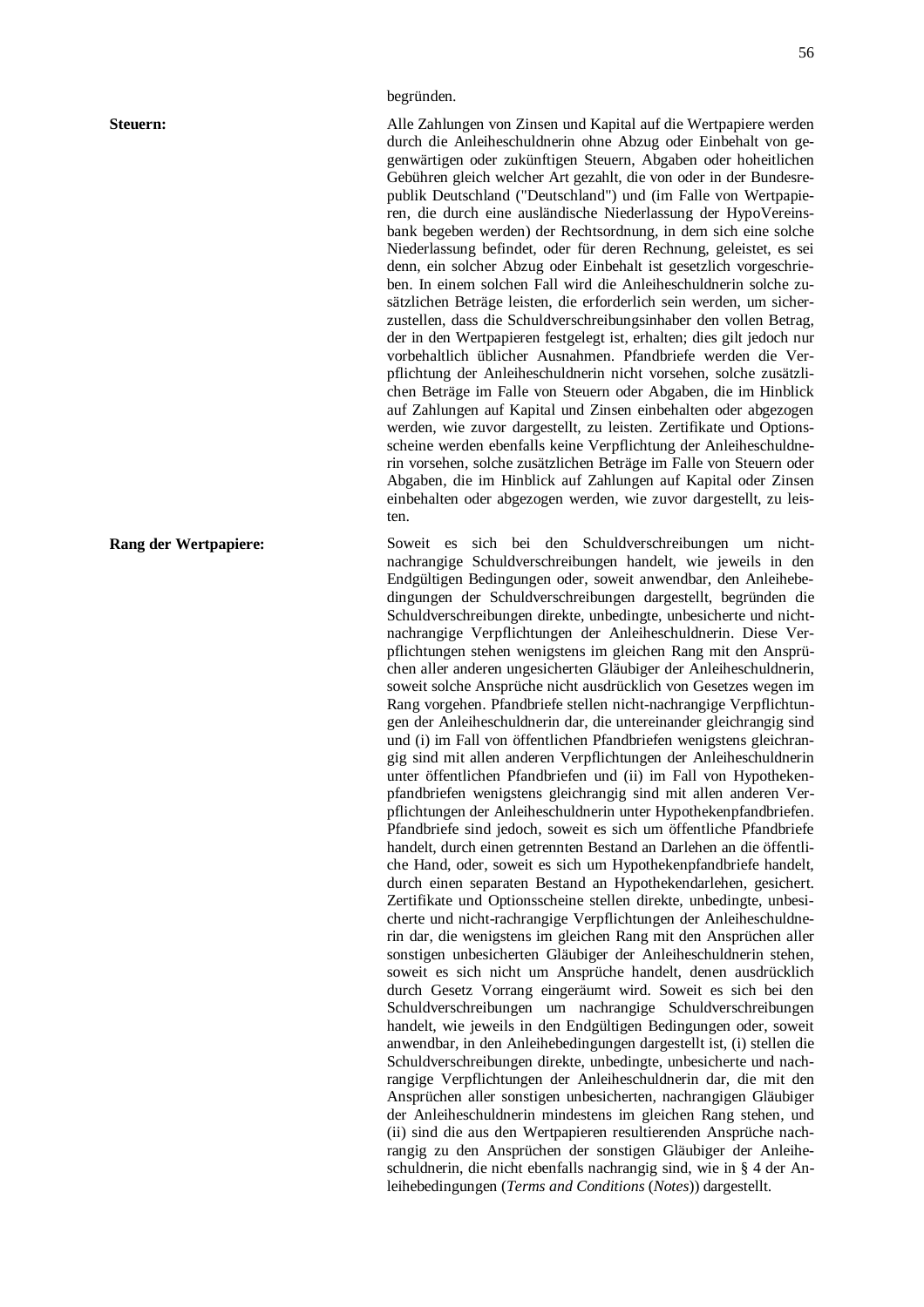begründen.

**Steuern:**

Alle Zahlungen von Zinsen und Kapital auf die Wertpapiere werden durch die Anleiheschuldnerin ohne Abzug oder Einbehalt von gegenwärtigen oder zukünftigen Steuern, Abgaben oder hoheitlichen Gebühren gleich welcher Art gezahlt, die von oder in der Bundesrepublik Deutschland ("Deutschland") und (im Falle von Wertpapieren, die durch eine ausländische Niederlassung der HypoVereinsbank begeben werden) der Rechtsordnung, in dem sich eine solche Niederlassung befindet, oder für deren Rechnung, geleistet, es sei denn, ein solcher Abzug oder Einbehalt ist gesetzlich vorgeschrieben. In einem solchen Fall wird die Anleiheschuldnerin solche zusätzlichen Beträge leisten, die erforderlich sein werden, um sicherzustellen, dass die Schuldverschreibungsinhaber den vollen Betrag, der in den Wertpapieren festgelegt ist, erhalten; dies gilt jedoch nur vorbehaltlich üblicher Ausnahmen. Pfandbriefe werden die Verpflichtung der Anleiheschuldnerin nicht vorsehen, solche zusätzlichen Beträge im Falle von Steuern oder Abgaben, die im Hinblick auf Zahlungen auf Kapital und Zinsen einbehalten oder abgezogen werden, wie zuvor dargestellt, zu leisten. Zertifikate und Optionsscheine werden ebenfalls keine Verpflichtung der Anleiheschuldnerin vorsehen, solche zusätzlichen Beträge im Falle von Steuern oder Abgaben, die im Hinblick auf Zahlungen auf Kapital oder Zinsen einbehalten oder abgezogen werden, wie zuvor dargestellt, zu leisten.

**Rang der Wertpapiere:**

Soweit es sich bei den Schuldverschreibungen um nicht-nachrangige Schuldverschreibungen handelt, wie jeweils in den Endgültigen Bedingungen oder, soweit anwendbar, den Anleihebedingungen der Schuldverschreibungen dargestellt, begründen die Schuldverschreibungen direkte, unbedingte, unbesicherte und nicht-nachrangige Verpflichtungen der Anleiheschuldnerin. Diese Verpflichtungen stehen wenigstens im gleichen Rang mit den Ansprüchen aller anderen ungesicherten Gläubiger der Anleiheschuldnerin, soweit solche Ansprüche nicht ausdrücklich von Gesetzes wegen im Rang vorgehen. Pfandbriefe stellen nicht-nachrangige Verpflichtungen der Anleiheschuldnerin dar, die untereinander gleichrangig sind und (i) im Fall von öffentlichen Pfandbriefen wenigstens gleichrangig sind mit allen anderen Verpflichtungen der Anleiheschuldnerin unter öffentlichen Pfandbriefen und (ii) im Fall von Hypothekenpfandbriefen wenigstens gleichrangig sind mit allen anderen Verpflichtungen der Anleiheschuldnerin unter Hypothekenpfandbriefen. Pfandbriefe sind jedoch, soweit es sich um öffentliche Pfandbriefe handelt, durch einen getrennten Bestand an Darlehen an die öffentliche Hand, oder, soweit es sich um Hypothekenpfandbriefe handelt, durch einen separaten Bestand an Hypothekendarlehen, gesichert. Zertifikate und Optionsscheine stellen direkte, unbedingte, unbesicherte und nicht-rachrangige Verpflichtungen der Anleiheschuldnerin dar, die wenigstens im gleichen Rang mit den Ansprüchen aller sonstigen unbesicherten Gläubiger der Anleiheschuldnerin stehen, soweit es sich nicht um Ansprüche handelt, denen ausdrücklich durch Gesetz Vorrang eingeräumt wird. Soweit es sich bei den Schuldverschreibungen um nachrangige Schuldverschreibungen handelt, wie jeweils in den Endgültigen Bedingungen oder, soweit anwendbar, in den Anleihebedingungen dargestellt ist, (i) stellen die Schuldverschreibungen direkte, unbedingte, unbesicherte und nachrangige Verpflichtungen der Anleiheschuldnerin dar, die mit den Ansprüchen aller sonstigen unbesicherten, nachrangigen Gläubiger der Anleiheschuldnerin mindestens im gleichen Rang stehen, und (ii) sind die aus den Wertpapieren resultierenden Ansprüche nachrangig zu den Ansprüchen der sonstigen Gläubiger der Anleiheschuldnerin, die nicht ebenfalls nachrangig sind, wie in § 4 der Anleihebedingungen (*Terms and Conditions* (*Notes*)) dargestellt.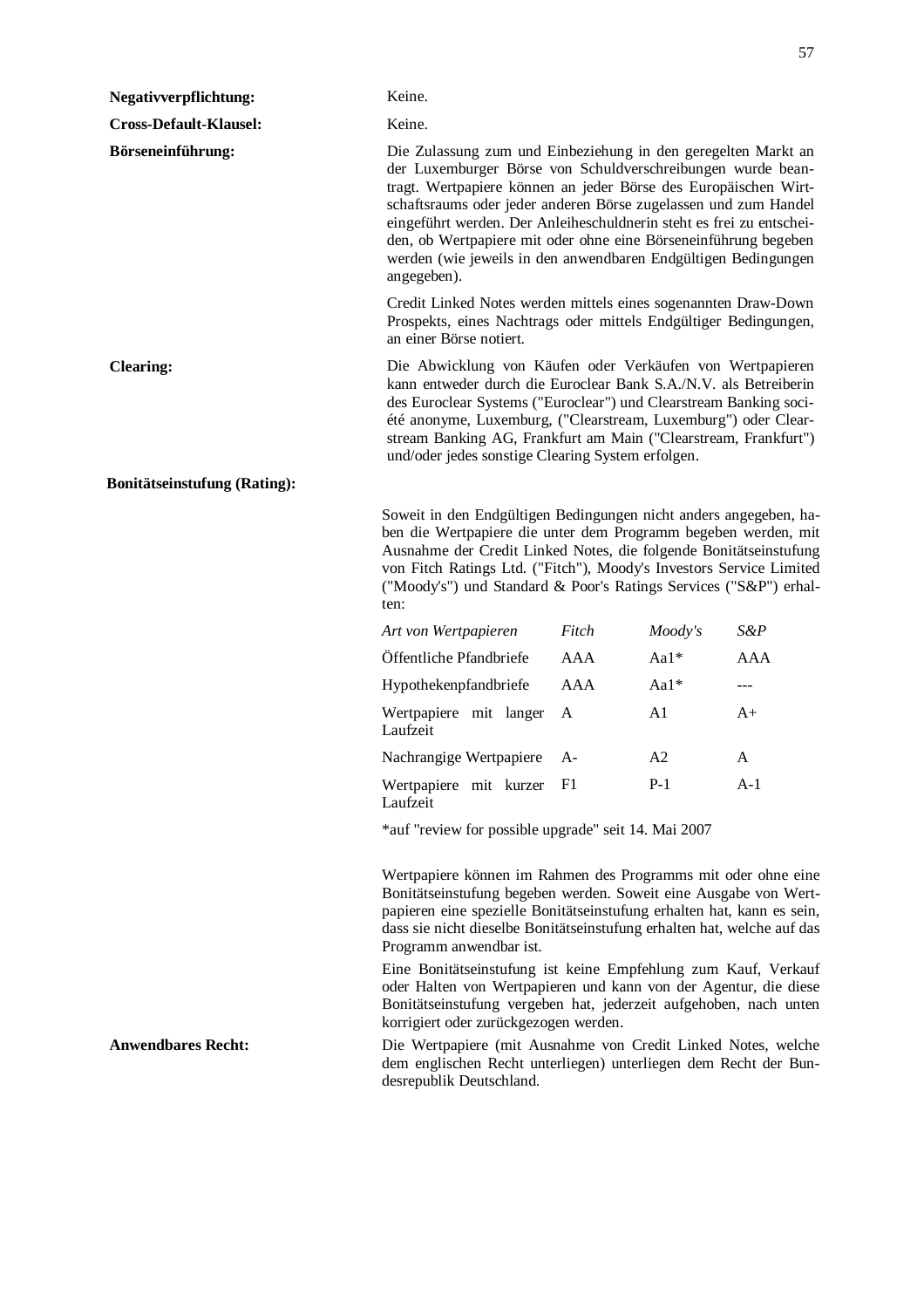**Negativverpflichtung:** Keine.

**Cross-Default-Klausel:** Keine.

**Börseneinführung:** Die Zulassung zum und Einbeziehung in den geregelten Markt an der Luxemburger Börse von Schuldverschreibungen wurde beantragt. Wertpapiere können an jeder Börse des Europäischen Wirtschaftsraums oder jeder anderen Börse zugelassen und zum Handel eingeführt werden. Der Anleiheschuldnerin steht es frei zu entscheiden, ob Wertpapiere mit oder ohne eine Börseneinführung begeben werden (wie jeweils in den anwendbaren Endgültigen Bedingungen angegeben).

Credit Linked Notes werden mittels eines sogenannten Draw-Down Prospekts, eines Nachtrags oder mittels Endgültiger Bedingungen, an einer Börse notiert.

**Clearing:** Die Abwicklung von Käufen oder Verkäufen von Wertpapieren kann entweder durch die Euroclear Bank S.A./N.V. als Betreiberin des Euroclear Systems ("Euroclear") und Clearstream Banking société anonyme, Luxemburg, ("Clearstream, Luxemburg") oder Clearstream Banking AG, Frankfurt am Main ("Clearstream, Frankfurt") und/oder jedes sonstige Clearing System erfolgen.

**Bonitätseinstufung (Rating):**

Soweit in den Endgültigen Bedingungen nicht anders angegeben, haben die Wertpapiere die unter dem Programm begeben werden, mit Ausnahme der Credit Linked Notes, die folgende Bonitätseinstufung von Fitch Ratings Ltd. ("Fitch"), Moody's Investors Service Limited ("Moody's") und Standard & Poor's Ratings Services ("S&P") erhalten:

| *Art von Wertpapieren* | *Fitch* | *Moody's* | *S&P* |
|---|---|---|---|
| Öffentliche Pfandbriefe | AAA | Aa1* | AAA |
| Hypothekenpfandbriefe | AAA | Aa1* | --- |
| Wertpapiere mit langer Laufzeit | A | A1 | A+ |
| Nachrangige Wertpapiere | A- | A2 | A |
| Wertpapiere mit kurzer Laufzeit | F1 | P-1 | A-1 |

*auf "review for possible upgrade" seit 14. Mai 2007

Wertpapiere können im Rahmen des Programms mit oder ohne eine Bonitätseinstufung begeben werden. Soweit eine Ausgabe von Wertpapieren eine spezielle Bonitätseinstufung erhalten hat, kann es sein, dass sie nicht dieselbe Bonitätseinstufung erhalten hat, welche auf das Programm anwendbar ist.

Eine Bonitätseinstufung ist keine Empfehlung zum Kauf, Verkauf oder Halten von Wertpapieren und kann von der Agentur, die diese Bonitätseinstufung vergeben hat, jederzeit aufgehoben, nach unten korrigiert oder zurückgezogen werden.

**Anwendbares Recht:** Die Wertpapiere (mit Ausnahme von Credit Linked Notes, welche dem englischen Recht unterliegen) unterliegen dem Recht der Bundesrepublik Deutschland.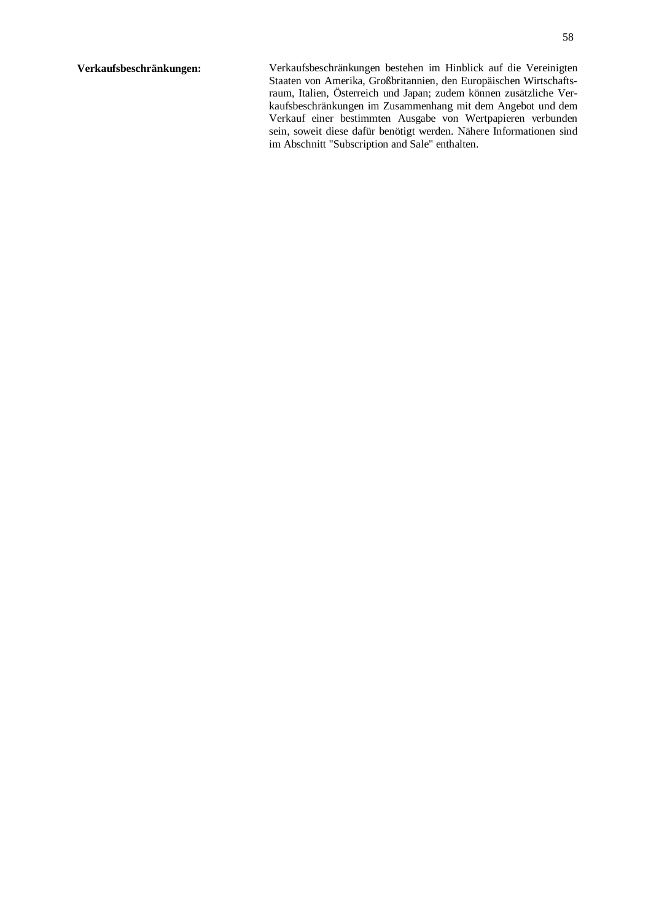| | |
|---|---|
| **Verkaufsbeschränkungen:** | Verkaufsbeschränkungen bestehen im Hinblick auf die Vereinigten Staaten von Amerika, Großbritannien, den Europäischen Wirtschaftsraum, Italien, Österreich und Japan; zudem können zusätzliche Verkaufsbeschränkungen im Zusammenhang mit dem Angebot und dem Verkauf einer bestimmten Ausgabe von Wertpapieren verbunden sein, soweit diese dafür benötigt werden. Nähere Informationen sind im Abschnitt "Subscription and Sale" enthalten. |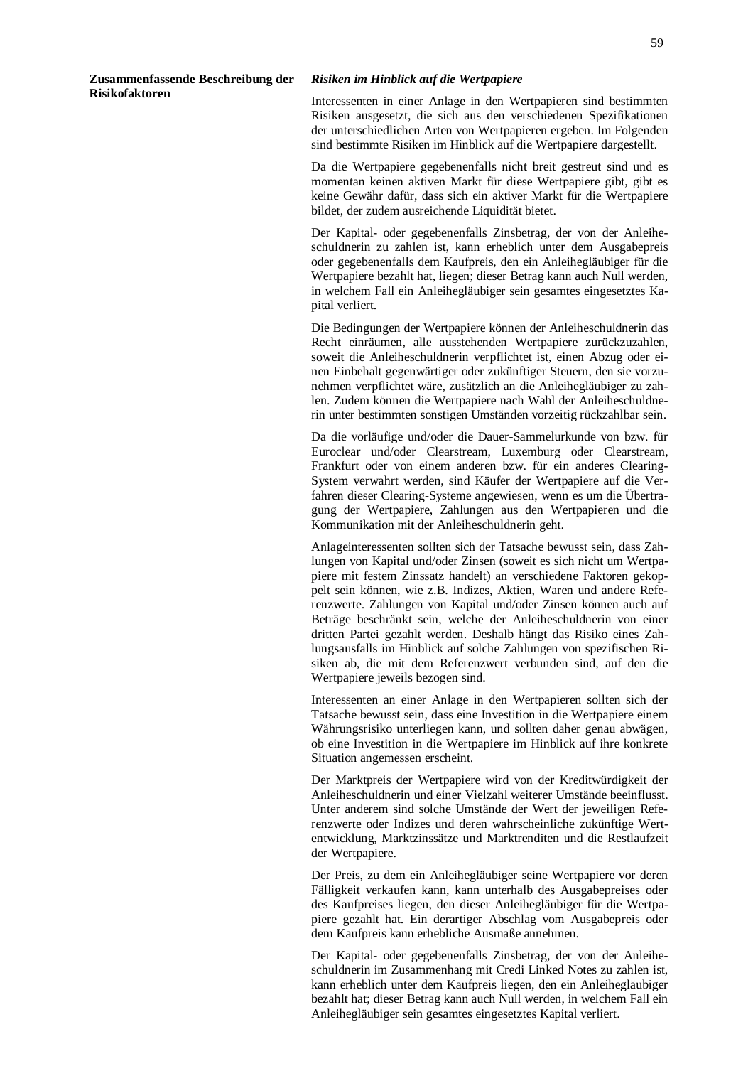**Zusammenfassende Beschreibung der Risikofaktoren**

***Risiken im Hinblick auf die Wertpapiere***

Interessenten in einer Anlage in den Wertpapieren sind bestimmten Risiken ausgesetzt, die sich aus den verschiedenen Spezifikationen der unterschiedlichen Arten von Wertpapieren ergeben. Im Folgenden sind bestimmte Risiken im Hinblick auf die Wertpapiere dargestellt.

Da die Wertpapiere gegebenenfalls nicht breit gestreut sind und es momentan keinen aktiven Markt für diese Wertpapiere gibt, gibt es keine Gewähr dafür, dass sich ein aktiver Markt für die Wertpapiere bildet, der zudem ausreichende Liquidität bietet.

Der Kapital- oder gegebenenfalls Zinsbetrag, der von der Anleiheschuldnerin zu zahlen ist, kann erheblich unter dem Ausgabepreis oder gegebenenfalls dem Kaufpreis, den ein Anleihegläubiger für die Wertpapiere bezahlt hat, liegen; dieser Betrag kann auch Null werden, in welchem Fall ein Anleihegläubiger sein gesamtes eingesetztes Kapital verliert.

Die Bedingungen der Wertpapiere können der Anleiheschuldnerin das Recht einräumen, alle ausstehenden Wertpapiere zurückzuzahlen, soweit die Anleiheschuldnerin verpflichtet ist, einen Abzug oder einen Einbehalt gegenwärtiger oder zukünftiger Steuern, den sie vorzunehmen verpflichtet wäre, zusätzlich an die Anleihegläubiger zu zahlen. Zudem können die Wertpapiere nach Wahl der Anleiheschuldnerin unter bestimmten sonstigen Umständen vorzeitig rückzahlbar sein.

Da die vorläufige und/oder die Dauer-Sammelurkunde von bzw. für Euroclear und/oder Clearstream, Luxemburg oder Clearstream, Frankfurt oder von einem anderen bzw. für ein anderes Clearing-System verwahrt werden, sind Käufer der Wertpapiere auf die Verfahren dieser Clearing-Systeme angewiesen, wenn es um die Übertragung der Wertpapiere, Zahlungen aus den Wertpapieren und die Kommunikation mit der Anleiheschuldnerin geht.

Anlageinteressenten sollten sich der Tatsache bewusst sein, dass Zahlungen von Kapital und/oder Zinsen (soweit es sich nicht um Wertpapiere mit festem Zinssatz handelt) an verschiedene Faktoren gekoppelt sein können, wie z.B. Indizes, Aktien, Waren und andere Referenzwerte. Zahlungen von Kapital und/oder Zinsen können auch auf Beträge beschränkt sein, welche der Anleiheschuldnerin von einer dritten Partei gezahlt werden. Deshalb hängt das Risiko eines Zahlungsausfalls im Hinblick auf solche Zahlungen von spezifischen Risiken ab, die mit dem Referenzwert verbunden sind, auf den die Wertpapiere jeweils bezogen sind.

Interessenten an einer Anlage in den Wertpapieren sollten sich der Tatsache bewusst sein, dass eine Investition in die Wertpapiere einem Währungsrisiko unterliegen kann, und sollten daher genau abwägen, ob eine Investition in die Wertpapiere im Hinblick auf ihre konkrete Situation angemessen erscheint.

Der Marktpreis der Wertpapiere wird von der Kreditwürdigkeit der Anleiheschuldnerin und einer Vielzahl weiterer Umstände beeinflusst. Unter anderem sind solche Umstände der Wert der jeweiligen Referenzwerte oder Indizes und deren wahrscheinliche zukünftige Wertentwicklung, Marktzinssätze und Marktrenditen und die Restlaufzeit der Wertpapiere.

Der Preis, zu dem ein Anleihegläubiger seine Wertpapiere vor deren Fälligkeit verkaufen kann, kann unterhalb des Ausgabepreises oder des Kaufpreises liegen, den dieser Anleihegläubiger für die Wertpapiere gezahlt hat. Ein derartiger Abschlag vom Ausgabepreis oder dem Kaufpreis kann erhebliche Ausmaße annehmen.

Der Kapital- oder gegebenenfalls Zinsbetrag, der von der Anleiheschuldnerin im Zusammenhang mit Credi Linked Notes zu zahlen ist, kann erheblich unter dem Kaufpreis liegen, den ein Anleihegläubiger bezahlt hat; dieser Betrag kann auch Null werden, in welchem Fall ein Anleihegläubiger sein gesamtes eingesetztes Kapital verliert.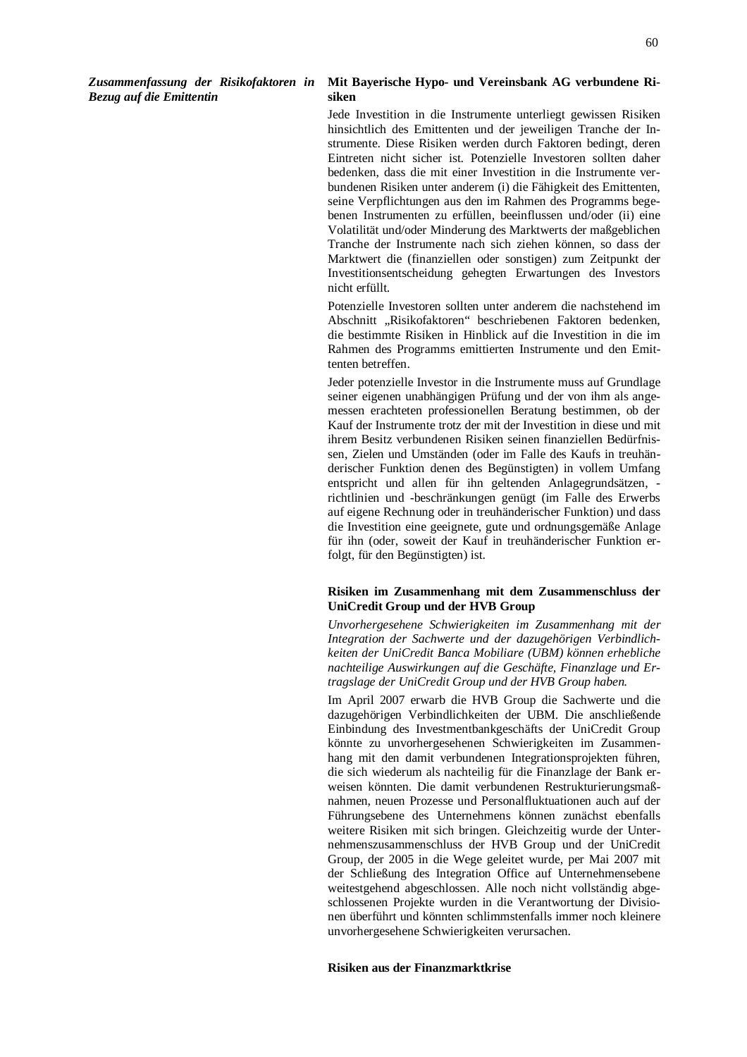***Zusammenfassung der Risikofaktoren in Bezug auf die Emittentin***

**Mit Bayerische Hypo- und Vereinsbank AG verbundene Risiken**

Jede Investition in die Instrumente unterliegt gewissen Risiken hinsichtlich des Emittenten und der jeweiligen Tranche der Instrumente. Diese Risiken werden durch Faktoren bedingt, deren Eintreten nicht sicher ist. Potenzielle Investoren sollten daher bedenken, dass die mit einer Investition in die Instrumente verbundenen Risiken unter anderem (i) die Fähigkeit des Emittenten, seine Verpflichtungen aus den im Rahmen des Programms begebenen Instrumenten zu erfüllen, beeinflussen und/oder (ii) eine Volatilität und/oder Minderung des Marktwerts der maßgeblichen Tranche der Instrumente nach sich ziehen können, so dass der Marktwert die (finanziellen oder sonstigen) zum Zeitpunkt der Investitionsentscheidung gehegten Erwartungen des Investors nicht erfüllt.

Potenzielle Investoren sollten unter anderem die nachstehend im Abschnitt „Risikofaktoren" beschriebenen Faktoren bedenken, die bestimmte Risiken in Hinblick auf die Investition in die im Rahmen des Programms emittierten Instrumente und den Emittenten betreffen.

Jeder potenzielle Investor in die Instrumente muss auf Grundlage seiner eigenen unabhängigen Prüfung und der von ihm als angemessen erachteten professionellen Beratung bestimmen, ob der Kauf der Instrumente trotz der mit der Investition in diese und mit ihrem Besitz verbundenen Risiken seinen finanziellen Bedürfnissen, Zielen und Umständen (oder im Falle des Kaufs in treuhänderischer Funktion denen des Begünstigten) in vollem Umfang entspricht und allen für ihn geltenden Anlagegrundsätzen, -richtlinien und -beschränkungen genügt (im Falle des Erwerbs auf eigene Rechnung oder in treuhänderischer Funktion) und dass die Investition eine geeignete, gute und ordnungsgemäße Anlage für ihn (oder, soweit der Kauf in treuhänderischer Funktion erfolgt, für den Begünstigten) ist.

**Risiken im Zusammenhang mit dem Zusammenschluss der UniCredit Group und der HVB Group**

*Unvorhergesehene Schwierigkeiten im Zusammenhang mit der Integration der Sachwerte und der dazugehörigen Verbindlichkeiten der UniCredit Banca Mobiliare (UBM) können erhebliche nachteilige Auswirkungen auf die Geschäfte, Finanzlage und Ertragslage der UniCredit Group und der HVB Group haben.*

Im April 2007 erwarb die HVB Group die Sachwerte und die dazugehörigen Verbindlichkeiten der UBM. Die anschließende Einbindung des Investmentbankgeschäfts der UniCredit Group könnte zu unvorhergesehenen Schwierigkeiten im Zusammenhang mit den damit verbundenen Integrationsprojekten führen, die sich wiederum als nachteilig für die Finanzlage der Bank erweisen könnten. Die damit verbundenen Restrukturierungsmaßnahmen, neuen Prozesse und Personalfluktuationen auch auf der Führungsebene des Unternehmens können zunächst ebenfalls weitere Risiken mit sich bringen. Gleichzeitig wurde der Unternehmenszusammenschluss der HVB Group und der UniCredit Group, der 2005 in die Wege geleitet wurde, per Mai 2007 mit der Schließung des Integration Office auf Unternehmensebene weitestgehend abgeschlossen. Alle noch nicht vollständig abgeschlossenen Projekte wurden in die Verantwortung der Divisionen überführt und könnten schlimmstenfalls immer noch kleinere unvorhergesehene Schwierigkeiten verursachen.

**Risiken aus der Finanzmarktkrise**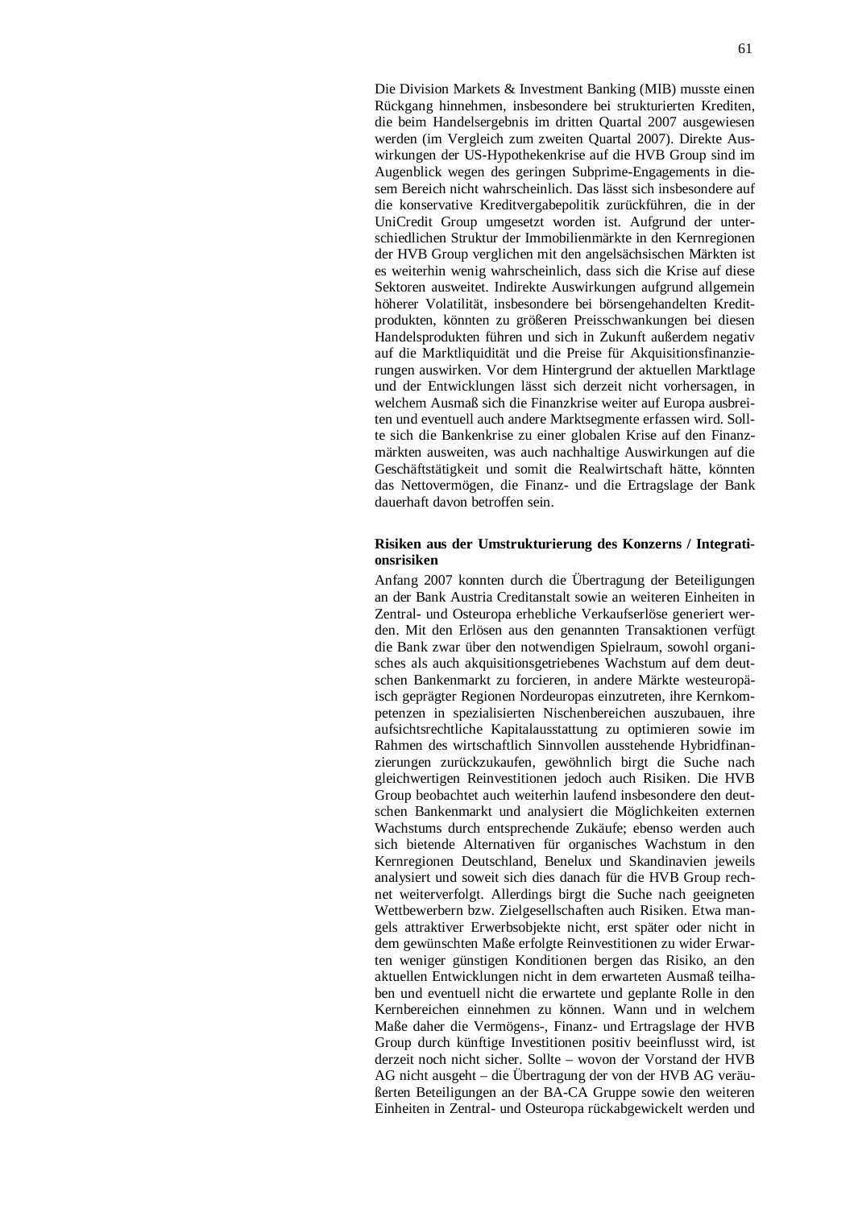Die Division Markets & Investment Banking (MIB) musste einen Rückgang hinnehmen, insbesondere bei strukturierten Krediten, die beim Handelsergebnis im dritten Quartal 2007 ausgewiesen werden (im Vergleich zum zweiten Quartal 2007). Direkte Auswirkungen der US-Hypothekenkrise auf die HVB Group sind im Augenblick wegen des geringen Subprime-Engagements in diesem Bereich nicht wahrscheinlich. Das lässt sich insbesondere auf die konservative Kreditvergabepolitik zurückführen, die in der UniCredit Group umgesetzt worden ist. Aufgrund der unterschiedlichen Struktur der Immobilienmärkte in den Kernregionen der HVB Group verglichen mit den angelsächsischen Märkten ist es weiterhin wenig wahrscheinlich, dass sich die Krise auf diese Sektoren ausweitet. Indirekte Auswirkungen aufgrund allgemein höherer Volatilität, insbesondere bei börsengehandelten Kreditprodukten, könnten zu größeren Preisschwankungen bei diesen Handelsprodukten führen und sich in Zukunft außerdem negativ auf die Marktliquidität und die Preise für Akquisitionsfinanzierungen auswirken. Vor dem Hintergrund der aktuellen Marktlage und der Entwicklungen lässt sich derzeit nicht vorhersagen, in welchem Ausmaß sich die Finanzkrise weiter auf Europa ausbreiten und eventuell auch andere Marktsegmente erfassen wird. Sollte sich die Bankenkrise zu einer globalen Krise auf den Finanzmärkten ausweiten, was auch nachhaltige Auswirkungen auf die Geschäftstätigkeit und somit die Realwirtschaft hätte, könnten das Nettovermögen, die Finanz- und die Ertragslage der Bank dauerhaft davon betroffen sein.

**Risiken aus der Umstrukturierung des Konzerns / Integrationsrisiken**

Anfang 2007 konnten durch die Übertragung der Beteiligungen an der Bank Austria Creditanstalt sowie an weiteren Einheiten in Zentral- und Osteuropa erhebliche Verkaufserlöse generiert werden. Mit den Erlösen aus den genannten Transaktionen verfügt die Bank zwar über den notwendigen Spielraum, sowohl organisches als auch akquisitionsgetriebenes Wachstum auf dem deutschen Bankenmarkt zu forcieren, in andere Märkte westeuropäisch geprägter Regionen Nordeuropas einzutreten, ihre Kernkompetenzen in spezialisierten Nischenbereichen auszubauen, ihre aufsichtsrechtliche Kapitalausstattung zu optimieren sowie im Rahmen des wirtschaftlich Sinnvollen ausstehende Hybridfinanzierungen zurückzukaufen, gewöhnlich birgt die Suche nach gleichwertigen Reinvestitionen jedoch auch Risiken. Die HVB Group beobachtet auch weiterhin laufend insbesondere den deutschen Bankenmarkt und analysiert die Möglichkeiten externen Wachstums durch entsprechende Zukäufe; ebenso werden auch sich bietende Alternativen für organisches Wachstum in den Kernregionen Deutschland, Benelux und Skandinavien jeweils analysiert und soweit sich dies danach für die HVB Group rechnet weiterverfolgt. Allerdings birgt die Suche nach geeigneten Wettbewerbern bzw. Zielgesellschaften auch Risiken. Etwa mangels attraktiver Erwerbsobjekte nicht, erst später oder nicht in dem gewünschten Maße erfolgte Reinvestitionen zu wider Erwarten weniger günstigen Konditionen bergen das Risiko, an den aktuellen Entwicklungen nicht in dem erwarteten Ausmaß teilhaben und eventuell nicht die erwartete und geplante Rolle in den Kernbereichen einnehmen zu können. Wann und in welchem Maße daher die Vermögens-, Finanz- und Ertragslage der HVB Group durch künftige Investitionen positiv beeinflusst wird, ist derzeit noch nicht sicher. Sollte – wovon der Vorstand der HVB AG nicht ausgeht – die Übertragung der von der HVB AG veräußerten Beteiligungen an der BA-CA Gruppe sowie den weiteren Einheiten in Zentral- und Osteuropa rückabgewickelt werden und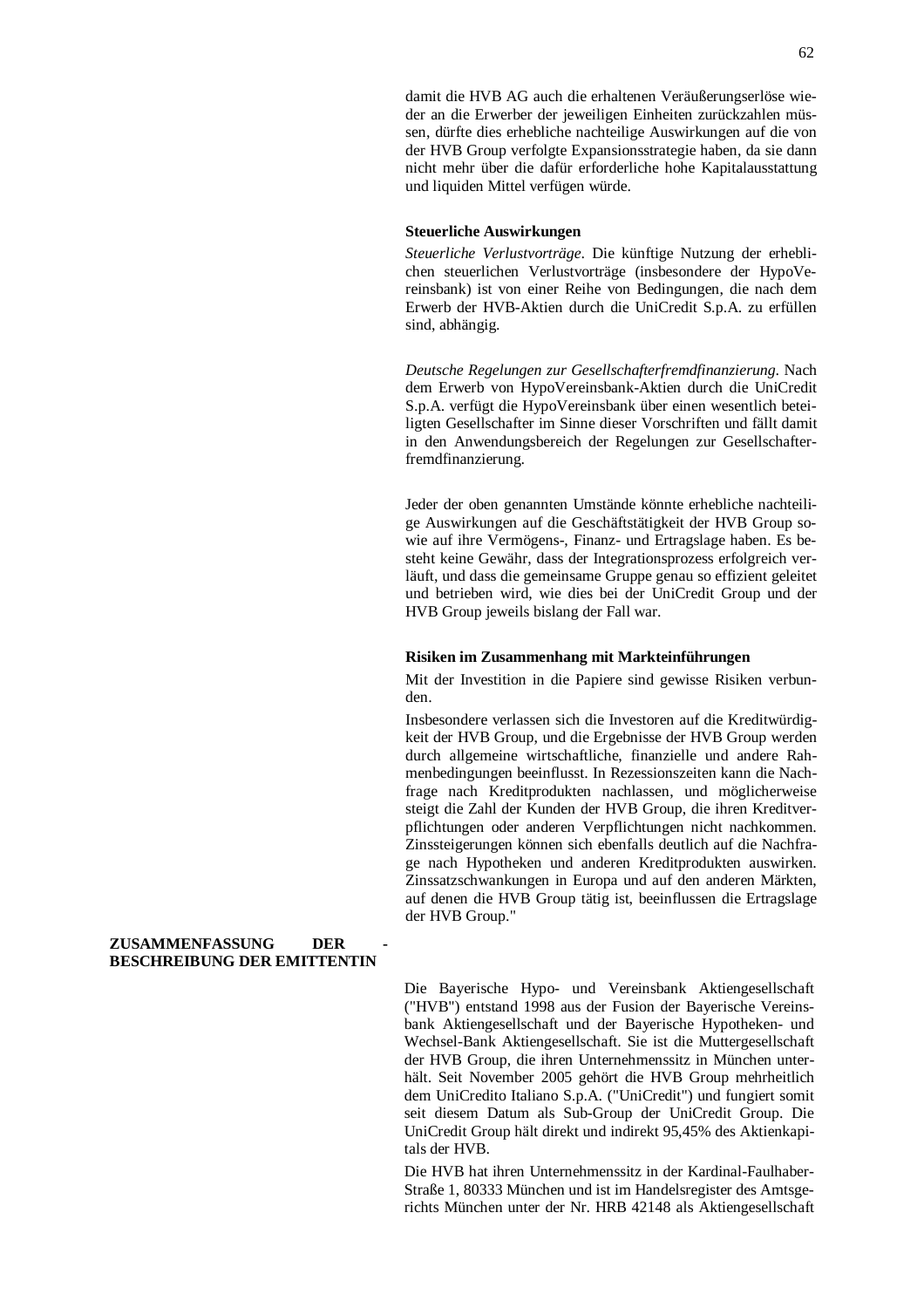damit die HVB AG auch die erhaltenen Veräußerungserlöse wieder an die Erwerber der jeweiligen Einheiten zurückzahlen müssen, dürfte dies erhebliche nachteilige Auswirkungen auf die von der HVB Group verfolgte Expansionsstrategie haben, da sie dann nicht mehr über die dafür erforderliche hohe Kapitalausstattung und liquiden Mittel verfügen würde.

**Steuerliche Auswirkungen**

*Steuerliche Verlustvorträge*. Die künftige Nutzung der erheblichen steuerlichen Verlustvorträge (insbesondere der HypoVereinsbank) ist von einer Reihe von Bedingungen, die nach dem Erwerb der HVB-Aktien durch die UniCredit S.p.A. zu erfüllen sind, abhängig.

*Deutsche Regelungen zur Gesellschafterfremdfinanzierung*. Nach dem Erwerb von HypoVereinsbank-Aktien durch die UniCredit S.p.A. verfügt die HypoVereinsbank über einen wesentlich beteiligten Gesellschafter im Sinne dieser Vorschriften und fällt damit in den Anwendungsbereich der Regelungen zur Gesellschafterfremdfinanzierung.

Jeder der oben genannten Umstände könnte erhebliche nachteilige Auswirkungen auf die Geschäftstätigkeit der HVB Group sowie auf ihre Vermögens-, Finanz- und Ertragslage haben. Es besteht keine Gewähr, dass der Integrationsprozess erfolgreich verläuft, und dass die gemeinsame Gruppe genau so effizient geleitet und betrieben wird, wie dies bei der UniCredit Group und der HVB Group jeweils bislang der Fall war.

**Risiken im Zusammenhang mit Markteinführungen**

Mit der Investition in die Papiere sind gewisse Risiken verbunden.

Insbesondere verlassen sich die Investoren auf die Kreditwürdigkeit der HVB Group, und die Ergebnisse der HVB Group werden durch allgemeine wirtschaftliche, finanzielle und andere Rahmenbedingungen beeinflusst. In Rezessionszeiten kann die Nachfrage nach Kreditprodukten nachlassen, und möglicherweise steigt die Zahl der Kunden der HVB Group, die ihren Kreditverpflichtungen oder anderen Verpflichtungen nicht nachkommen. Zinssteigerungen können sich ebenfalls deutlich auf die Nachfrage nach Hypotheken und anderen Kreditprodukten auswirken. Zinssatzschwankungen in Europa und auf den anderen Märkten, auf denen die HVB Group tätig ist, beeinflussen die Ertragslage der HVB Group."

**ZUSAMMENFASSUNG DER BESCHREIBUNG DER EMITTENTIN**

Die Bayerische Hypo- und Vereinsbank Aktiengesellschaft ("HVB") entstand 1998 aus der Fusion der Bayerische Vereinsbank Aktiengesellschaft und der Bayerische Hypotheken- und Wechsel-Bank Aktiengesellschaft. Sie ist die Muttergesellschaft der HVB Group, die ihren Unternehmenssitz in München unterhält. Seit November 2005 gehört die HVB Group mehrheitlich dem UniCredito Italiano S.p.A. ("UniCredit") und fungiert somit seit diesem Datum als Sub-Group der UniCredit Group. Die UniCredit Group hält direkt und indirekt 95,45% des Aktienkapitals der HVB.

Die HVB hat ihren Unternehmenssitz in der Kardinal-Faulhaber-Straße 1, 80333 München und ist im Handelsregister des Amtsgerichts München unter der Nr. HRB 42148 als Aktiengesellschaft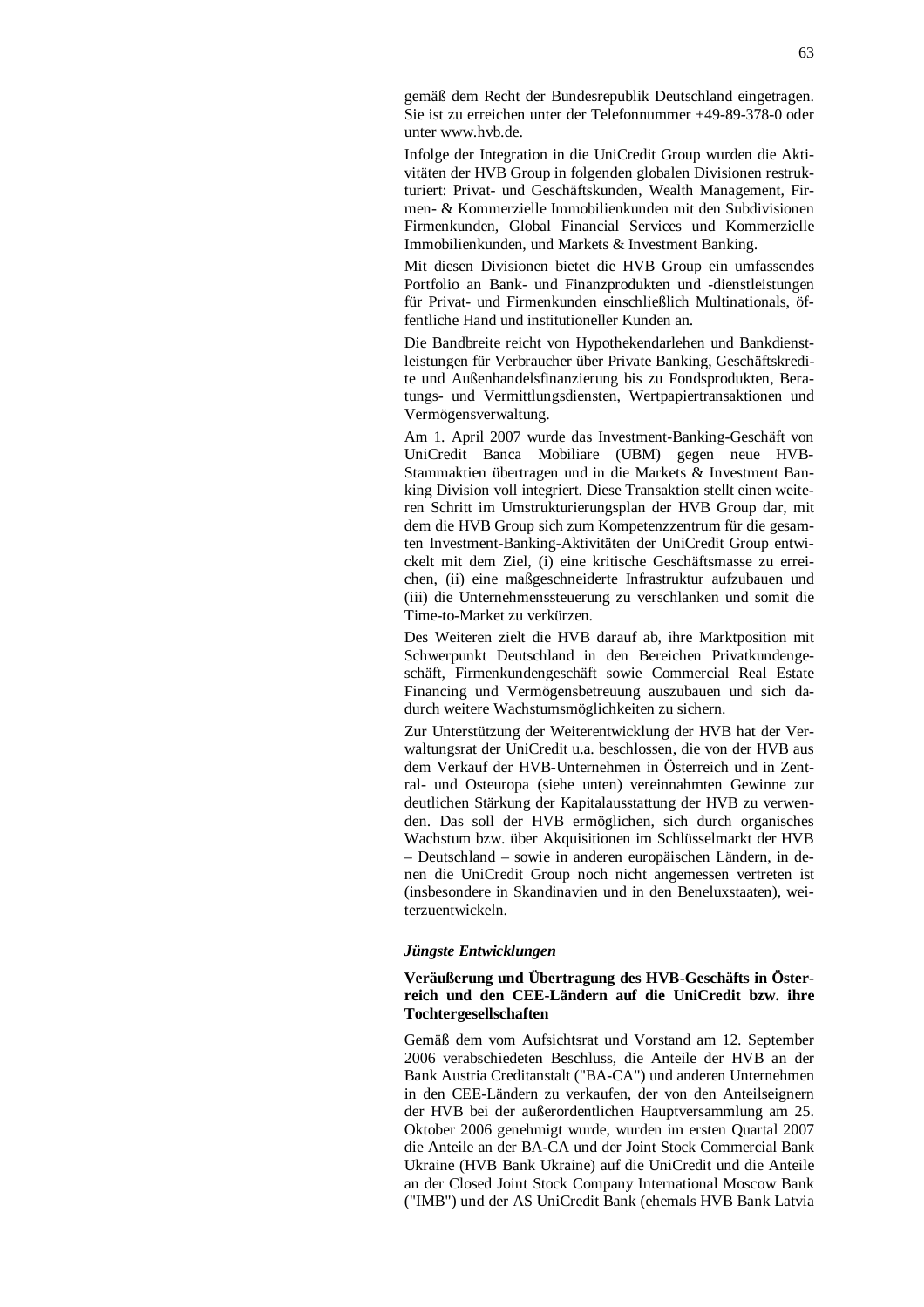gemäß dem Recht der Bundesrepublik Deutschland eingetragen. Sie ist zu erreichen unter der Telefonnummer +49-89-378-0 oder unter www.hvb.de.

Infolge der Integration in die UniCredit Group wurden die Aktivitäten der HVB Group in folgenden globalen Divisionen restrukturiert: Privat- und Geschäftskunden, Wealth Management, Firmen- & Kommerzielle Immobilienkunden mit den Subdivisionen Firmenkunden, Global Financial Services und Kommerzielle Immobilienkunden, und Markets & Investment Banking.

Mit diesen Divisionen bietet die HVB Group ein umfassendes Portfolio an Bank- und Finanzprodukten und -dienstleistungen für Privat- und Firmenkunden einschließlich Multinationals, öffentliche Hand und institutioneller Kunden an.

Die Bandbreite reicht von Hypothekendarlehen und Bankdienstleistungen für Verbraucher über Private Banking, Geschäftskredite und Außenhandelsfinanzierung bis zu Fondsprodukten, Beratungs- und Vermittlungsdiensten, Wertpapiertransaktionen und Vermögensverwaltung.

Am 1. April 2007 wurde das Investment-Banking-Geschäft von UniCredit Banca Mobiliare (UBM) gegen neue HVB-Stammaktien übertragen und in die Markets & Investment Banking Division voll integriert. Diese Transaktion stellt einen weiteren Schritt im Umstrukturierungsplan der HVB Group dar, mit dem die HVB Group sich zum Kompetenzzentrum für die gesamten Investment-Banking-Aktivitäten der UniCredit Group entwickelt mit dem Ziel, (i) eine kritische Geschäftsmasse zu erreichen, (ii) eine maßgeschneiderte Infrastruktur aufzubauen und (iii) die Unternehmenssteuerung zu verschlanken und somit die Time-to-Market zu verkürzen.

Des Weiteren zielt die HVB darauf ab, ihre Marktposition mit Schwerpunkt Deutschland in den Bereichen Privatkundengeschäft, Firmenkundengeschäft sowie Commercial Real Estate Financing und Vermögensbetreuung auszubauen und sich dadurch weitere Wachstumsmöglichkeiten zu sichern.

Zur Unterstützung der Weiterentwicklung der HVB hat der Verwaltungsrat der UniCredit u.a. beschlossen, die von der HVB aus dem Verkauf der HVB-Unternehmen in Österreich und in Zentral- und Osteuropa (siehe unten) vereinnahmten Gewinne zur deutlichen Stärkung der Kapitalausstattung der HVB zu verwenden. Das soll der HVB ermöglichen, sich durch organisches Wachstum bzw. über Akquisitionen im Schlüsselmarkt der HVB – Deutschland – sowie in anderen europäischen Ländern, in denen die UniCredit Group noch nicht angemessen vertreten ist (insbesondere in Skandinavien und in den Beneluxstaaten), weiterzuentwickeln.

***Jüngste Entwicklungen***

**Veräußerung und Übertragung des HVB-Geschäfts in Österreich und den CEE-Ländern auf die UniCredit bzw. ihre Tochtergesellschaften**

Gemäß dem vom Aufsichtsrat und Vorstand am 12. September 2006 verabschiedeten Beschluss, die Anteile der HVB an der Bank Austria Creditanstalt ("BA-CA") und anderen Unternehmen in den CEE-Ländern zu verkaufen, der von den Anteilseignern der HVB bei der außerordentlichen Hauptversammlung am 25. Oktober 2006 genehmigt wurde, wurden im ersten Quartal 2007 die Anteile an der BA-CA und der Joint Stock Commercial Bank Ukraine (HVB Bank Ukraine) auf die UniCredit und die Anteile an der Closed Joint Stock Company International Moscow Bank ("IMB") und der AS UniCredit Bank (ehemals HVB Bank Latvia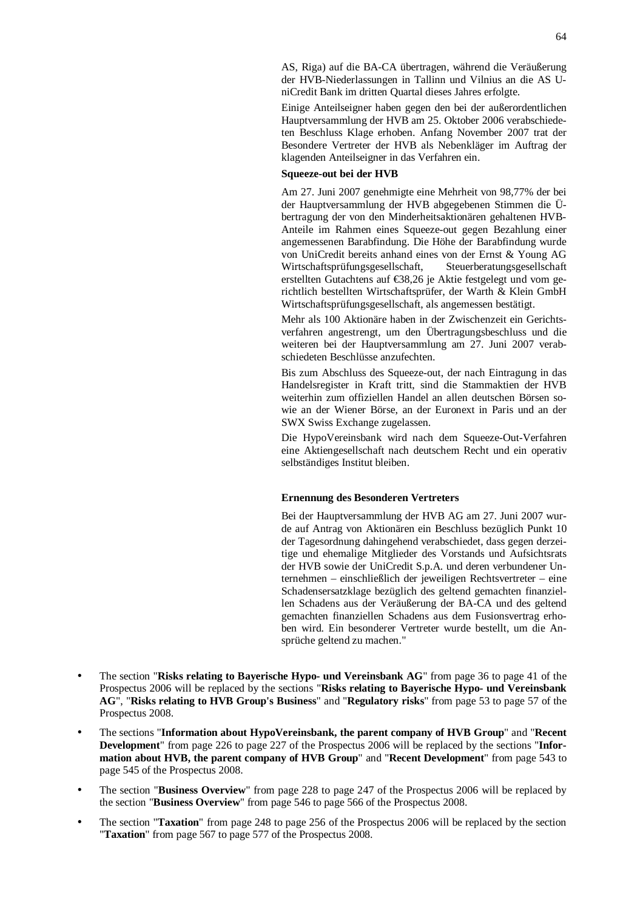AS, Riga) auf die BA-CA übertragen, während die Veräußerung der HVB-Niederlassungen in Tallinn und Vilnius an die AS UniCredit Bank im dritten Quartal dieses Jahres erfolgte.

Einige Anteilseigner haben gegen den bei der außerordentlichen Hauptversammlung der HVB am 25. Oktober 2006 verabschiedeten Beschluss Klage erhoben. Anfang November 2007 trat der Besondere Vertreter der HVB als Nebenkläger im Auftrag der klagenden Anteilseigner in das Verfahren ein.

**Squeeze-out bei der HVB**

Am 27. Juni 2007 genehmigte eine Mehrheit von 98,77% der bei der Hauptversammlung der HVB abgegebenen Stimmen die Übertragung der von den Minderheitsaktionären gehaltenen HVB-Anteile im Rahmen eines Squeeze-out gegen Bezahlung einer angemessenen Barabfindung. Die Höhe der Barabfindung wurde von UniCredit bereits anhand eines von der Ernst & Young AG Wirtschaftsprüfungsgesellschaft, Steuerberatungsgesellschaft erstellten Gutachtens auf €38,26 je Aktie festgelegt und vom gerichtlich bestellten Wirtschaftsprüfer, der Warth & Klein GmbH Wirtschaftsprüfungsgesellschaft, als angemessen bestätigt.

Mehr als 100 Aktionäre haben in der Zwischenzeit ein Gerichtsverfahren angestrengt, um den Übertragungsbeschluss und die weiteren bei der Hauptversammlung am 27. Juni 2007 verabschiedeten Beschlüsse anzufechten.

Bis zum Abschluss des Squeeze-out, der nach Eintragung in das Handelsregister in Kraft tritt, sind die Stammaktien der HVB weiterhin zum offiziellen Handel an allen deutschen Börsen sowie an der Wiener Börse, an der Euronext in Paris und an der SWX Swiss Exchange zugelassen.

Die HypoVereinsbank wird nach dem Squeeze-Out-Verfahren eine Aktiengesellschaft nach deutschem Recht und ein operativ selbständiges Institut bleiben.

**Ernennung des Besonderen Vertreters**

Bei der Hauptversammlung der HVB AG am 27. Juni 2007 wurde auf Antrag von Aktionären ein Beschluss bezüglich Punkt 10 der Tagesordnung dahingehend verabschiedet, dass gegen derzeitige und ehemalige Mitglieder des Vorstands und Aufsichtsrats der HVB sowie der UniCredit S.p.A. und deren verbundener Unternehmen – einschließlich der jeweiligen Rechtsvertreter – eine Schadensersatzklage bezüglich des geltend gemachten finanziellen Schadens aus der Veräußerung der BA-CA und des geltend gemachten finanziellen Schadens aus dem Fusionsvertrag erhoben wird. Ein besonderer Vertreter wurde bestellt, um die Ansprüche geltend zu machen."

- The section "**Risks relating to Bayerische Hypo- und Vereinsbank AG**" from page 36 to page 41 of the Prospectus 2006 will be replaced by the sections "**Risks relating to Bayerische Hypo- und Vereinsbank AG**", "**Risks relating to HVB Group's Business**" and "**Regulatory risks**" from page 53 to page 57 of the Prospectus 2008.
- The sections "**Information about HypoVereinsbank, the parent company of HVB Group**" and "**Recent Development**" from page 226 to page 227 of the Prospectus 2006 will be replaced by the sections "**Information about HVB, the parent company of HVB Group**" and "**Recent Development**" from page 543 to page 545 of the Prospectus 2008.
- The section "**Business Overview**" from page 228 to page 247 of the Prospectus 2006 will be replaced by the section "**Business Overview**" from page 546 to page 566 of the Prospectus 2008.
- The section "**Taxation**" from page 248 to page 256 of the Prospectus 2006 will be replaced by the section "**Taxation**" from page 567 to page 577 of the Prospectus 2008.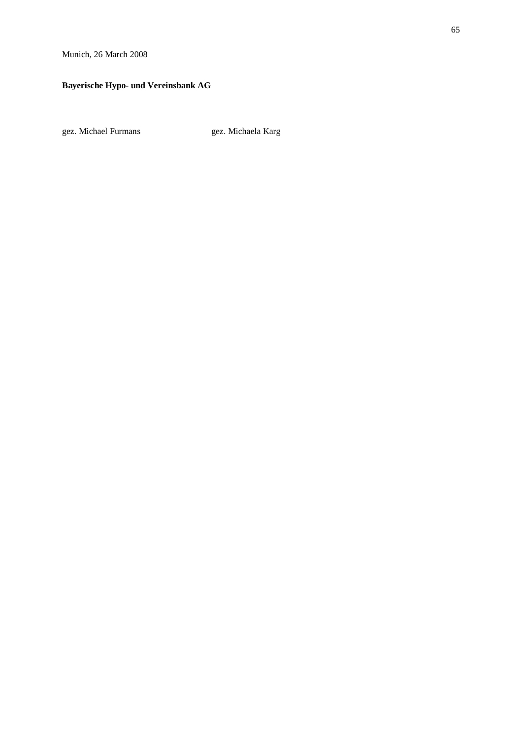Munich, 26 March 2008

**Bayerische Hypo- und Vereinsbank AG**

gez. Michael Furmans gez. Michaela Karg